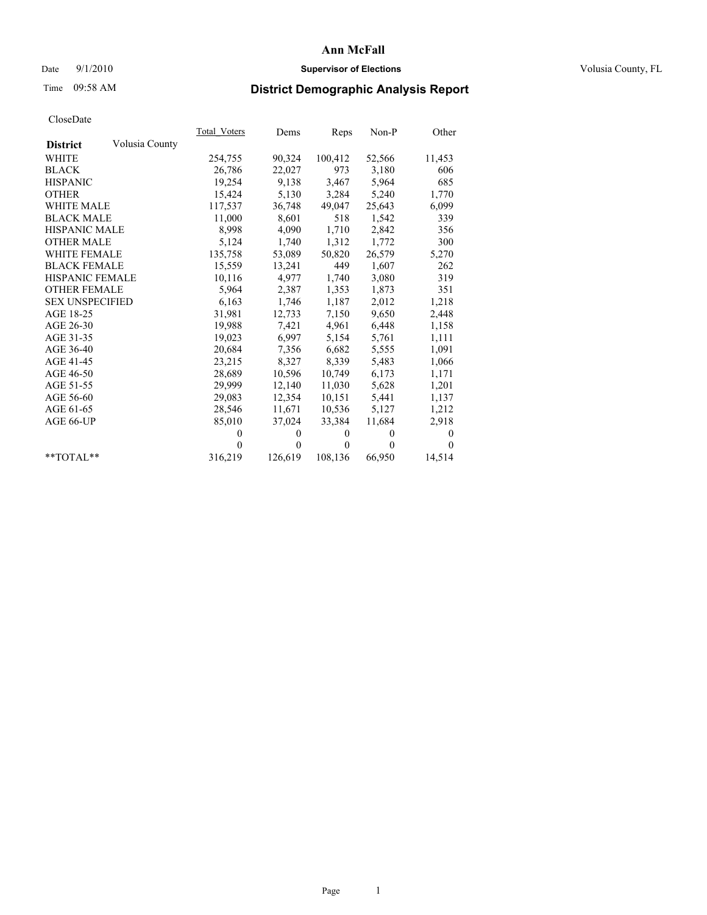# Ann McFall

Date 9/1/2010 **Supervisor of Elections** Volusia County, FL

Time 09:58 AM

## District Demographic Analysis Report

CloseDate

| District | Volusia County | Total_Voters | Dems | Reps | Non-P | Other |
|---|---|---|---|---|---|---|
| WHITE | | 254,755 | 90,324 | 100,412 | 52,566 | 11,453 |
| BLACK | | 26,786 | 22,027 | 973 | 3,180 | 606 |
| HISPANIC | | 19,254 | 9,138 | 3,467 | 5,964 | 685 |
| OTHER | | 15,424 | 5,130 | 3,284 | 5,240 | 1,770 |
| WHITE MALE | | 117,537 | 36,748 | 49,047 | 25,643 | 6,099 |
| BLACK MALE | | 11,000 | 8,601 | 518 | 1,542 | 339 |
| HISPANIC MALE | | 8,998 | 4,090 | 1,710 | 2,842 | 356 |
| OTHER MALE | | 5,124 | 1,740 | 1,312 | 1,772 | 300 |
| WHITE FEMALE | | 135,758 | 53,089 | 50,820 | 26,579 | 5,270 |
| BLACK FEMALE | | 15,559 | 13,241 | 449 | 1,607 | 262 |
| HISPANIC FEMALE | | 10,116 | 4,977 | 1,740 | 3,080 | 319 |
| OTHER FEMALE | | 5,964 | 2,387 | 1,353 | 1,873 | 351 |
| SEX UNSPECIFIED | | 6,163 | 1,746 | 1,187 | 2,012 | 1,218 |
| AGE 18-25 | | 31,981 | 12,733 | 7,150 | 9,650 | 2,448 |
| AGE 26-30 | | 19,988 | 7,421 | 4,961 | 6,448 | 1,158 |
| AGE 31-35 | | 19,023 | 6,997 | 5,154 | 5,761 | 1,111 |
| AGE 36-40 | | 20,684 | 7,356 | 6,682 | 5,555 | 1,091 |
| AGE 41-45 | | 23,215 | 8,327 | 8,339 | 5,483 | 1,066 |
| AGE 46-50 | | 28,689 | 10,596 | 10,749 | 6,173 | 1,171 |
| AGE 51-55 | | 29,999 | 12,140 | 11,030 | 5,628 | 1,201 |
| AGE 56-60 | | 29,083 | 12,354 | 10,151 | 5,441 | 1,137 |
| AGE 61-65 | | 28,546 | 11,671 | 10,536 | 5,127 | 1,212 |
| AGE 66-UP | | 85,010 | 37,024 | 33,384 | 11,684 | 2,918 |
| | | 0 | 0 | 0 | 0 | 0 |
| | | 0 | 0 | 0 | 0 | 0 |
| **TOTAL** | | 316,219 | 126,619 | 108,136 | 66,950 | 14,514 |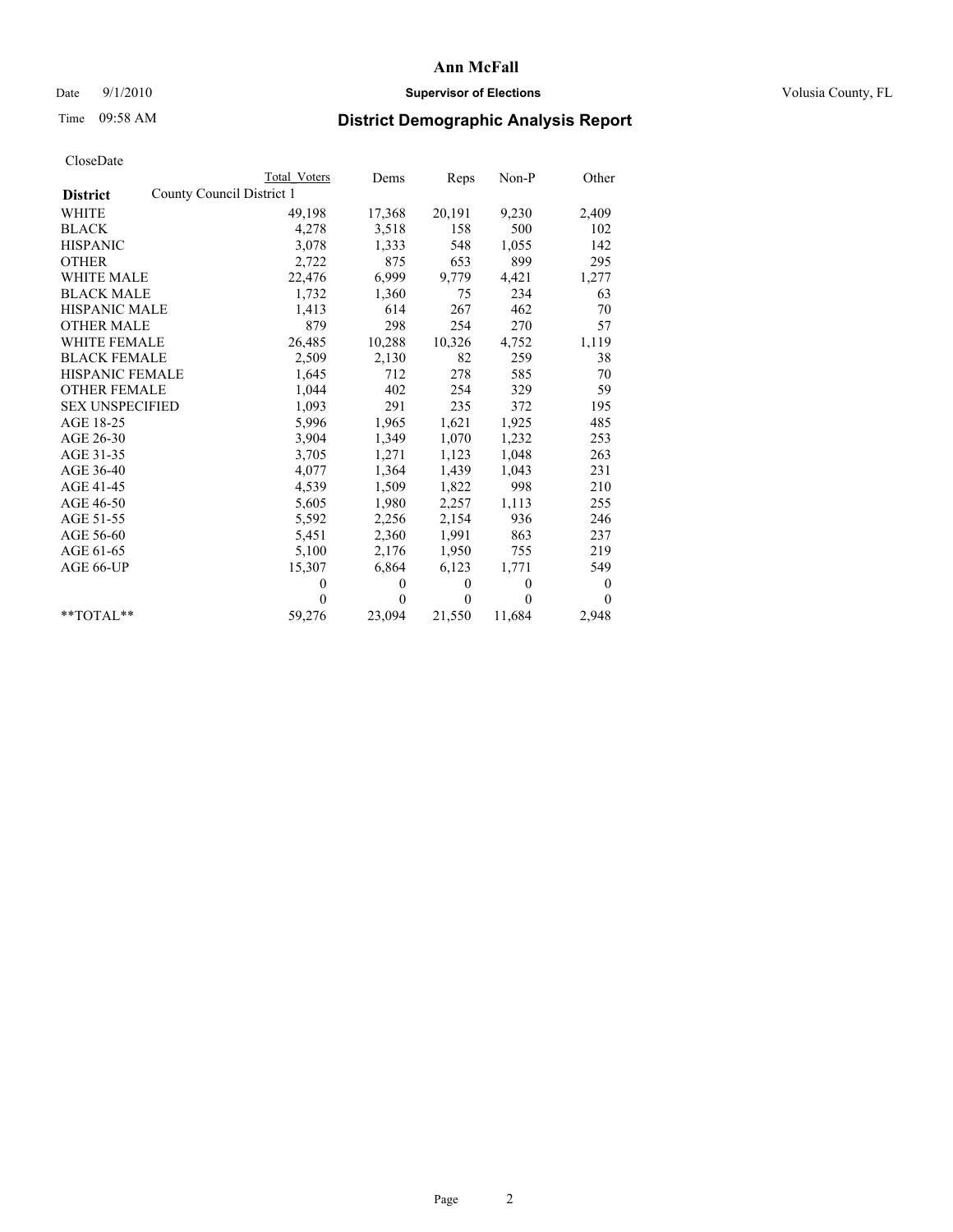# District Demographic Analysis Report

Ann McFall

Supervisor of Elections

Volusia County, FL

Date 9/1/2010

Time 09:58 AM

CloseDate

| District | County Council District 1 | Total Voters | Dems | Reps | Non-P | Other |
|---|---|---|---|---|---|---|
| WHITE | | 49,198 | 17,368 | 20,191 | 9,230 | 2,409 |
| BLACK | | 4,278 | 3,518 | 158 | 500 | 102 |
| HISPANIC | | 3,078 | 1,333 | 548 | 1,055 | 142 |
| OTHER | | 2,722 | 875 | 653 | 899 | 295 |
| WHITE MALE | | 22,476 | 6,999 | 9,779 | 4,421 | 1,277 |
| BLACK MALE | | 1,732 | 1,360 | 75 | 234 | 63 |
| HISPANIC MALE | | 1,413 | 614 | 267 | 462 | 70 |
| OTHER MALE | | 879 | 298 | 254 | 270 | 57 |
| WHITE FEMALE | | 26,485 | 10,288 | 10,326 | 4,752 | 1,119 |
| BLACK FEMALE | | 2,509 | 2,130 | 82 | 259 | 38 |
| HISPANIC FEMALE | | 1,645 | 712 | 278 | 585 | 70 |
| OTHER FEMALE | | 1,044 | 402 | 254 | 329 | 59 |
| SEX UNSPECIFIED | | 1,093 | 291 | 235 | 372 | 195 |
| AGE 18-25 | | 5,996 | 1,965 | 1,621 | 1,925 | 485 |
| AGE 26-30 | | 3,904 | 1,349 | 1,070 | 1,232 | 253 |
| AGE 31-35 | | 3,705 | 1,271 | 1,123 | 1,048 | 263 |
| AGE 36-40 | | 4,077 | 1,364 | 1,439 | 1,043 | 231 |
| AGE 41-45 | | 4,539 | 1,509 | 1,822 | 998 | 210 |
| AGE 46-50 | | 5,605 | 1,980 | 2,257 | 1,113 | 255 |
| AGE 51-55 | | 5,592 | 2,256 | 2,154 | 936 | 246 |
| AGE 56-60 | | 5,451 | 2,360 | 1,991 | 863 | 237 |
| AGE 61-65 | | 5,100 | 2,176 | 1,950 | 755 | 219 |
| AGE 66-UP | | 15,307 | 6,864 | 6,123 | 1,771 | 549 |
| | | 0 | 0 | 0 | 0 | 0 |
| | | 0 | 0 | 0 | 0 | 0 |
| **TOTAL** | | 59,276 | 23,094 | 21,550 | 11,684 | 2,948 |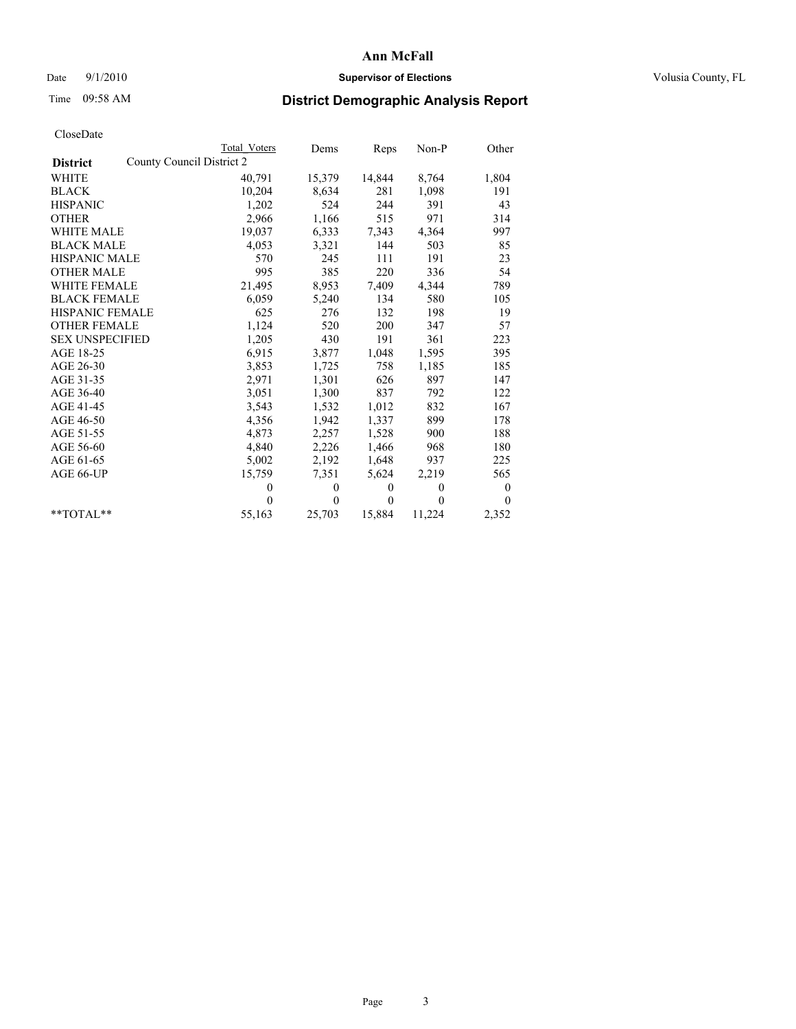# Ann McFall

Date 9/1/2010 **Supervisor of Elections** Volusia County, FL

Time 09:58 AM **District Demographic Analysis Report**

CloseDate

| District | Total Voters | Dems | Reps | Non-P | Other |
|---|---|---|---|---|---|
| County Council District 2 | | | | | |
| WHITE | 40,791 | 15,379 | 14,844 | 8,764 | 1,804 |
| BLACK | 10,204 | 8,634 | 281 | 1,098 | 191 |
| HISPANIC | 1,202 | 524 | 244 | 391 | 43 |
| OTHER | 2,966 | 1,166 | 515 | 971 | 314 |
| WHITE MALE | 19,037 | 6,333 | 7,343 | 4,364 | 997 |
| BLACK MALE | 4,053 | 3,321 | 144 | 503 | 85 |
| HISPANIC MALE | 570 | 245 | 111 | 191 | 23 |
| OTHER MALE | 995 | 385 | 220 | 336 | 54 |
| WHITE FEMALE | 21,495 | 8,953 | 7,409 | 4,344 | 789 |
| BLACK FEMALE | 6,059 | 5,240 | 134 | 580 | 105 |
| HISPANIC FEMALE | 625 | 276 | 132 | 198 | 19 |
| OTHER FEMALE | 1,124 | 520 | 200 | 347 | 57 |
| SEX UNSPECIFIED | 1,205 | 430 | 191 | 361 | 223 |
| AGE 18-25 | 6,915 | 3,877 | 1,048 | 1,595 | 395 |
| AGE 26-30 | 3,853 | 1,725 | 758 | 1,185 | 185 |
| AGE 31-35 | 2,971 | 1,301 | 626 | 897 | 147 |
| AGE 36-40 | 3,051 | 1,300 | 837 | 792 | 122 |
| AGE 41-45 | 3,543 | 1,532 | 1,012 | 832 | 167 |
| AGE 46-50 | 4,356 | 1,942 | 1,337 | 899 | 178 |
| AGE 51-55 | 4,873 | 2,257 | 1,528 | 900 | 188 |
| AGE 56-60 | 4,840 | 2,226 | 1,466 | 968 | 180 |
| AGE 61-65 | 5,002 | 2,192 | 1,648 | 937 | 225 |
| AGE 66-UP | 15,759 | 7,351 | 5,624 | 2,219 | 565 |
| | 0 | 0 | 0 | 0 | 0 |
| | 0 | 0 | 0 | 0 | 0 |
| **TOTAL** | 55,163 | 25,703 | 15,884 | 11,224 | 2,352 |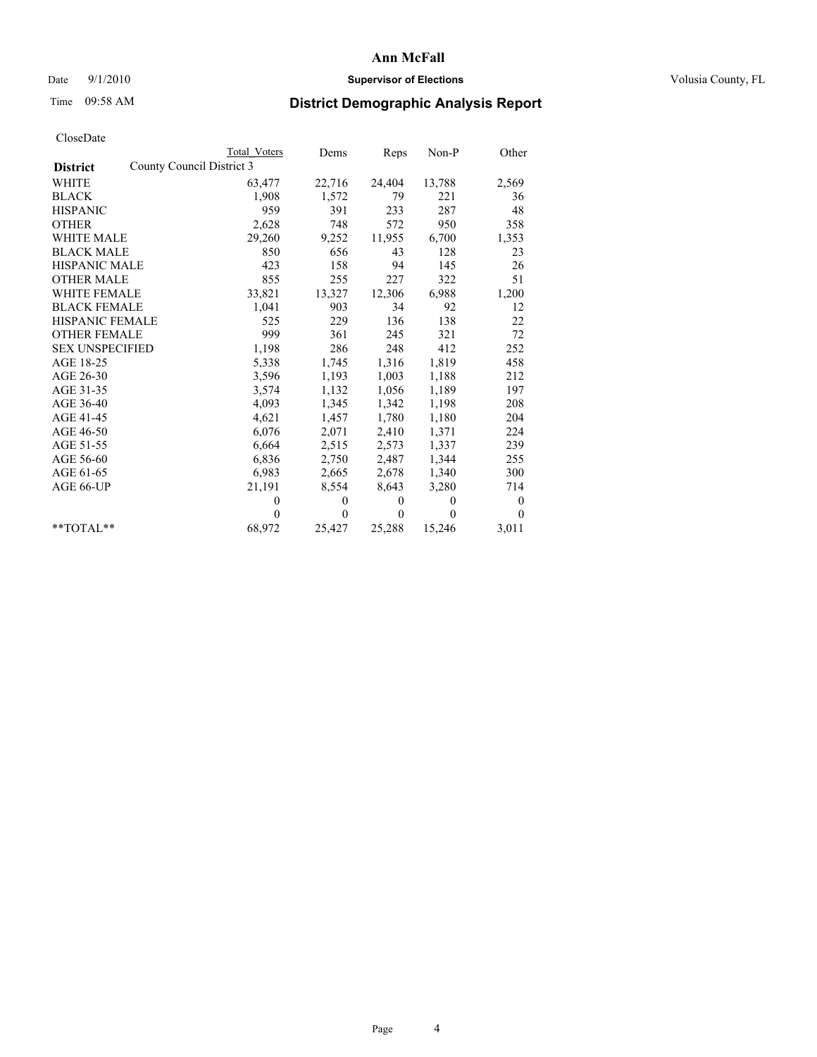# Ann McFall

Date 9/1/2010 **Supervisor of Elections** Volusia County, FL

Time 09:58 AM **District Demographic Analysis Report**

CloseDate

| District | Total Voters | Dems | Reps | Non-P | Other |
|---|---|---|---|---|---|
| County Council District 3 | | | | | |
| WHITE | 63,477 | 22,716 | 24,404 | 13,788 | 2,569 |
| BLACK | 1,908 | 1,572 | 79 | 221 | 36 |
| HISPANIC | 959 | 391 | 233 | 287 | 48 |
| OTHER | 2,628 | 748 | 572 | 950 | 358 |
| WHITE MALE | 29,260 | 9,252 | 11,955 | 6,700 | 1,353 |
| BLACK MALE | 850 | 656 | 43 | 128 | 23 |
| HISPANIC MALE | 423 | 158 | 94 | 145 | 26 |
| OTHER MALE | 855 | 255 | 227 | 322 | 51 |
| WHITE FEMALE | 33,821 | 13,327 | 12,306 | 6,988 | 1,200 |
| BLACK FEMALE | 1,041 | 903 | 34 | 92 | 12 |
| HISPANIC FEMALE | 525 | 229 | 136 | 138 | 22 |
| OTHER FEMALE | 999 | 361 | 245 | 321 | 72 |
| SEX UNSPECIFIED | 1,198 | 286 | 248 | 412 | 252 |
| AGE 18-25 | 5,338 | 1,745 | 1,316 | 1,819 | 458 |
| AGE 26-30 | 3,596 | 1,193 | 1,003 | 1,188 | 212 |
| AGE 31-35 | 3,574 | 1,132 | 1,056 | 1,189 | 197 |
| AGE 36-40 | 4,093 | 1,345 | 1,342 | 1,198 | 208 |
| AGE 41-45 | 4,621 | 1,457 | 1,780 | 1,180 | 204 |
| AGE 46-50 | 6,076 | 2,071 | 2,410 | 1,371 | 224 |
| AGE 51-55 | 6,664 | 2,515 | 2,573 | 1,337 | 239 |
| AGE 56-60 | 6,836 | 2,750 | 2,487 | 1,344 | 255 |
| AGE 61-65 | 6,983 | 2,665 | 2,678 | 1,340 | 300 |
| AGE 66-UP | 21,191 | 8,554 | 8,643 | 3,280 | 714 |
| | 0 | 0 | 0 | 0 | 0 |
| | 0 | 0 | 0 | 0 | 0 |
| **TOTAL** | 68,972 | 25,427 | 25,288 | 15,246 | 3,011 |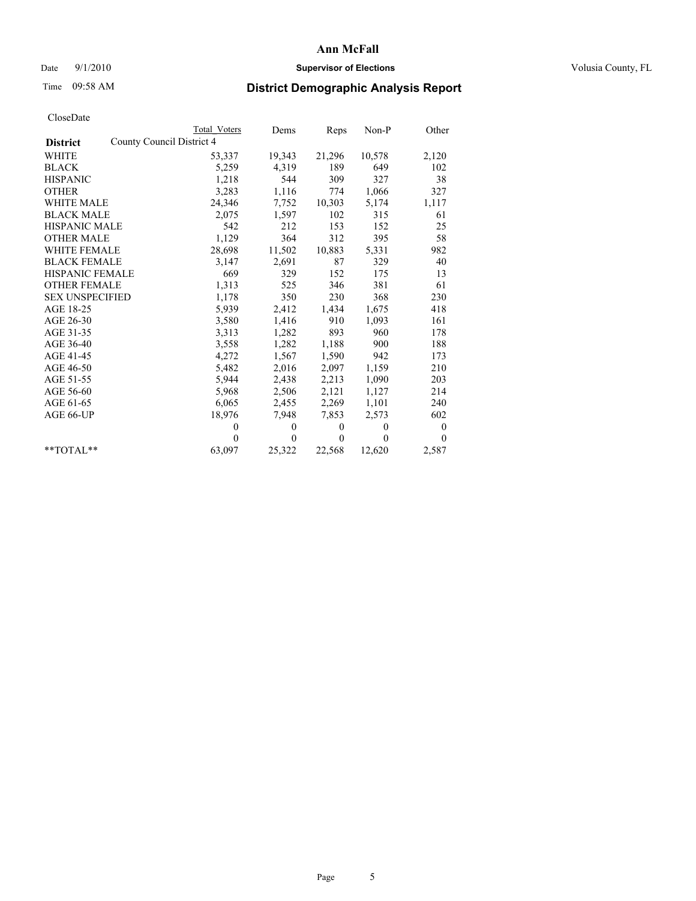# Ann McFall

Date 9/1/2010 **Supervisor of Elections** Volusia County, FL

Time 09:58 AM **District Demographic Analysis Report**

CloseDate

| **District** | Total Voters | Dems | Reps | Non-P | Other |
|---|---|---|---|---|---|
| County Council District 4 | | | | | |
| WHITE | 53,337 | 19,343 | 21,296 | 10,578 | 2,120 |
| BLACK | 5,259 | 4,319 | 189 | 649 | 102 |
| HISPANIC | 1,218 | 544 | 309 | 327 | 38 |
| OTHER | 3,283 | 1,116 | 774 | 1,066 | 327 |
| WHITE MALE | 24,346 | 7,752 | 10,303 | 5,174 | 1,117 |
| BLACK MALE | 2,075 | 1,597 | 102 | 315 | 61 |
| HISPANIC MALE | 542 | 212 | 153 | 152 | 25 |
| OTHER MALE | 1,129 | 364 | 312 | 395 | 58 |
| WHITE FEMALE | 28,698 | 11,502 | 10,883 | 5,331 | 982 |
| BLACK FEMALE | 3,147 | 2,691 | 87 | 329 | 40 |
| HISPANIC FEMALE | 669 | 329 | 152 | 175 | 13 |
| OTHER FEMALE | 1,313 | 525 | 346 | 381 | 61 |
| SEX UNSPECIFIED | 1,178 | 350 | 230 | 368 | 230 |
| AGE 18-25 | 5,939 | 2,412 | 1,434 | 1,675 | 418 |
| AGE 26-30 | 3,580 | 1,416 | 910 | 1,093 | 161 |
| AGE 31-35 | 3,313 | 1,282 | 893 | 960 | 178 |
| AGE 36-40 | 3,558 | 1,282 | 1,188 | 900 | 188 |
| AGE 41-45 | 4,272 | 1,567 | 1,590 | 942 | 173 |
| AGE 46-50 | 5,482 | 2,016 | 2,097 | 1,159 | 210 |
| AGE 51-55 | 5,944 | 2,438 | 2,213 | 1,090 | 203 |
| AGE 56-60 | 5,968 | 2,506 | 2,121 | 1,127 | 214 |
| AGE 61-65 | 6,065 | 2,455 | 2,269 | 1,101 | 240 |
| AGE 66-UP | 18,976 | 7,948 | 7,853 | 2,573 | 602 |
| | 0 | 0 | 0 | 0 | 0 |
| | 0 | 0 | 0 | 0 | 0 |
| **TOTAL** | 63,097 | 25,322 | 22,568 | 12,620 | 2,587 |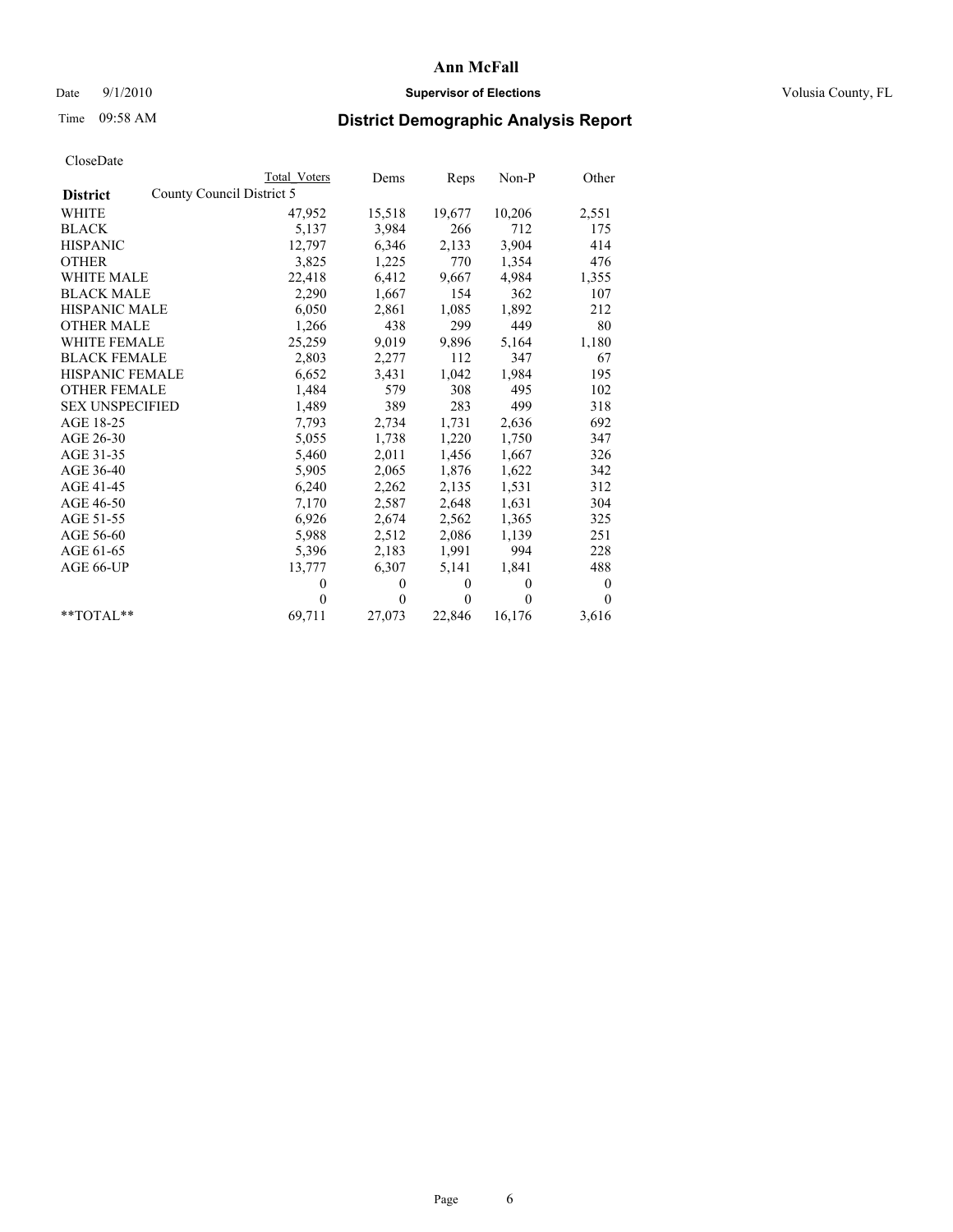# Ann McFall

Date 9/1/2010 **Supervisor of Elections** Volusia County, FL

Time 09:58 AM **District Demographic Analysis Report**

CloseDate

| | Total Voters | Dems | Reps | Non-P | Other |
|---|---|---|---|---|---|
| **District** County Council District 5 | | | | | |
| WHITE | 47,952 | 15,518 | 19,677 | 10,206 | 2,551 |
| BLACK | 5,137 | 3,984 | 266 | 712 | 175 |
| HISPANIC | 12,797 | 6,346 | 2,133 | 3,904 | 414 |
| OTHER | 3,825 | 1,225 | 770 | 1,354 | 476 |
| WHITE MALE | 22,418 | 6,412 | 9,667 | 4,984 | 1,355 |
| BLACK MALE | 2,290 | 1,667 | 154 | 362 | 107 |
| HISPANIC MALE | 6,050 | 2,861 | 1,085 | 1,892 | 212 |
| OTHER MALE | 1,266 | 438 | 299 | 449 | 80 |
| WHITE FEMALE | 25,259 | 9,019 | 9,896 | 5,164 | 1,180 |
| BLACK FEMALE | 2,803 | 2,277 | 112 | 347 | 67 |
| HISPANIC FEMALE | 6,652 | 3,431 | 1,042 | 1,984 | 195 |
| OTHER FEMALE | 1,484 | 579 | 308 | 495 | 102 |
| SEX UNSPECIFIED | 1,489 | 389 | 283 | 499 | 318 |
| AGE 18-25 | 7,793 | 2,734 | 1,731 | 2,636 | 692 |
| AGE 26-30 | 5,055 | 1,738 | 1,220 | 1,750 | 347 |
| AGE 31-35 | 5,460 | 2,011 | 1,456 | 1,667 | 326 |
| AGE 36-40 | 5,905 | 2,065 | 1,876 | 1,622 | 342 |
| AGE 41-45 | 6,240 | 2,262 | 2,135 | 1,531 | 312 |
| AGE 46-50 | 7,170 | 2,587 | 2,648 | 1,631 | 304 |
| AGE 51-55 | 6,926 | 2,674 | 2,562 | 1,365 | 325 |
| AGE 56-60 | 5,988 | 2,512 | 2,086 | 1,139 | 251 |
| AGE 61-65 | 5,396 | 2,183 | 1,991 | 994 | 228 |
| AGE 66-UP | 13,777 | 6,307 | 5,141 | 1,841 | 488 |
| | 0 | 0 | 0 | 0 | 0 |
| | 0 | 0 | 0 | 0 | 0 |
| **TOTAL** | 69,711 | 27,073 | 22,846 | 16,176 | 3,616 |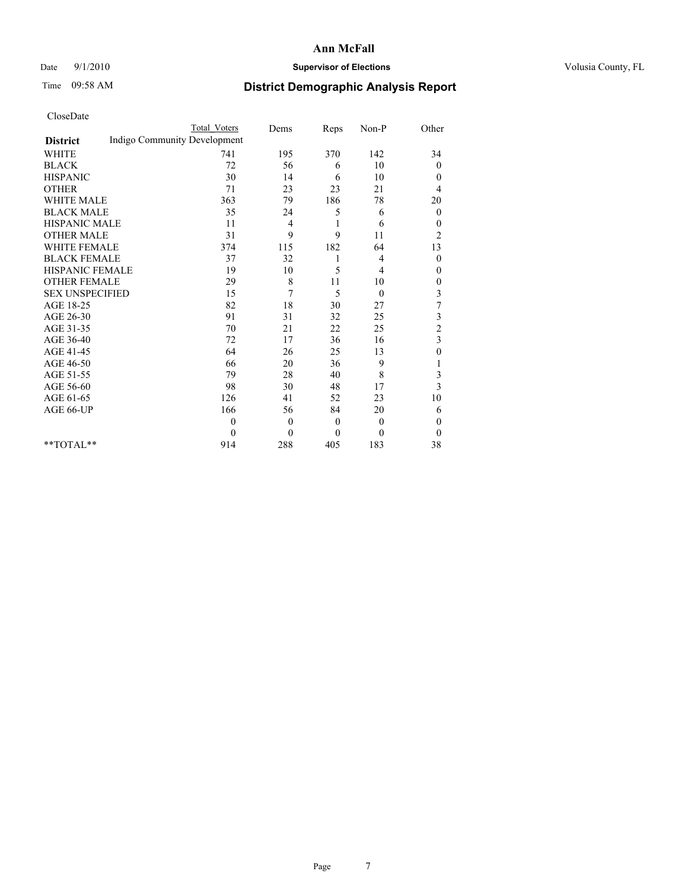# Ann McFall

Date 9/1/2010 **Supervisor of Elections** Volusia County, FL

Time 09:58 AM **District Demographic Analysis Report**

CloseDate

| **District** | Indigo Community Development Total Voters | Dems | Reps | Non-P | Other |
|---|---|---|---|---|---|
| WHITE | 741 | 195 | 370 | 142 | 34 |
| BLACK | 72 | 56 | 6 | 10 | 0 |
| HISPANIC | 30 | 14 | 6 | 10 | 0 |
| OTHER | 71 | 23 | 23 | 21 | 4 |
| WHITE MALE | 363 | 79 | 186 | 78 | 20 |
| BLACK MALE | 35 | 24 | 5 | 6 | 0 |
| HISPANIC MALE | 11 | 4 | 1 | 6 | 0 |
| OTHER MALE | 31 | 9 | 9 | 11 | 2 |
| WHITE FEMALE | 374 | 115 | 182 | 64 | 13 |
| BLACK FEMALE | 37 | 32 | 1 | 4 | 0 |
| HISPANIC FEMALE | 19 | 10 | 5 | 4 | 0 |
| OTHER FEMALE | 29 | 8 | 11 | 10 | 0 |
| SEX UNSPECIFIED | 15 | 7 | 5 | 0 | 3 |
| AGE 18-25 | 82 | 18 | 30 | 27 | 7 |
| AGE 26-30 | 91 | 31 | 32 | 25 | 3 |
| AGE 31-35 | 70 | 21 | 22 | 25 | 2 |
| AGE 36-40 | 72 | 17 | 36 | 16 | 3 |
| AGE 41-45 | 64 | 26 | 25 | 13 | 0 |
| AGE 46-50 | 66 | 20 | 36 | 9 | 1 |
| AGE 51-55 | 79 | 28 | 40 | 8 | 3 |
| AGE 56-60 | 98 | 30 | 48 | 17 | 3 |
| AGE 61-65 | 126 | 41 | 52 | 23 | 10 |
| AGE 66-UP | 166 | 56 | 84 | 20 | 6 |
| | 0 | 0 | 0 | 0 | 0 |
| | 0 | 0 | 0 | 0 | 0 |
| **TOTAL** | 914 | 288 | 405 | 183 | 38 |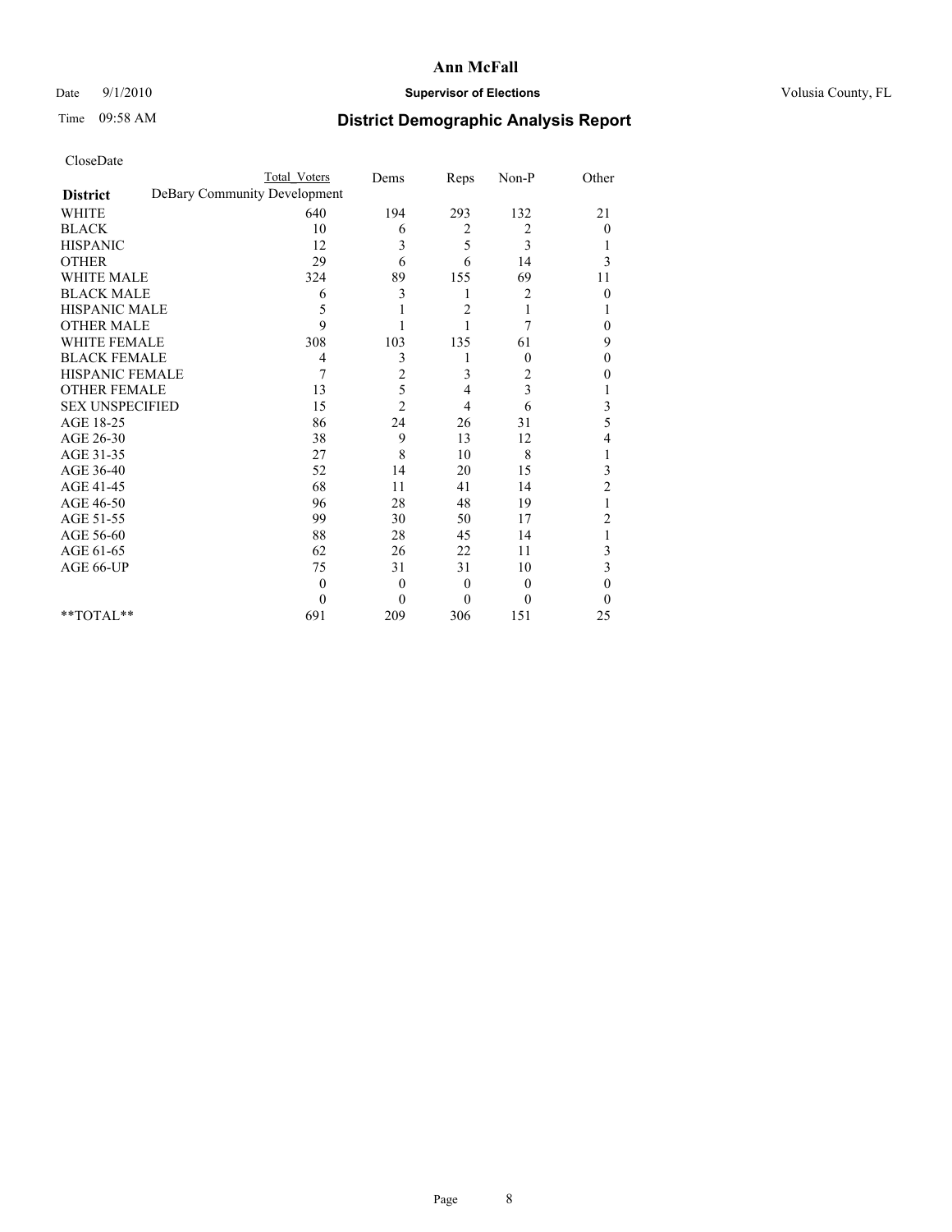# Ann McFall

Date 9/1/2010 **Supervisor of Elections** Volusia County, FL

Time 09:58 AM **District Demographic Analysis Report**

CloseDate

| District | Total Voters | Dems | Reps | Non-P | Other |
|---|---|---|---|---|---|
| DeBary Community Development | | | | | |
| WHITE | 640 | 194 | 293 | 132 | 21 |
| BLACK | 10 | 6 | 2 | 2 | 0 |
| HISPANIC | 12 | 3 | 5 | 3 | 1 |
| OTHER | 29 | 6 | 6 | 14 | 3 |
| WHITE MALE | 324 | 89 | 155 | 69 | 11 |
| BLACK MALE | 6 | 3 | 1 | 2 | 0 |
| HISPANIC MALE | 5 | 1 | 2 | 1 | 1 |
| OTHER MALE | 9 | 1 | 1 | 7 | 0 |
| WHITE FEMALE | 308 | 103 | 135 | 61 | 9 |
| BLACK FEMALE | 4 | 3 | 1 | 0 | 0 |
| HISPANIC FEMALE | 7 | 2 | 3 | 2 | 0 |
| OTHER FEMALE | 13 | 5 | 4 | 3 | 1 |
| SEX UNSPECIFIED | 15 | 2 | 4 | 6 | 3 |
| AGE 18-25 | 86 | 24 | 26 | 31 | 5 |
| AGE 26-30 | 38 | 9 | 13 | 12 | 4 |
| AGE 31-35 | 27 | 8 | 10 | 8 | 1 |
| AGE 36-40 | 52 | 14 | 20 | 15 | 3 |
| AGE 41-45 | 68 | 11 | 41 | 14 | 2 |
| AGE 46-50 | 96 | 28 | 48 | 19 | 1 |
| AGE 51-55 | 99 | 30 | 50 | 17 | 2 |
| AGE 56-60 | 88 | 28 | 45 | 14 | 1 |
| AGE 61-65 | 62 | 26 | 22 | 11 | 3 |
| AGE 66-UP | 75 | 31 | 31 | 10 | 3 |
| | 0 | 0 | 0 | 0 | 0 |
| | 0 | 0 | 0 | 0 | 0 |
| **TOTAL** | 691 | 209 | 306 | 151 | 25 |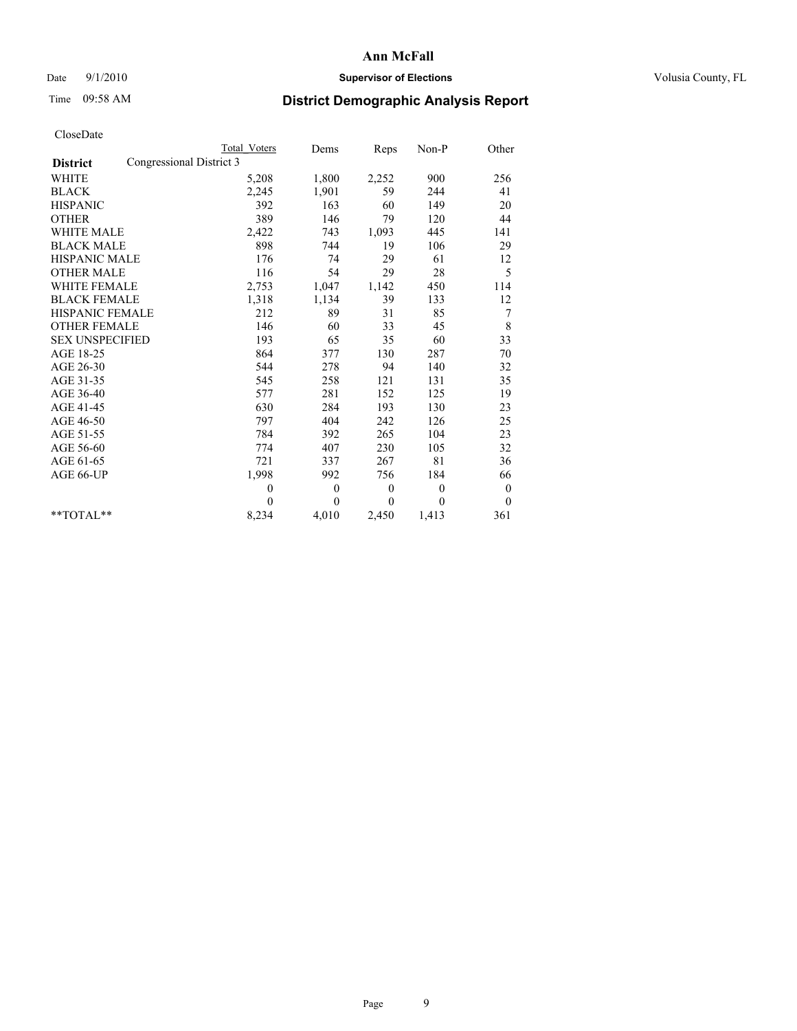# Ann McFall

Date 9/1/2010 **Supervisor of Elections** Volusia County, FL

Time 09:58 AM **District Demographic Analysis Report**

CloseDate

| | Total Voters | Dems | Reps | Non-P | Other |
|---|---|---|---|---|---|
| **District** Congressional District 3 | | | | | |
| WHITE | 5,208 | 1,800 | 2,252 | 900 | 256 |
| BLACK | 2,245 | 1,901 | 59 | 244 | 41 |
| HISPANIC | 392 | 163 | 60 | 149 | 20 |
| OTHER | 389 | 146 | 79 | 120 | 44 |
| WHITE MALE | 2,422 | 743 | 1,093 | 445 | 141 |
| BLACK MALE | 898 | 744 | 19 | 106 | 29 |
| HISPANIC MALE | 176 | 74 | 29 | 61 | 12 |
| OTHER MALE | 116 | 54 | 29 | 28 | 5 |
| WHITE FEMALE | 2,753 | 1,047 | 1,142 | 450 | 114 |
| BLACK FEMALE | 1,318 | 1,134 | 39 | 133 | 12 |
| HISPANIC FEMALE | 212 | 89 | 31 | 85 | 7 |
| OTHER FEMALE | 146 | 60 | 33 | 45 | 8 |
| SEX UNSPECIFIED | 193 | 65 | 35 | 60 | 33 |
| AGE 18-25 | 864 | 377 | 130 | 287 | 70 |
| AGE 26-30 | 544 | 278 | 94 | 140 | 32 |
| AGE 31-35 | 545 | 258 | 121 | 131 | 35 |
| AGE 36-40 | 577 | 281 | 152 | 125 | 19 |
| AGE 41-45 | 630 | 284 | 193 | 130 | 23 |
| AGE 46-50 | 797 | 404 | 242 | 126 | 25 |
| AGE 51-55 | 784 | 392 | 265 | 104 | 23 |
| AGE 56-60 | 774 | 407 | 230 | 105 | 32 |
| AGE 61-65 | 721 | 337 | 267 | 81 | 36 |
| AGE 66-UP | 1,998 | 992 | 756 | 184 | 66 |
| | 0 | 0 | 0 | 0 | 0 |
| | 0 | 0 | 0 | 0 | 0 |
| **TOTAL** | 8,234 | 4,010 | 2,450 | 1,413 | 361 |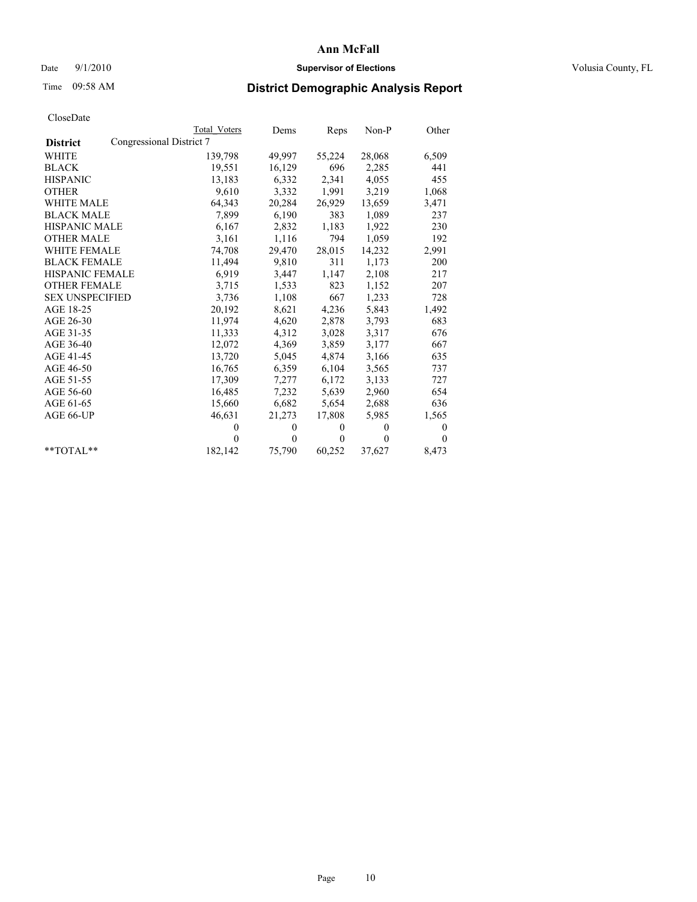# Ann McFall

Date 9/1/2010 **Supervisor of Elections** Volusia County, FL

Time 09:58 AM

## District Demographic Analysis Report

CloseDate

| | Total Voters | Dems | Reps | Non-P | Other |
|---|---|---|---|---|---|
| **District** Congressional District 7 | | | | | |
| WHITE | 139,798 | 49,997 | 55,224 | 28,068 | 6,509 |
| BLACK | 19,551 | 16,129 | 696 | 2,285 | 441 |
| HISPANIC | 13,183 | 6,332 | 2,341 | 4,055 | 455 |
| OTHER | 9,610 | 3,332 | 1,991 | 3,219 | 1,068 |
| WHITE MALE | 64,343 | 20,284 | 26,929 | 13,659 | 3,471 |
| BLACK MALE | 7,899 | 6,190 | 383 | 1,089 | 237 |
| HISPANIC MALE | 6,167 | 2,832 | 1,183 | 1,922 | 230 |
| OTHER MALE | 3,161 | 1,116 | 794 | 1,059 | 192 |
| WHITE FEMALE | 74,708 | 29,470 | 28,015 | 14,232 | 2,991 |
| BLACK FEMALE | 11,494 | 9,810 | 311 | 1,173 | 200 |
| HISPANIC FEMALE | 6,919 | 3,447 | 1,147 | 2,108 | 217 |
| OTHER FEMALE | 3,715 | 1,533 | 823 | 1,152 | 207 |
| SEX UNSPECIFIED | 3,736 | 1,108 | 667 | 1,233 | 728 |
| AGE 18-25 | 20,192 | 8,621 | 4,236 | 5,843 | 1,492 |
| AGE 26-30 | 11,974 | 4,620 | 2,878 | 3,793 | 683 |
| AGE 31-35 | 11,333 | 4,312 | 3,028 | 3,317 | 676 |
| AGE 36-40 | 12,072 | 4,369 | 3,859 | 3,177 | 667 |
| AGE 41-45 | 13,720 | 5,045 | 4,874 | 3,166 | 635 |
| AGE 46-50 | 16,765 | 6,359 | 6,104 | 3,565 | 737 |
| AGE 51-55 | 17,309 | 7,277 | 6,172 | 3,133 | 727 |
| AGE 56-60 | 16,485 | 7,232 | 5,639 | 2,960 | 654 |
| AGE 61-65 | 15,660 | 6,682 | 5,654 | 2,688 | 636 |
| AGE 66-UP | 46,631 | 21,273 | 17,808 | 5,985 | 1,565 |
| | 0 | 0 | 0 | 0 | 0 |
| | 0 | 0 | 0 | 0 | 0 |
| **TOTAL** | 182,142 | 75,790 | 60,252 | 37,627 | 8,473 |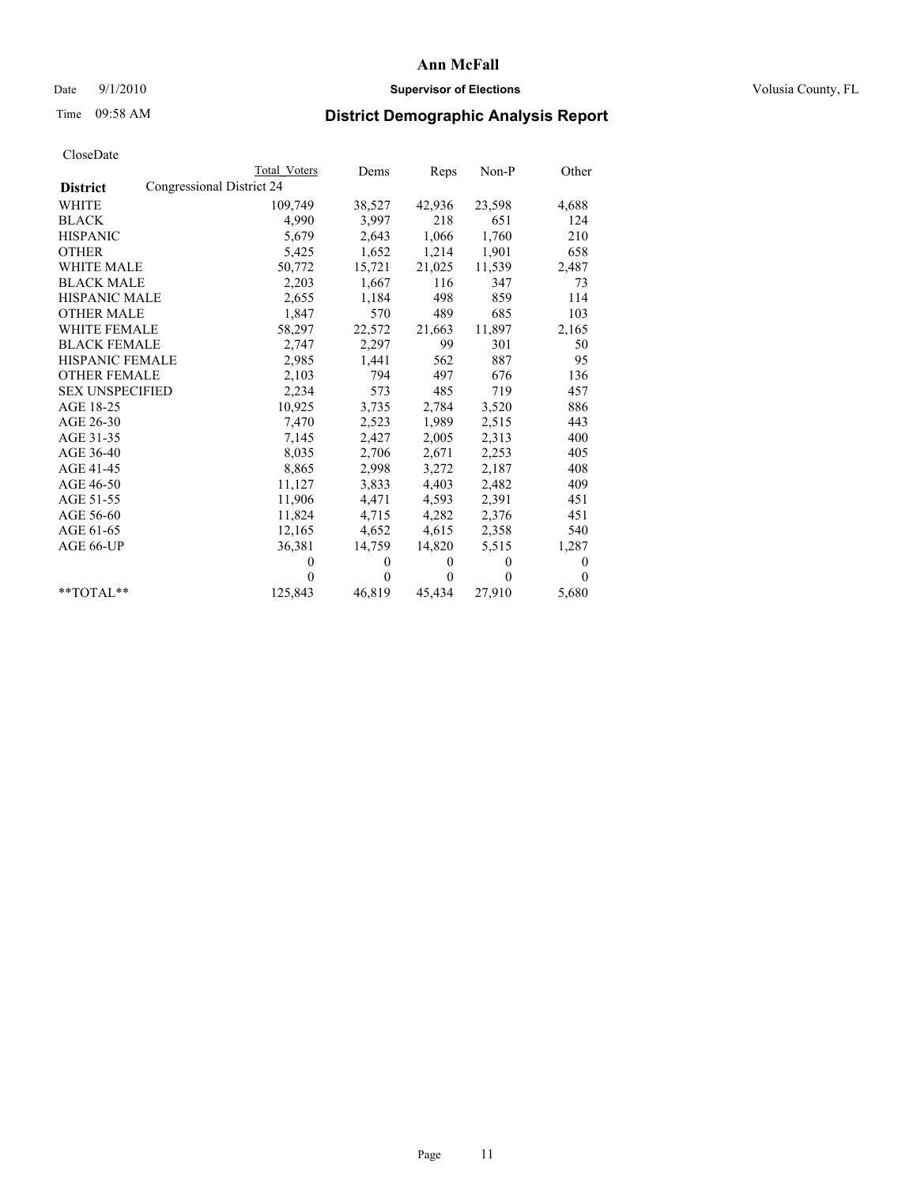# Ann McFall

Date 9/1/2010 **Supervisor of Elections** Volusia County, FL

Time 09:58 AM

## District Demographic Analysis Report

CloseDate

| | Total Voters | Dems | Reps | Non-P | Other |
|---|---|---|---|---|---|
| **District** Congressional District 24 | | | | | |
| WHITE | 109,749 | 38,527 | 42,936 | 23,598 | 4,688 |
| BLACK | 4,990 | 3,997 | 218 | 651 | 124 |
| HISPANIC | 5,679 | 2,643 | 1,066 | 1,760 | 210 |
| OTHER | 5,425 | 1,652 | 1,214 | 1,901 | 658 |
| WHITE MALE | 50,772 | 15,721 | 21,025 | 11,539 | 2,487 |
| BLACK MALE | 2,203 | 1,667 | 116 | 347 | 73 |
| HISPANIC MALE | 2,655 | 1,184 | 498 | 859 | 114 |
| OTHER MALE | 1,847 | 570 | 489 | 685 | 103 |
| WHITE FEMALE | 58,297 | 22,572 | 21,663 | 11,897 | 2,165 |
| BLACK FEMALE | 2,747 | 2,297 | 99 | 301 | 50 |
| HISPANIC FEMALE | 2,985 | 1,441 | 562 | 887 | 95 |
| OTHER FEMALE | 2,103 | 794 | 497 | 676 | 136 |
| SEX UNSPECIFIED | 2,234 | 573 | 485 | 719 | 457 |
| AGE 18-25 | 10,925 | 3,735 | 2,784 | 3,520 | 886 |
| AGE 26-30 | 7,470 | 2,523 | 1,989 | 2,515 | 443 |
| AGE 31-35 | 7,145 | 2,427 | 2,005 | 2,313 | 400 |
| AGE 36-40 | 8,035 | 2,706 | 2,671 | 2,253 | 405 |
| AGE 41-45 | 8,865 | 2,998 | 3,272 | 2,187 | 408 |
| AGE 46-50 | 11,127 | 3,833 | 4,403 | 2,482 | 409 |
| AGE 51-55 | 11,906 | 4,471 | 4,593 | 2,391 | 451 |
| AGE 56-60 | 11,824 | 4,715 | 4,282 | 2,376 | 451 |
| AGE 61-65 | 12,165 | 4,652 | 4,615 | 2,358 | 540 |
| AGE 66-UP | 36,381 | 14,759 | 14,820 | 5,515 | 1,287 |
| | 0 | 0 | 0 | 0 | 0 |
| | 0 | 0 | 0 | 0 | 0 |
| **TOTAL** | 125,843 | 46,819 | 45,434 | 27,910 | 5,680 |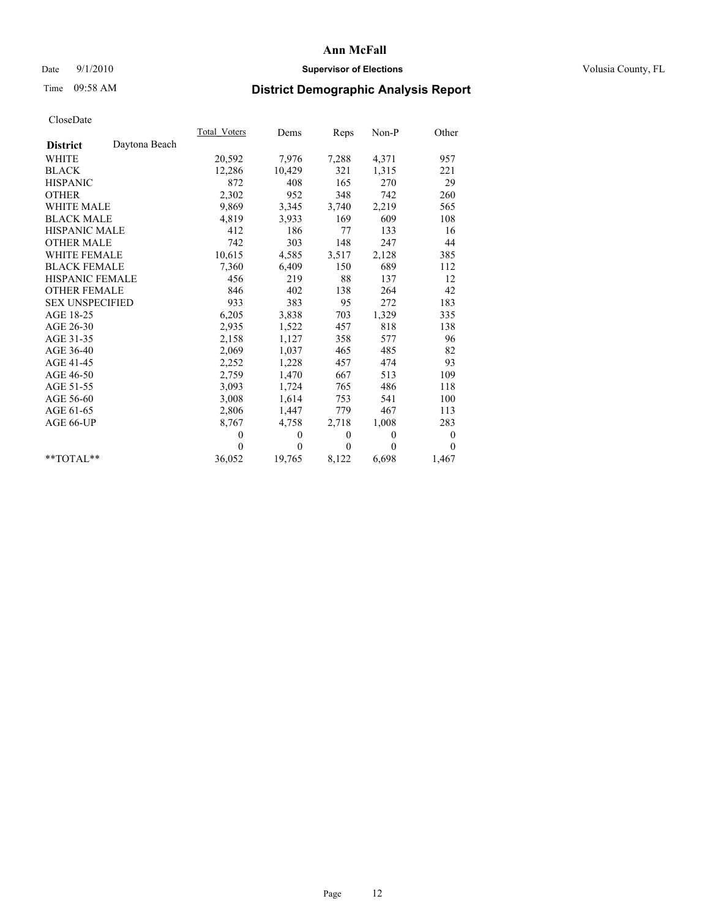# Ann McFall

Date 9/1/2010 **Supervisor of Elections** Volusia County, FL

Time 09:58 AM

## District Demographic Analysis Report

CloseDate

| | Total_Voters | Dems | Reps | Non-P | Other |
|---|---|---|---|---|---|
| **District** Daytona Beach | | | | | |
| WHITE | 20,592 | 7,976 | 7,288 | 4,371 | 957 |
| BLACK | 12,286 | 10,429 | 321 | 1,315 | 221 |
| HISPANIC | 872 | 408 | 165 | 270 | 29 |
| OTHER | 2,302 | 952 | 348 | 742 | 260 |
| WHITE MALE | 9,869 | 3,345 | 3,740 | 2,219 | 565 |
| BLACK MALE | 4,819 | 3,933 | 169 | 609 | 108 |
| HISPANIC MALE | 412 | 186 | 77 | 133 | 16 |
| OTHER MALE | 742 | 303 | 148 | 247 | 44 |
| WHITE FEMALE | 10,615 | 4,585 | 3,517 | 2,128 | 385 |
| BLACK FEMALE | 7,360 | 6,409 | 150 | 689 | 112 |
| HISPANIC FEMALE | 456 | 219 | 88 | 137 | 12 |
| OTHER FEMALE | 846 | 402 | 138 | 264 | 42 |
| SEX UNSPECIFIED | 933 | 383 | 95 | 272 | 183 |
| AGE 18-25 | 6,205 | 3,838 | 703 | 1,329 | 335 |
| AGE 26-30 | 2,935 | 1,522 | 457 | 818 | 138 |
| AGE 31-35 | 2,158 | 1,127 | 358 | 577 | 96 |
| AGE 36-40 | 2,069 | 1,037 | 465 | 485 | 82 |
| AGE 41-45 | 2,252 | 1,228 | 457 | 474 | 93 |
| AGE 46-50 | 2,759 | 1,470 | 667 | 513 | 109 |
| AGE 51-55 | 3,093 | 1,724 | 765 | 486 | 118 |
| AGE 56-60 | 3,008 | 1,614 | 753 | 541 | 100 |
| AGE 61-65 | 2,806 | 1,447 | 779 | 467 | 113 |
| AGE 66-UP | 8,767 | 4,758 | 2,718 | 1,008 | 283 |
| | 0 | 0 | 0 | 0 | 0 |
| | 0 | 0 | 0 | 0 | 0 |
| **TOTAL** | 36,052 | 19,765 | 8,122 | 6,698 | 1,467 |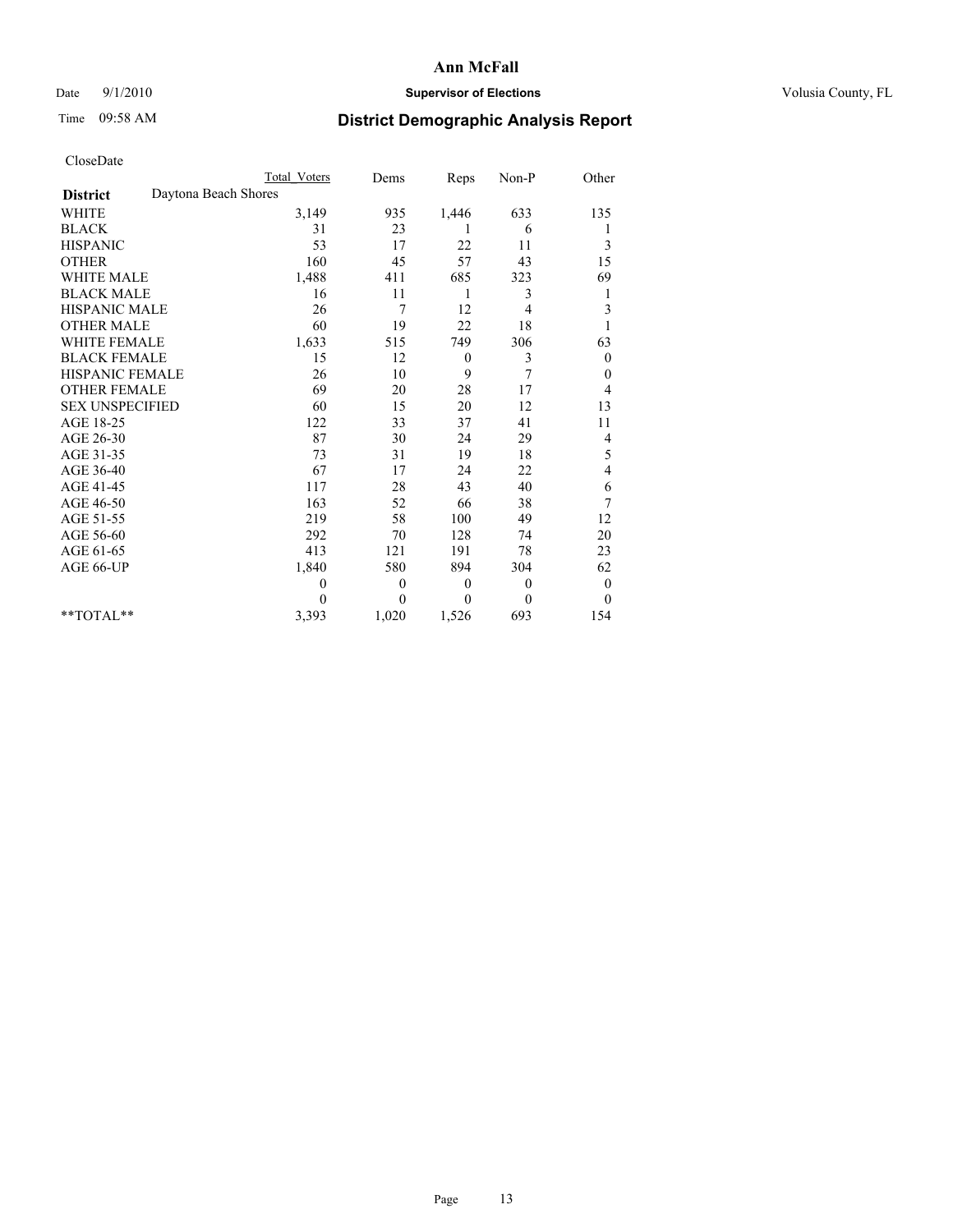# Ann McFall

Date 9/1/2010 **Supervisor of Elections** Volusia County, FL

Time 09:58 AM

## District Demographic Analysis Report

CloseDate

| | Total Voters | Dems | Reps | Non-P | Other |
|---|---|---|---|---|---|
| **District** Daytona Beach Shores | | | | | |
| WHITE | 3,149 | 935 | 1,446 | 633 | 135 |
| BLACK | 31 | 23 | 1 | 6 | 1 |
| HISPANIC | 53 | 17 | 22 | 11 | 3 |
| OTHER | 160 | 45 | 57 | 43 | 15 |
| WHITE MALE | 1,488 | 411 | 685 | 323 | 69 |
| BLACK MALE | 16 | 11 | 1 | 3 | 1 |
| HISPANIC MALE | 26 | 7 | 12 | 4 | 3 |
| OTHER MALE | 60 | 19 | 22 | 18 | 1 |
| WHITE FEMALE | 1,633 | 515 | 749 | 306 | 63 |
| BLACK FEMALE | 15 | 12 | 0 | 3 | 0 |
| HISPANIC FEMALE | 26 | 10 | 9 | 7 | 0 |
| OTHER FEMALE | 69 | 20 | 28 | 17 | 4 |
| SEX UNSPECIFIED | 60 | 15 | 20 | 12 | 13 |
| AGE 18-25 | 122 | 33 | 37 | 41 | 11 |
| AGE 26-30 | 87 | 30 | 24 | 29 | 4 |
| AGE 31-35 | 73 | 31 | 19 | 18 | 5 |
| AGE 36-40 | 67 | 17 | 24 | 22 | 4 |
| AGE 41-45 | 117 | 28 | 43 | 40 | 6 |
| AGE 46-50 | 163 | 52 | 66 | 38 | 7 |
| AGE 51-55 | 219 | 58 | 100 | 49 | 12 |
| AGE 56-60 | 292 | 70 | 128 | 74 | 20 |
| AGE 61-65 | 413 | 121 | 191 | 78 | 23 |
| AGE 66-UP | 1,840 | 580 | 894 | 304 | 62 |
| | 0 | 0 | 0 | 0 | 0 |
| | 0 | 0 | 0 | 0 | 0 |
| **TOTAL** | 3,393 | 1,020 | 1,526 | 693 | 154 |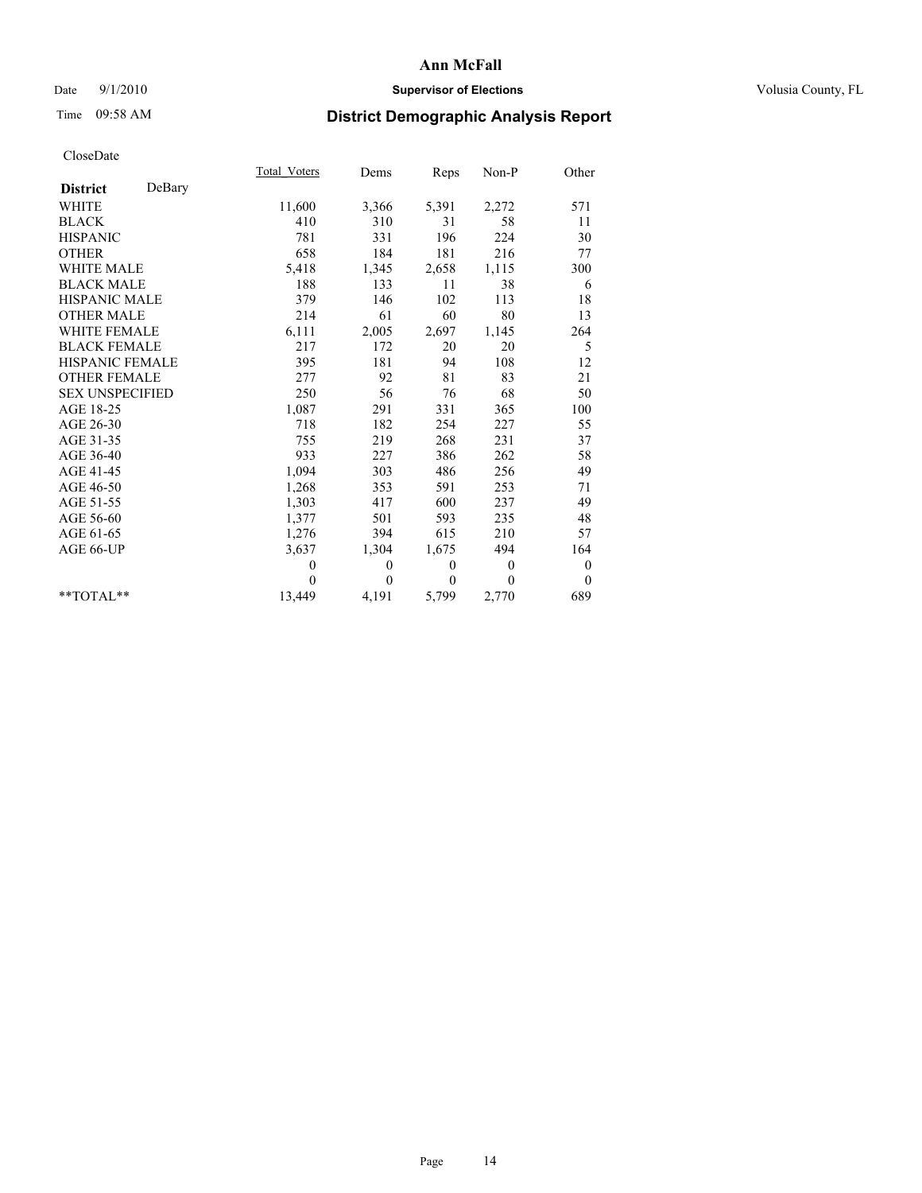# Ann McFall

Date 9/1/2010 **Supervisor of Elections** Volusia County, FL

Time 09:58 AM **District Demographic Analysis Report**

CloseDate

| | Total_Voters | Dems | Reps | Non-P | Other |
|---|---|---|---|---|---|
| **District** DeBary | | | | | |
| WHITE | 11,600 | 3,366 | 5,391 | 2,272 | 571 |
| BLACK | 410 | 310 | 31 | 58 | 11 |
| HISPANIC | 781 | 331 | 196 | 224 | 30 |
| OTHER | 658 | 184 | 181 | 216 | 77 |
| WHITE MALE | 5,418 | 1,345 | 2,658 | 1,115 | 300 |
| BLACK MALE | 188 | 133 | 11 | 38 | 6 |
| HISPANIC MALE | 379 | 146 | 102 | 113 | 18 |
| OTHER MALE | 214 | 61 | 60 | 80 | 13 |
| WHITE FEMALE | 6,111 | 2,005 | 2,697 | 1,145 | 264 |
| BLACK FEMALE | 217 | 172 | 20 | 20 | 5 |
| HISPANIC FEMALE | 395 | 181 | 94 | 108 | 12 |
| OTHER FEMALE | 277 | 92 | 81 | 83 | 21 |
| SEX UNSPECIFIED | 250 | 56 | 76 | 68 | 50 |
| AGE 18-25 | 1,087 | 291 | 331 | 365 | 100 |
| AGE 26-30 | 718 | 182 | 254 | 227 | 55 |
| AGE 31-35 | 755 | 219 | 268 | 231 | 37 |
| AGE 36-40 | 933 | 227 | 386 | 262 | 58 |
| AGE 41-45 | 1,094 | 303 | 486 | 256 | 49 |
| AGE 46-50 | 1,268 | 353 | 591 | 253 | 71 |
| AGE 51-55 | 1,303 | 417 | 600 | 237 | 49 |
| AGE 56-60 | 1,377 | 501 | 593 | 235 | 48 |
| AGE 61-65 | 1,276 | 394 | 615 | 210 | 57 |
| AGE 66-UP | 3,637 | 1,304 | 1,675 | 494 | 164 |
| | 0 | 0 | 0 | 0 | 0 |
| | 0 | 0 | 0 | 0 | 0 |
| **TOTAL** | 13,449 | 4,191 | 5,799 | 2,770 | 689 |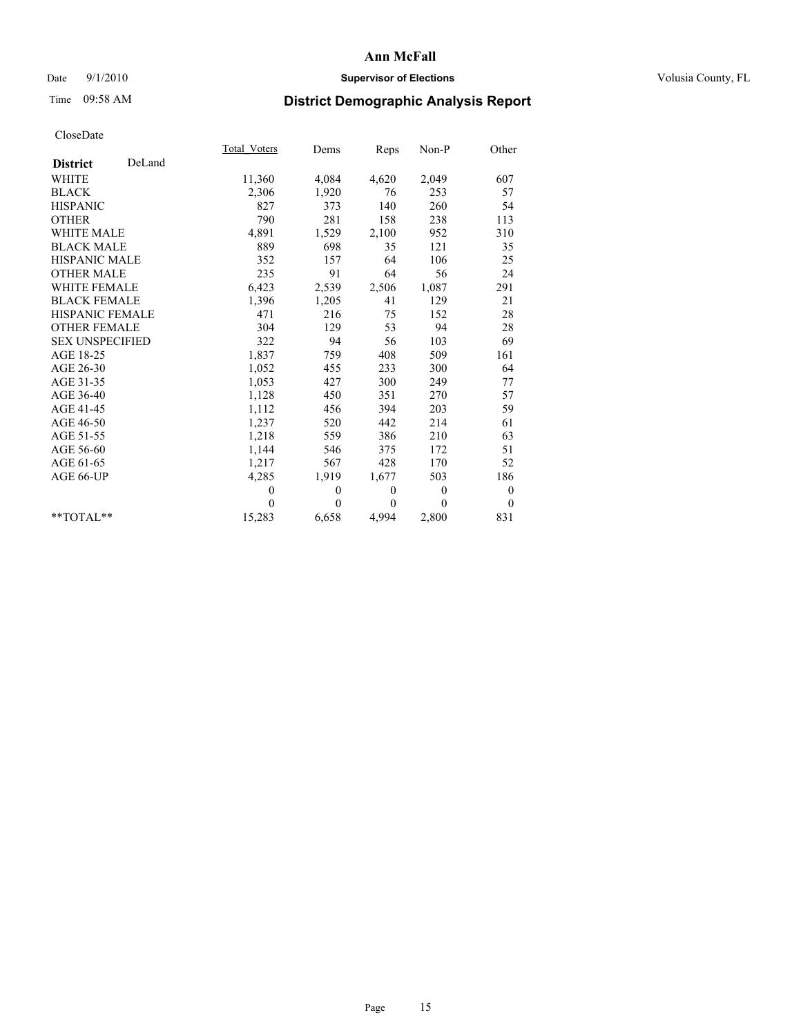# Ann McFall

Date 9/1/2010 **Supervisor of Elections** Volusia County, FL

Time 09:58 AM **District Demographic Analysis Report**

CloseDate

| **District** DeLand | Total_Voters | Dems | Reps | Non-P | Other |
|---|---|---|---|---|---|
| WHITE | 11,360 | 4,084 | 4,620 | 2,049 | 607 |
| BLACK | 2,306 | 1,920 | 76 | 253 | 57 |
| HISPANIC | 827 | 373 | 140 | 260 | 54 |
| OTHER | 790 | 281 | 158 | 238 | 113 |
| WHITE MALE | 4,891 | 1,529 | 2,100 | 952 | 310 |
| BLACK MALE | 889 | 698 | 35 | 121 | 35 |
| HISPANIC MALE | 352 | 157 | 64 | 106 | 25 |
| OTHER MALE | 235 | 91 | 64 | 56 | 24 |
| WHITE FEMALE | 6,423 | 2,539 | 2,506 | 1,087 | 291 |
| BLACK FEMALE | 1,396 | 1,205 | 41 | 129 | 21 |
| HISPANIC FEMALE | 471 | 216 | 75 | 152 | 28 |
| OTHER FEMALE | 304 | 129 | 53 | 94 | 28 |
| SEX UNSPECIFIED | 322 | 94 | 56 | 103 | 69 |
| AGE 18-25 | 1,837 | 759 | 408 | 509 | 161 |
| AGE 26-30 | 1,052 | 455 | 233 | 300 | 64 |
| AGE 31-35 | 1,053 | 427 | 300 | 249 | 77 |
| AGE 36-40 | 1,128 | 450 | 351 | 270 | 57 |
| AGE 41-45 | 1,112 | 456 | 394 | 203 | 59 |
| AGE 46-50 | 1,237 | 520 | 442 | 214 | 61 |
| AGE 51-55 | 1,218 | 559 | 386 | 210 | 63 |
| AGE 56-60 | 1,144 | 546 | 375 | 172 | 51 |
| AGE 61-65 | 1,217 | 567 | 428 | 170 | 52 |
| AGE 66-UP | 4,285 | 1,919 | 1,677 | 503 | 186 |
| | 0 | 0 | 0 | 0 | 0 |
| | 0 | 0 | 0 | 0 | 0 |
| **TOTAL** | 15,283 | 6,658 | 4,994 | 2,800 | 831 |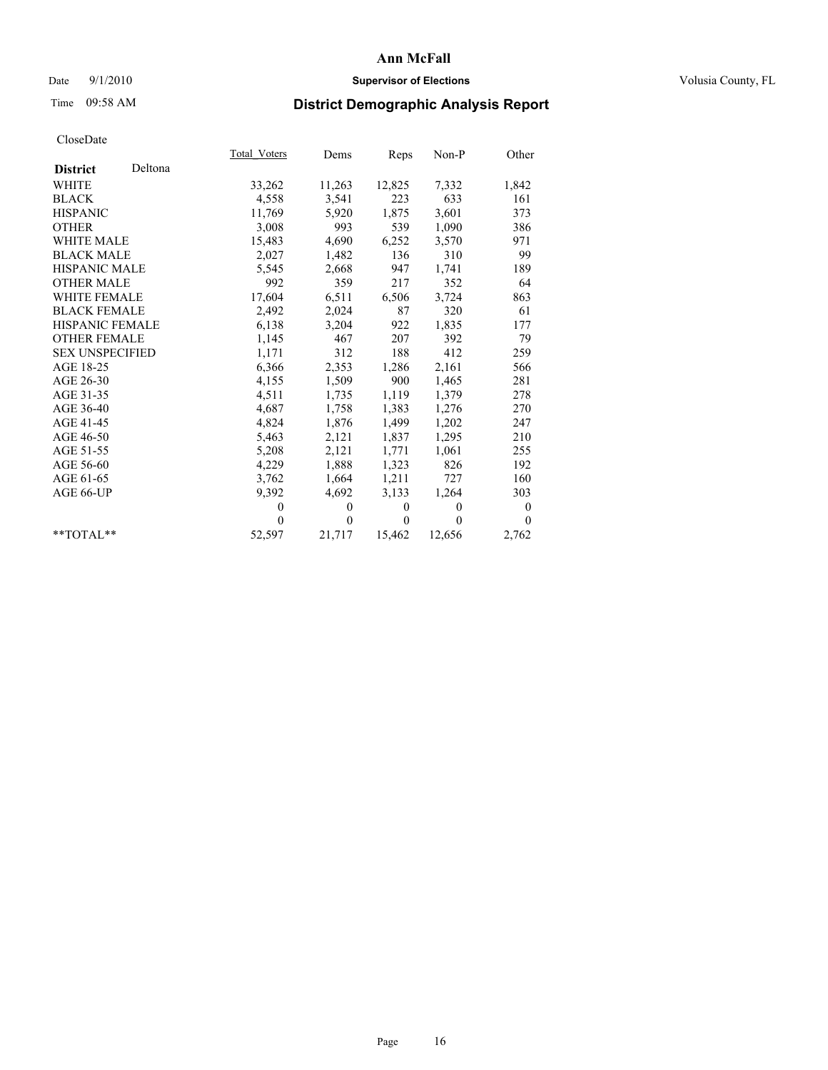# Ann McFall

Date 9/1/2010 **Supervisor of Elections** Volusia County, FL

Time 09:58 AM **District Demographic Analysis Report**

CloseDate

| **District** Deltona | Total Voters | Dems | Reps | Non-P | Other |
|---|---|---|---|---|---|
| WHITE | 33,262 | 11,263 | 12,825 | 7,332 | 1,842 |
| BLACK | 4,558 | 3,541 | 223 | 633 | 161 |
| HISPANIC | 11,769 | 5,920 | 1,875 | 3,601 | 373 |
| OTHER | 3,008 | 993 | 539 | 1,090 | 386 |
| WHITE MALE | 15,483 | 4,690 | 6,252 | 3,570 | 971 |
| BLACK MALE | 2,027 | 1,482 | 136 | 310 | 99 |
| HISPANIC MALE | 5,545 | 2,668 | 947 | 1,741 | 189 |
| OTHER MALE | 992 | 359 | 217 | 352 | 64 |
| WHITE FEMALE | 17,604 | 6,511 | 6,506 | 3,724 | 863 |
| BLACK FEMALE | 2,492 | 2,024 | 87 | 320 | 61 |
| HISPANIC FEMALE | 6,138 | 3,204 | 922 | 1,835 | 177 |
| OTHER FEMALE | 1,145 | 467 | 207 | 392 | 79 |
| SEX UNSPECIFIED | 1,171 | 312 | 188 | 412 | 259 |
| AGE 18-25 | 6,366 | 2,353 | 1,286 | 2,161 | 566 |
| AGE 26-30 | 4,155 | 1,509 | 900 | 1,465 | 281 |
| AGE 31-35 | 4,511 | 1,735 | 1,119 | 1,379 | 278 |
| AGE 36-40 | 4,687 | 1,758 | 1,383 | 1,276 | 270 |
| AGE 41-45 | 4,824 | 1,876 | 1,499 | 1,202 | 247 |
| AGE 46-50 | 5,463 | 2,121 | 1,837 | 1,295 | 210 |
| AGE 51-55 | 5,208 | 2,121 | 1,771 | 1,061 | 255 |
| AGE 56-60 | 4,229 | 1,888 | 1,323 | 826 | 192 |
| AGE 61-65 | 3,762 | 1,664 | 1,211 | 727 | 160 |
| AGE 66-UP | 9,392 | 4,692 | 3,133 | 1,264 | 303 |
| | 0 | 0 | 0 | 0 | 0 |
| | 0 | 0 | 0 | 0 | 0 |
| **TOTAL** | 52,597 | 21,717 | 15,462 | 12,656 | 2,762 |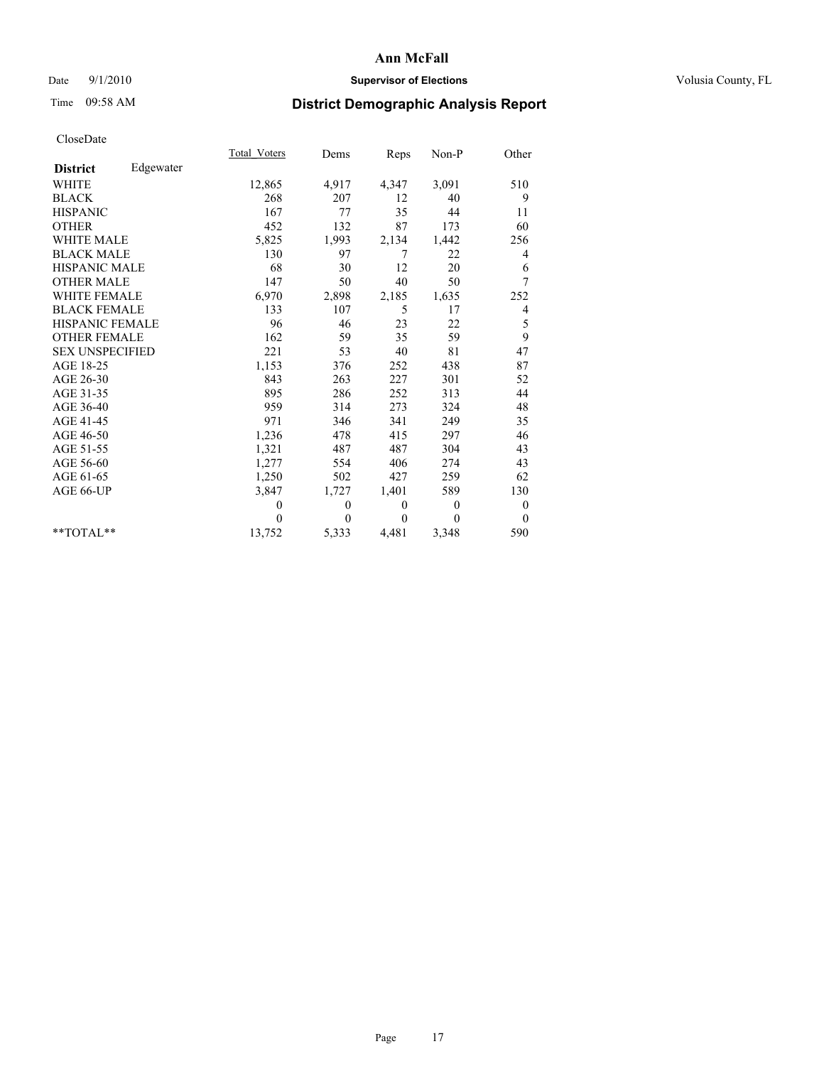# Ann McFall

Date 9/1/2010 **Supervisor of Elections** Volusia County, FL

Time 09:58 AM **District Demographic Analysis Report**

CloseDate

| **District** Edgewater | Total_Voters | Dems | Reps | Non-P | Other |
|---|---|---|---|---|---|
| WHITE | 12,865 | 4,917 | 4,347 | 3,091 | 510 |
| BLACK | 268 | 207 | 12 | 40 | 9 |
| HISPANIC | 167 | 77 | 35 | 44 | 11 |
| OTHER | 452 | 132 | 87 | 173 | 60 |
| WHITE MALE | 5,825 | 1,993 | 2,134 | 1,442 | 256 |
| BLACK MALE | 130 | 97 | 7 | 22 | 4 |
| HISPANIC MALE | 68 | 30 | 12 | 20 | 6 |
| OTHER MALE | 147 | 50 | 40 | 50 | 7 |
| WHITE FEMALE | 6,970 | 2,898 | 2,185 | 1,635 | 252 |
| BLACK FEMALE | 133 | 107 | 5 | 17 | 4 |
| HISPANIC FEMALE | 96 | 46 | 23 | 22 | 5 |
| OTHER FEMALE | 162 | 59 | 35 | 59 | 9 |
| SEX UNSPECIFIED | 221 | 53 | 40 | 81 | 47 |
| AGE 18-25 | 1,153 | 376 | 252 | 438 | 87 |
| AGE 26-30 | 843 | 263 | 227 | 301 | 52 |
| AGE 31-35 | 895 | 286 | 252 | 313 | 44 |
| AGE 36-40 | 959 | 314 | 273 | 324 | 48 |
| AGE 41-45 | 971 | 346 | 341 | 249 | 35 |
| AGE 46-50 | 1,236 | 478 | 415 | 297 | 46 |
| AGE 51-55 | 1,321 | 487 | 487 | 304 | 43 |
| AGE 56-60 | 1,277 | 554 | 406 | 274 | 43 |
| AGE 61-65 | 1,250 | 502 | 427 | 259 | 62 |
| AGE 66-UP | 3,847 | 1,727 | 1,401 | 589 | 130 |
| | 0 | 0 | 0 | 0 | 0 |
| | 0 | 0 | 0 | 0 | 0 |
| **TOTAL** | 13,752 | 5,333 | 4,481 | 3,348 | 590 |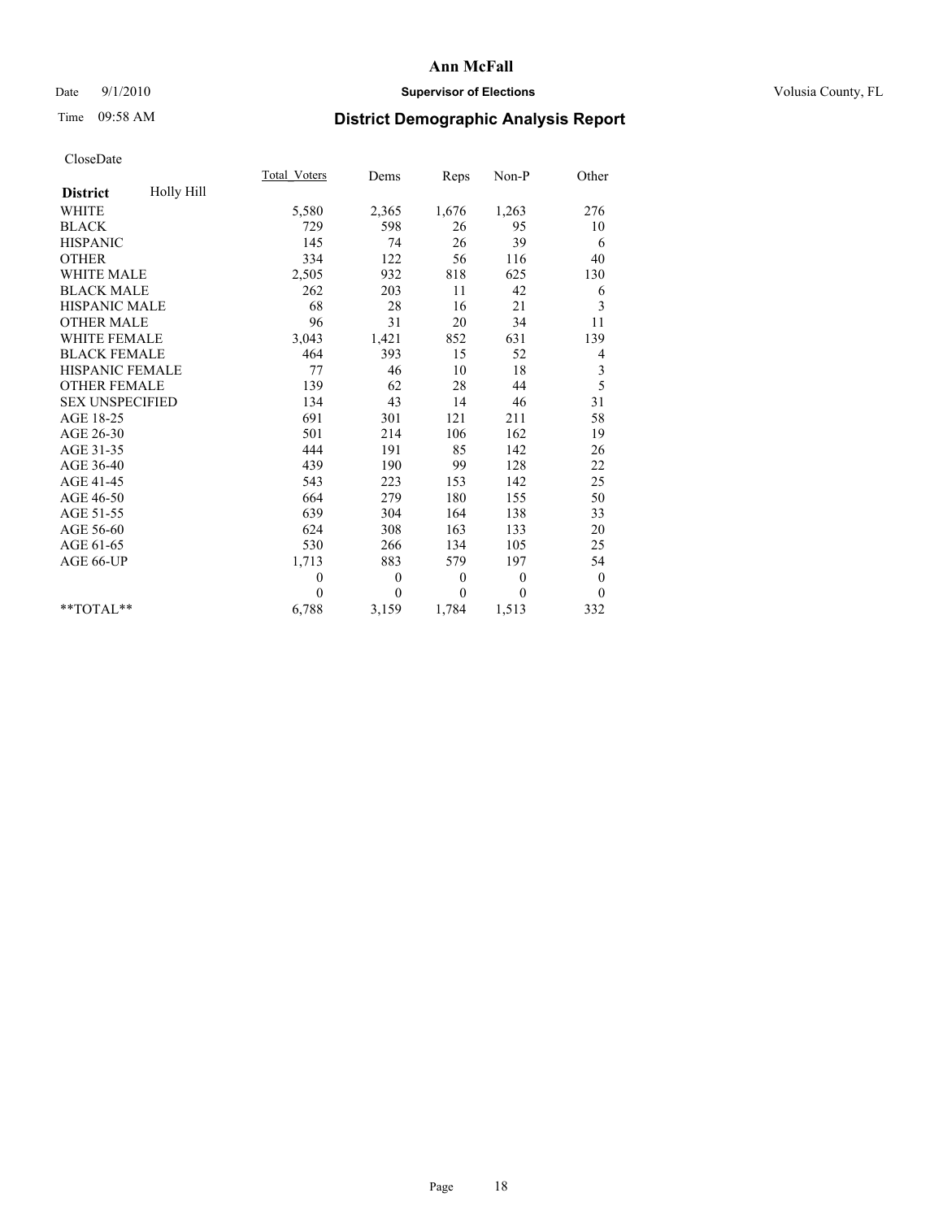# Ann McFall

Date 9/1/2010 **Supervisor of Elections** Volusia County, FL

Time 09:58 AM **District Demographic Analysis Report**

CloseDate

| **District** Holly Hill | Total_Voters | Dems | Reps | Non-P | Other |
|---|---|---|---|---|---|
| WHITE | 5,580 | 2,365 | 1,676 | 1,263 | 276 |
| BLACK | 729 | 598 | 26 | 95 | 10 |
| HISPANIC | 145 | 74 | 26 | 39 | 6 |
| OTHER | 334 | 122 | 56 | 116 | 40 |
| WHITE MALE | 2,505 | 932 | 818 | 625 | 130 |
| BLACK MALE | 262 | 203 | 11 | 42 | 6 |
| HISPANIC MALE | 68 | 28 | 16 | 21 | 3 |
| OTHER MALE | 96 | 31 | 20 | 34 | 11 |
| WHITE FEMALE | 3,043 | 1,421 | 852 | 631 | 139 |
| BLACK FEMALE | 464 | 393 | 15 | 52 | 4 |
| HISPANIC FEMALE | 77 | 46 | 10 | 18 | 3 |
| OTHER FEMALE | 139 | 62 | 28 | 44 | 5 |
| SEX UNSPECIFIED | 134 | 43 | 14 | 46 | 31 |
| AGE 18-25 | 691 | 301 | 121 | 211 | 58 |
| AGE 26-30 | 501 | 214 | 106 | 162 | 19 |
| AGE 31-35 | 444 | 191 | 85 | 142 | 26 |
| AGE 36-40 | 439 | 190 | 99 | 128 | 22 |
| AGE 41-45 | 543 | 223 | 153 | 142 | 25 |
| AGE 46-50 | 664 | 279 | 180 | 155 | 50 |
| AGE 51-55 | 639 | 304 | 164 | 138 | 33 |
| AGE 56-60 | 624 | 308 | 163 | 133 | 20 |
| AGE 61-65 | 530 | 266 | 134 | 105 | 25 |
| AGE 66-UP | 1,713 | 883 | 579 | 197 | 54 |
| | 0 | 0 | 0 | 0 | 0 |
| | 0 | 0 | 0 | 0 | 0 |
| **TOTAL** | 6,788 | 3,159 | 1,784 | 1,513 | 332 |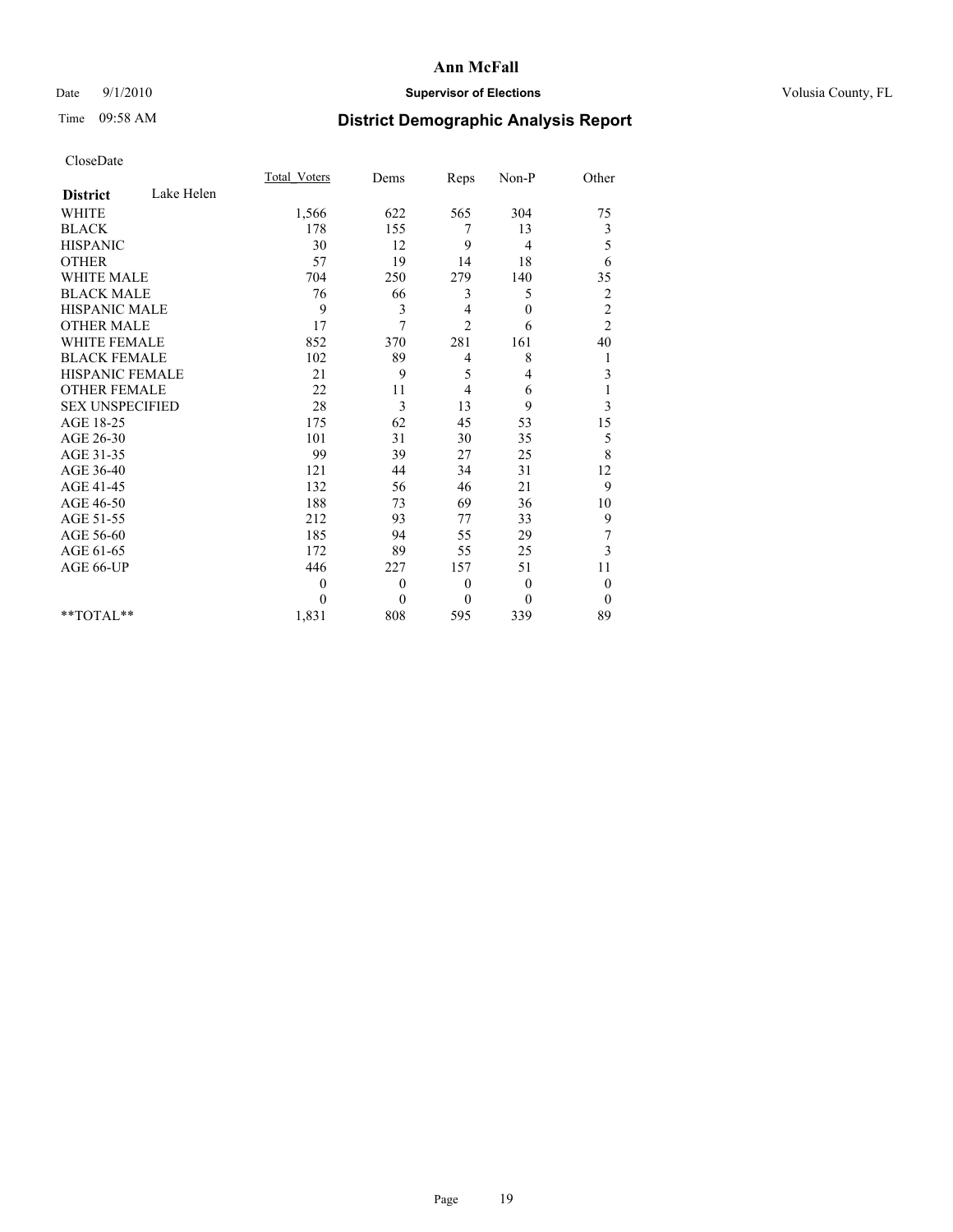**Ann McFall**

Date 9/1/2010 **Supervisor of Elections** Volusia County, FL

Time 09:58 AM **District Demographic Analysis Report**

CloseDate

| **District** Lake Helen | Total_Voters | Dems | Reps | Non-P | Other |
|---|---|---|---|---|---|
| WHITE | 1,566 | 622 | 565 | 304 | 75 |
| BLACK | 178 | 155 | 7 | 13 | 3 |
| HISPANIC | 30 | 12 | 9 | 4 | 5 |
| OTHER | 57 | 19 | 14 | 18 | 6 |
| WHITE MALE | 704 | 250 | 279 | 140 | 35 |
| BLACK MALE | 76 | 66 | 3 | 5 | 2 |
| HISPANIC MALE | 9 | 3 | 4 | 0 | 2 |
| OTHER MALE | 17 | 7 | 2 | 6 | 2 |
| WHITE FEMALE | 852 | 370 | 281 | 161 | 40 |
| BLACK FEMALE | 102 | 89 | 4 | 8 | 1 |
| HISPANIC FEMALE | 21 | 9 | 5 | 4 | 3 |
| OTHER FEMALE | 22 | 11 | 4 | 6 | 1 |
| SEX UNSPECIFIED | 28 | 3 | 13 | 9 | 3 |
| AGE 18-25 | 175 | 62 | 45 | 53 | 15 |
| AGE 26-30 | 101 | 31 | 30 | 35 | 5 |
| AGE 31-35 | 99 | 39 | 27 | 25 | 8 |
| AGE 36-40 | 121 | 44 | 34 | 31 | 12 |
| AGE 41-45 | 132 | 56 | 46 | 21 | 9 |
| AGE 46-50 | 188 | 73 | 69 | 36 | 10 |
| AGE 51-55 | 212 | 93 | 77 | 33 | 9 |
| AGE 56-60 | 185 | 94 | 55 | 29 | 7 |
| AGE 61-65 | 172 | 89 | 55 | 25 | 3 |
| AGE 66-UP | 446 | 227 | 157 | 51 | 11 |
| | 0 | 0 | 0 | 0 | 0 |
| | 0 | 0 | 0 | 0 | 0 |
| **TOTAL** | 1,831 | 808 | 595 | 339 | 89 |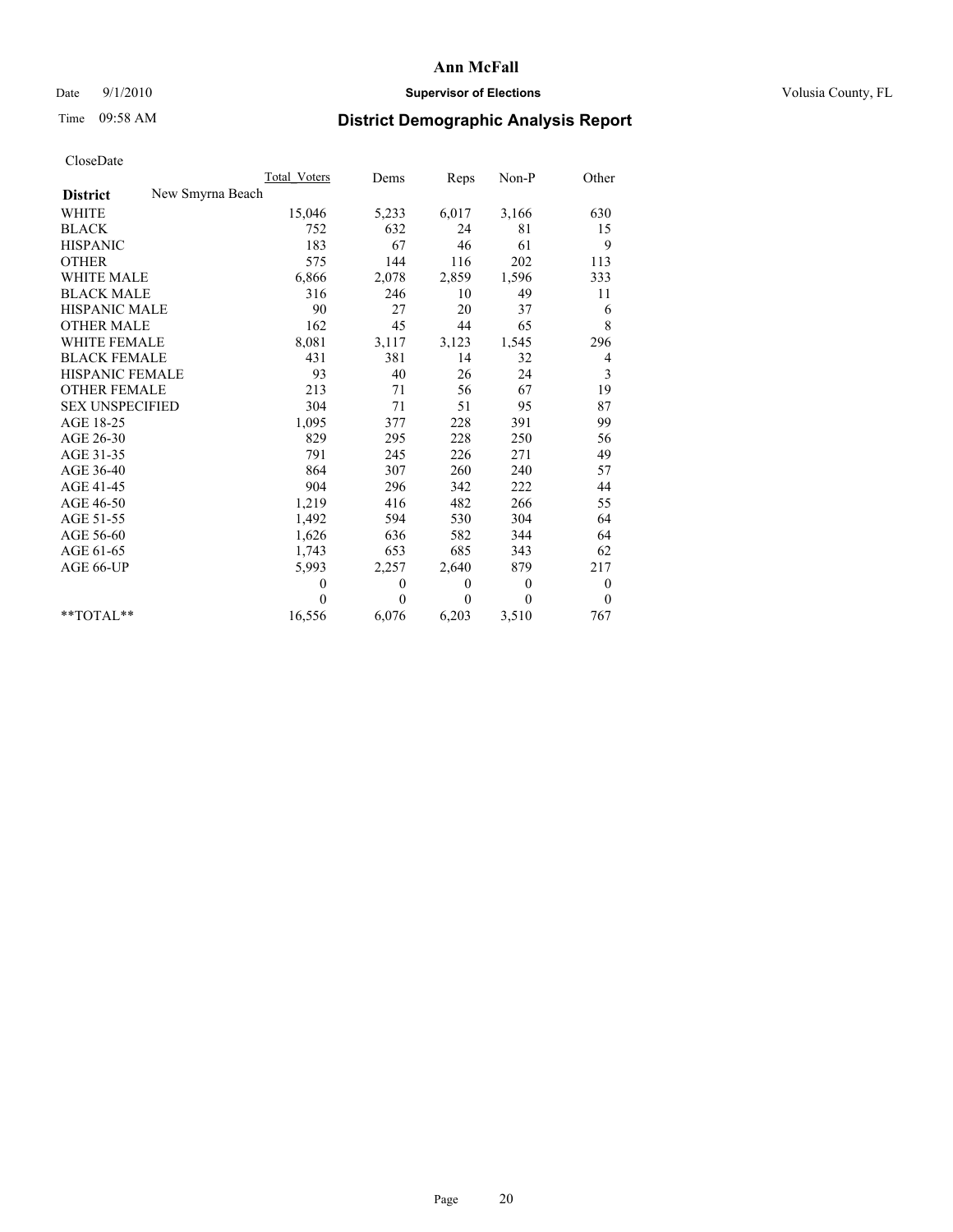# Ann McFall

Date 9/1/2010 **Supervisor of Elections** Volusia County, FL

Time 09:58 AM **District Demographic Analysis Report**

CloseDate

| | Total_Voters | Dems | Reps | Non-P | Other |
|---|---|---|---|---|---|
| **District** New Smyrna Beach | | | | | |
| WHITE | 15,046 | 5,233 | 6,017 | 3,166 | 630 |
| BLACK | 752 | 632 | 24 | 81 | 15 |
| HISPANIC | 183 | 67 | 46 | 61 | 9 |
| OTHER | 575 | 144 | 116 | 202 | 113 |
| WHITE MALE | 6,866 | 2,078 | 2,859 | 1,596 | 333 |
| BLACK MALE | 316 | 246 | 10 | 49 | 11 |
| HISPANIC MALE | 90 | 27 | 20 | 37 | 6 |
| OTHER MALE | 162 | 45 | 44 | 65 | 8 |
| WHITE FEMALE | 8,081 | 3,117 | 3,123 | 1,545 | 296 |
| BLACK FEMALE | 431 | 381 | 14 | 32 | 4 |
| HISPANIC FEMALE | 93 | 40 | 26 | 24 | 3 |
| OTHER FEMALE | 213 | 71 | 56 | 67 | 19 |
| SEX UNSPECIFIED | 304 | 71 | 51 | 95 | 87 |
| AGE 18-25 | 1,095 | 377 | 228 | 391 | 99 |
| AGE 26-30 | 829 | 295 | 228 | 250 | 56 |
| AGE 31-35 | 791 | 245 | 226 | 271 | 49 |
| AGE 36-40 | 864 | 307 | 260 | 240 | 57 |
| AGE 41-45 | 904 | 296 | 342 | 222 | 44 |
| AGE 46-50 | 1,219 | 416 | 482 | 266 | 55 |
| AGE 51-55 | 1,492 | 594 | 530 | 304 | 64 |
| AGE 56-60 | 1,626 | 636 | 582 | 344 | 64 |
| AGE 61-65 | 1,743 | 653 | 685 | 343 | 62 |
| AGE 66-UP | 5,993 | 2,257 | 2,640 | 879 | 217 |
| | 0 | 0 | 0 | 0 | 0 |
| | 0 | 0 | 0 | 0 | 0 |
| **TOTAL** | 16,556 | 6,076 | 6,203 | 3,510 | 767 |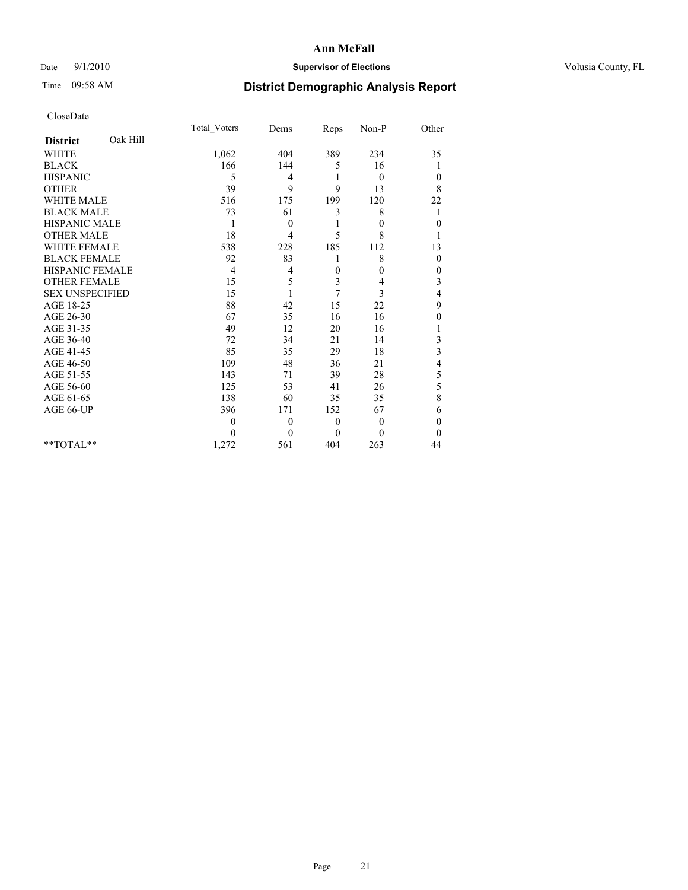# Ann McFall

Date 9/1/2010 **Supervisor of Elections** Volusia County, FL

Time 09:58 AM

## District Demographic Analysis Report

CloseDate

| District Oak Hill | Total_Voters | Dems | Reps | Non-P | Other |
|---|---|---|---|---|---|
| WHITE | 1,062 | 404 | 389 | 234 | 35 |
| BLACK | 166 | 144 | 5 | 16 | 1 |
| HISPANIC | 5 | 4 | 1 | 0 | 0 |
| OTHER | 39 | 9 | 9 | 13 | 8 |
| WHITE MALE | 516 | 175 | 199 | 120 | 22 |
| BLACK MALE | 73 | 61 | 3 | 8 | 1 |
| HISPANIC MALE | 1 | 0 | 1 | 0 | 0 |
| OTHER MALE | 18 | 4 | 5 | 8 | 1 |
| WHITE FEMALE | 538 | 228 | 185 | 112 | 13 |
| BLACK FEMALE | 92 | 83 | 1 | 8 | 0 |
| HISPANIC FEMALE | 4 | 4 | 0 | 0 | 0 |
| OTHER FEMALE | 15 | 5 | 3 | 4 | 3 |
| SEX UNSPECIFIED | 15 | 1 | 7 | 3 | 4 |
| AGE 18-25 | 88 | 42 | 15 | 22 | 9 |
| AGE 26-30 | 67 | 35 | 16 | 16 | 0 |
| AGE 31-35 | 49 | 12 | 20 | 16 | 1 |
| AGE 36-40 | 72 | 34 | 21 | 14 | 3 |
| AGE 41-45 | 85 | 35 | 29 | 18 | 3 |
| AGE 46-50 | 109 | 48 | 36 | 21 | 4 |
| AGE 51-55 | 143 | 71 | 39 | 28 | 5 |
| AGE 56-60 | 125 | 53 | 41 | 26 | 5 |
| AGE 61-65 | 138 | 60 | 35 | 35 | 8 |
| AGE 66-UP | 396 | 171 | 152 | 67 | 6 |
| | 0 | 0 | 0 | 0 | 0 |
| | 0 | 0 | 0 | 0 | 0 |
| **TOTAL** | 1,272 | 561 | 404 | 263 | 44 |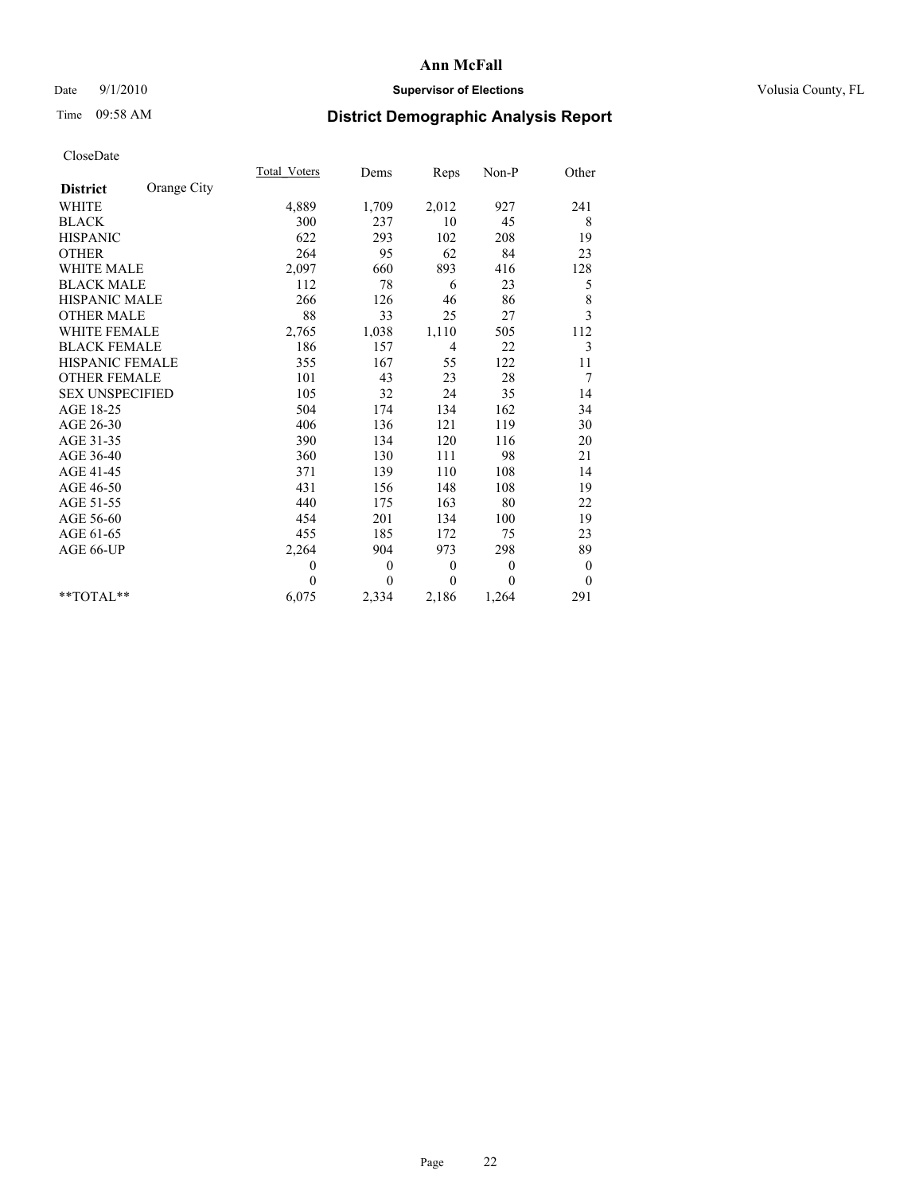# Ann McFall

Date 9/1/2010 **Supervisor of Elections** Volusia County, FL

Time 09:58 AM **District Demographic Analysis Report**

CloseDate

| **District** Orange City | Total_Voters | Dems | Reps | Non-P | Other |
|---|---|---|---|---|---|
| WHITE | 4,889 | 1,709 | 2,012 | 927 | 241 |
| BLACK | 300 | 237 | 10 | 45 | 8 |
| HISPANIC | 622 | 293 | 102 | 208 | 19 |
| OTHER | 264 | 95 | 62 | 84 | 23 |
| WHITE MALE | 2,097 | 660 | 893 | 416 | 128 |
| BLACK MALE | 112 | 78 | 6 | 23 | 5 |
| HISPANIC MALE | 266 | 126 | 46 | 86 | 8 |
| OTHER MALE | 88 | 33 | 25 | 27 | 3 |
| WHITE FEMALE | 2,765 | 1,038 | 1,110 | 505 | 112 |
| BLACK FEMALE | 186 | 157 | 4 | 22 | 3 |
| HISPANIC FEMALE | 355 | 167 | 55 | 122 | 11 |
| OTHER FEMALE | 101 | 43 | 23 | 28 | 7 |
| SEX UNSPECIFIED | 105 | 32 | 24 | 35 | 14 |
| AGE 18-25 | 504 | 174 | 134 | 162 | 34 |
| AGE 26-30 | 406 | 136 | 121 | 119 | 30 |
| AGE 31-35 | 390 | 134 | 120 | 116 | 20 |
| AGE 36-40 | 360 | 130 | 111 | 98 | 21 |
| AGE 41-45 | 371 | 139 | 110 | 108 | 14 |
| AGE 46-50 | 431 | 156 | 148 | 108 | 19 |
| AGE 51-55 | 440 | 175 | 163 | 80 | 22 |
| AGE 56-60 | 454 | 201 | 134 | 100 | 19 |
| AGE 61-65 | 455 | 185 | 172 | 75 | 23 |
| AGE 66-UP | 2,264 | 904 | 973 | 298 | 89 |
| | 0 | 0 | 0 | 0 | 0 |
| | 0 | 0 | 0 | 0 | 0 |
| **TOTAL** | 6,075 | 2,334 | 2,186 | 1,264 | 291 |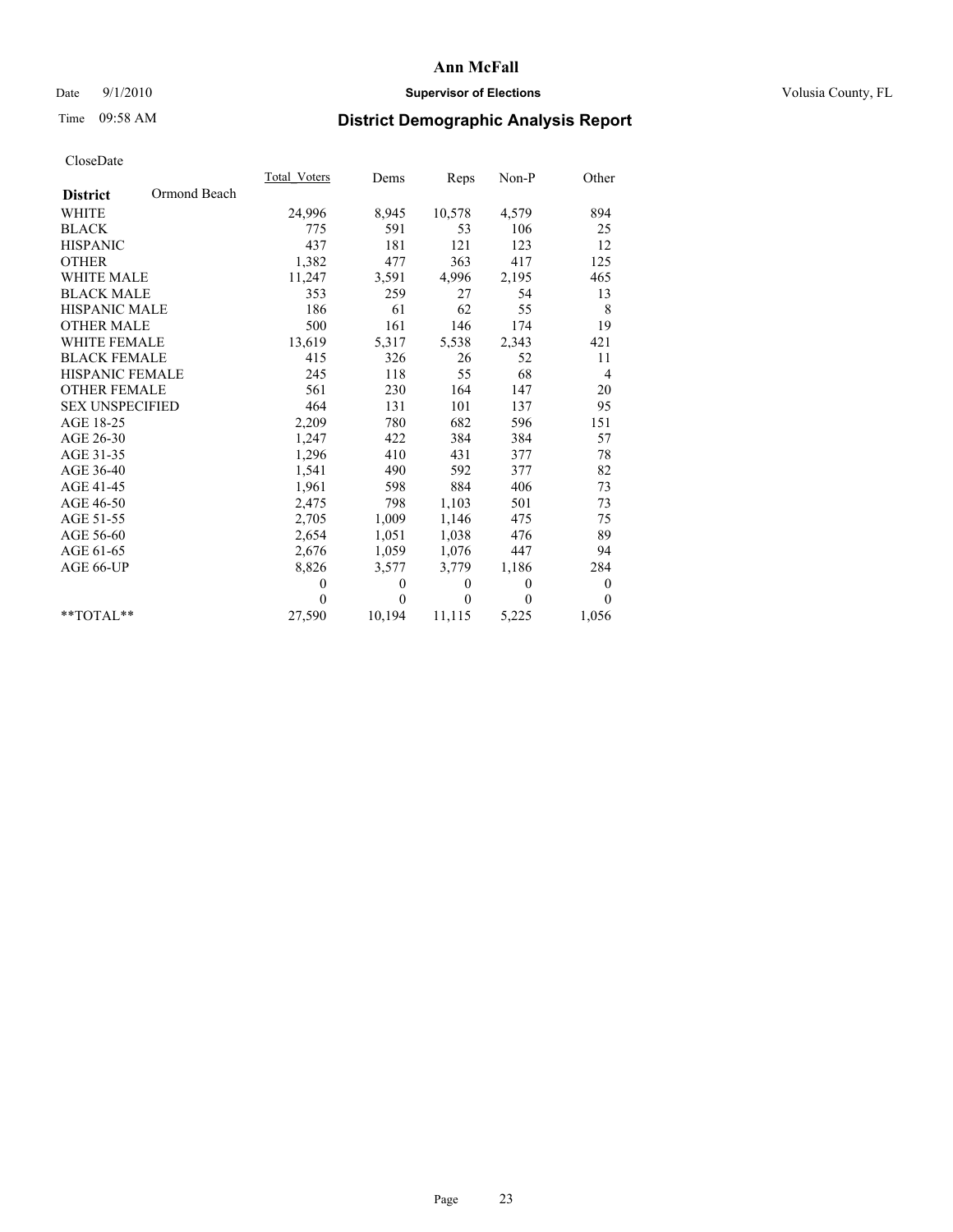# Ann McFall

Date 9/1/2010 **Supervisor of Elections** Volusia County, FL

Time 09:58 AM **District Demographic Analysis Report**

CloseDate

| **District** Ormond Beach | Total_Voters | Dems | Reps | Non-P | Other |
|---|---|---|---|---|---|
| WHITE | 24,996 | 8,945 | 10,578 | 4,579 | 894 |
| BLACK | 775 | 591 | 53 | 106 | 25 |
| HISPANIC | 437 | 181 | 121 | 123 | 12 |
| OTHER | 1,382 | 477 | 363 | 417 | 125 |
| WHITE MALE | 11,247 | 3,591 | 4,996 | 2,195 | 465 |
| BLACK MALE | 353 | 259 | 27 | 54 | 13 |
| HISPANIC MALE | 186 | 61 | 62 | 55 | 8 |
| OTHER MALE | 500 | 161 | 146 | 174 | 19 |
| WHITE FEMALE | 13,619 | 5,317 | 5,538 | 2,343 | 421 |
| BLACK FEMALE | 415 | 326 | 26 | 52 | 11 |
| HISPANIC FEMALE | 245 | 118 | 55 | 68 | 4 |
| OTHER FEMALE | 561 | 230 | 164 | 147 | 20 |
| SEX UNSPECIFIED | 464 | 131 | 101 | 137 | 95 |
| AGE 18-25 | 2,209 | 780 | 682 | 596 | 151 |
| AGE 26-30 | 1,247 | 422 | 384 | 384 | 57 |
| AGE 31-35 | 1,296 | 410 | 431 | 377 | 78 |
| AGE 36-40 | 1,541 | 490 | 592 | 377 | 82 |
| AGE 41-45 | 1,961 | 598 | 884 | 406 | 73 |
| AGE 46-50 | 2,475 | 798 | 1,103 | 501 | 73 |
| AGE 51-55 | 2,705 | 1,009 | 1,146 | 475 | 75 |
| AGE 56-60 | 2,654 | 1,051 | 1,038 | 476 | 89 |
| AGE 61-65 | 2,676 | 1,059 | 1,076 | 447 | 94 |
| AGE 66-UP | 8,826 | 3,577 | 3,779 | 1,186 | 284 |
| | 0 | 0 | 0 | 0 | 0 |
| | 0 | 0 | 0 | 0 | 0 |
| **TOTAL** | 27,590 | 10,194 | 11,115 | 5,225 | 1,056 |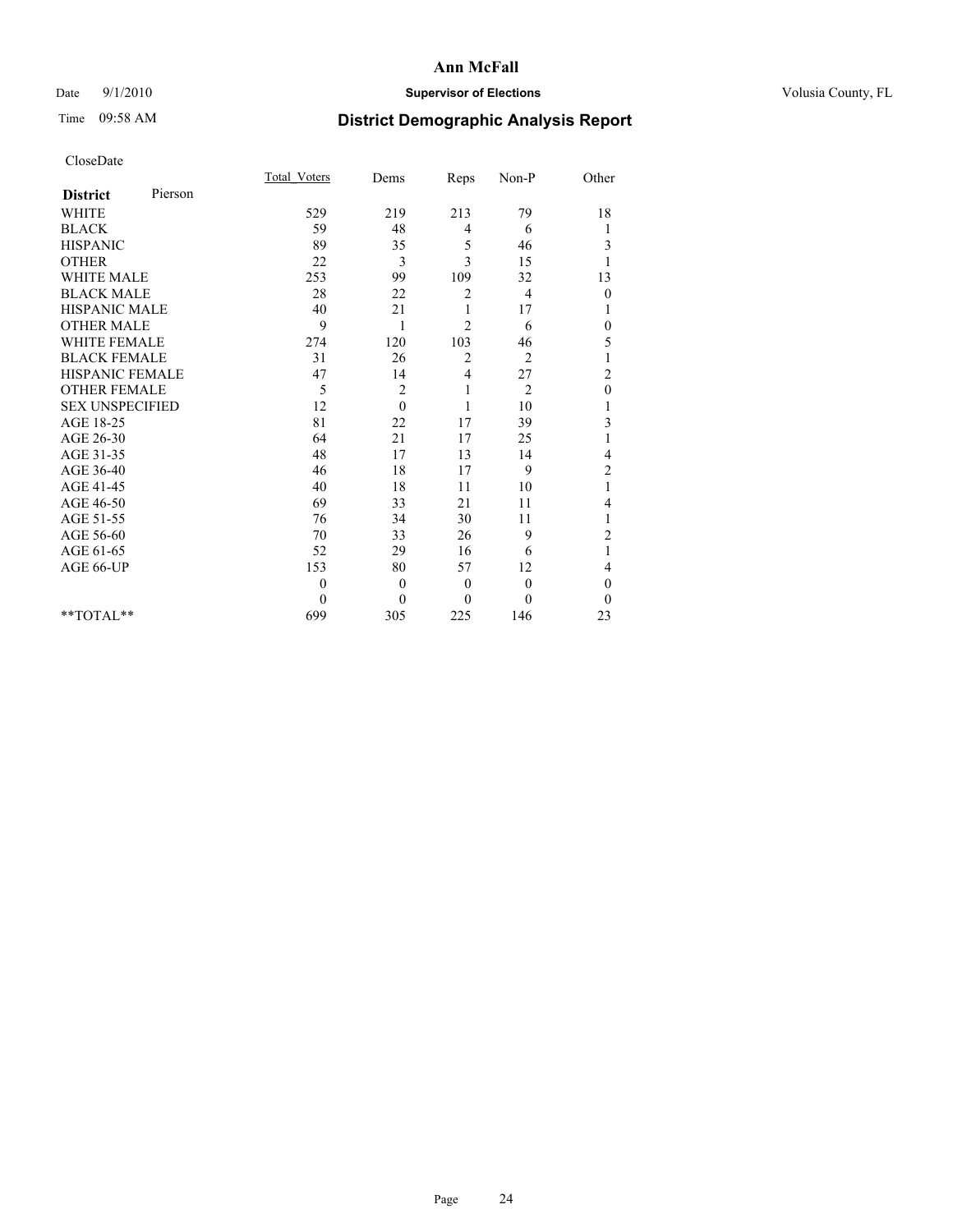**Ann McFall**

Date 9/1/2010 **Supervisor of Elections** Volusia County, FL

Time 09:58 AM

# District Demographic Analysis Report

CloseDate

| | Total_Voters | Dems | Reps | Non-P | Other |
|---|---|---|---|---|---|
| **District** Pierson | | | | | |
| WHITE | 529 | 219 | 213 | 79 | 18 |
| BLACK | 59 | 48 | 4 | 6 | 1 |
| HISPANIC | 89 | 35 | 5 | 46 | 3 |
| OTHER | 22 | 3 | 3 | 15 | 1 |
| WHITE MALE | 253 | 99 | 109 | 32 | 13 |
| BLACK MALE | 28 | 22 | 2 | 4 | 0 |
| HISPANIC MALE | 40 | 21 | 1 | 17 | 1 |
| OTHER MALE | 9 | 1 | 2 | 6 | 0 |
| WHITE FEMALE | 274 | 120 | 103 | 46 | 5 |
| BLACK FEMALE | 31 | 26 | 2 | 2 | 1 |
| HISPANIC FEMALE | 47 | 14 | 4 | 27 | 2 |
| OTHER FEMALE | 5 | 2 | 1 | 2 | 0 |
| SEX UNSPECIFIED | 12 | 0 | 1 | 10 | 1 |
| AGE 18-25 | 81 | 22 | 17 | 39 | 3 |
| AGE 26-30 | 64 | 21 | 17 | 25 | 1 |
| AGE 31-35 | 48 | 17 | 13 | 14 | 4 |
| AGE 36-40 | 46 | 18 | 17 | 9 | 2 |
| AGE 41-45 | 40 | 18 | 11 | 10 | 1 |
| AGE 46-50 | 69 | 33 | 21 | 11 | 4 |
| AGE 51-55 | 76 | 34 | 30 | 11 | 1 |
| AGE 56-60 | 70 | 33 | 26 | 9 | 2 |
| AGE 61-65 | 52 | 29 | 16 | 6 | 1 |
| AGE 66-UP | 153 | 80 | 57 | 12 | 4 |
| | 0 | 0 | 0 | 0 | 0 |
| | 0 | 0 | 0 | 0 | 0 |
| **TOTAL** | 699 | 305 | 225 | 146 | 23 |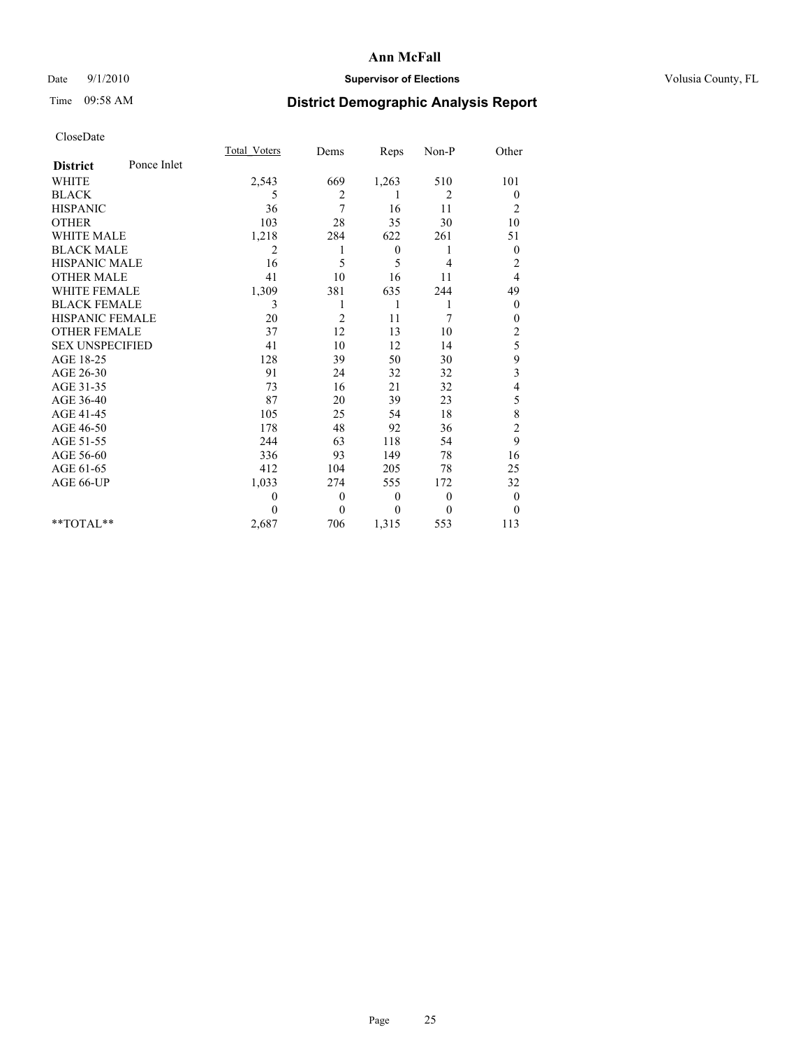# Ann McFall

Date 9/1/2010 **Supervisor of Elections** Volusia County, FL

Time 09:58 AM

## District Demographic Analysis Report

CloseDate

| **District** Ponce Inlet | Total_Voters | Dems | Reps | Non-P | Other |
|---|---|---|---|---|---|
| WHITE | 2,543 | 669 | 1,263 | 510 | 101 |
| BLACK | 5 | 2 | 1 | 2 | 0 |
| HISPANIC | 36 | 7 | 16 | 11 | 2 |
| OTHER | 103 | 28 | 35 | 30 | 10 |
| WHITE MALE | 1,218 | 284 | 622 | 261 | 51 |
| BLACK MALE | 2 | 1 | 0 | 1 | 0 |
| HISPANIC MALE | 16 | 5 | 5 | 4 | 2 |
| OTHER MALE | 41 | 10 | 16 | 11 | 4 |
| WHITE FEMALE | 1,309 | 381 | 635 | 244 | 49 |
| BLACK FEMALE | 3 | 1 | 1 | 1 | 0 |
| HISPANIC FEMALE | 20 | 2 | 11 | 7 | 0 |
| OTHER FEMALE | 37 | 12 | 13 | 10 | 2 |
| SEX UNSPECIFIED | 41 | 10 | 12 | 14 | 5 |
| AGE 18-25 | 128 | 39 | 50 | 30 | 9 |
| AGE 26-30 | 91 | 24 | 32 | 32 | 3 |
| AGE 31-35 | 73 | 16 | 21 | 32 | 4 |
| AGE 36-40 | 87 | 20 | 39 | 23 | 5 |
| AGE 41-45 | 105 | 25 | 54 | 18 | 8 |
| AGE 46-50 | 178 | 48 | 92 | 36 | 2 |
| AGE 51-55 | 244 | 63 | 118 | 54 | 9 |
| AGE 56-60 | 336 | 93 | 149 | 78 | 16 |
| AGE 61-65 | 412 | 104 | 205 | 78 | 25 |
| AGE 66-UP | 1,033 | 274 | 555 | 172 | 32 |
| | 0 | 0 | 0 | 0 | 0 |
| | 0 | 0 | 0 | 0 | 0 |
| **TOTAL** | 2,687 | 706 | 1,315 | 553 | 113 |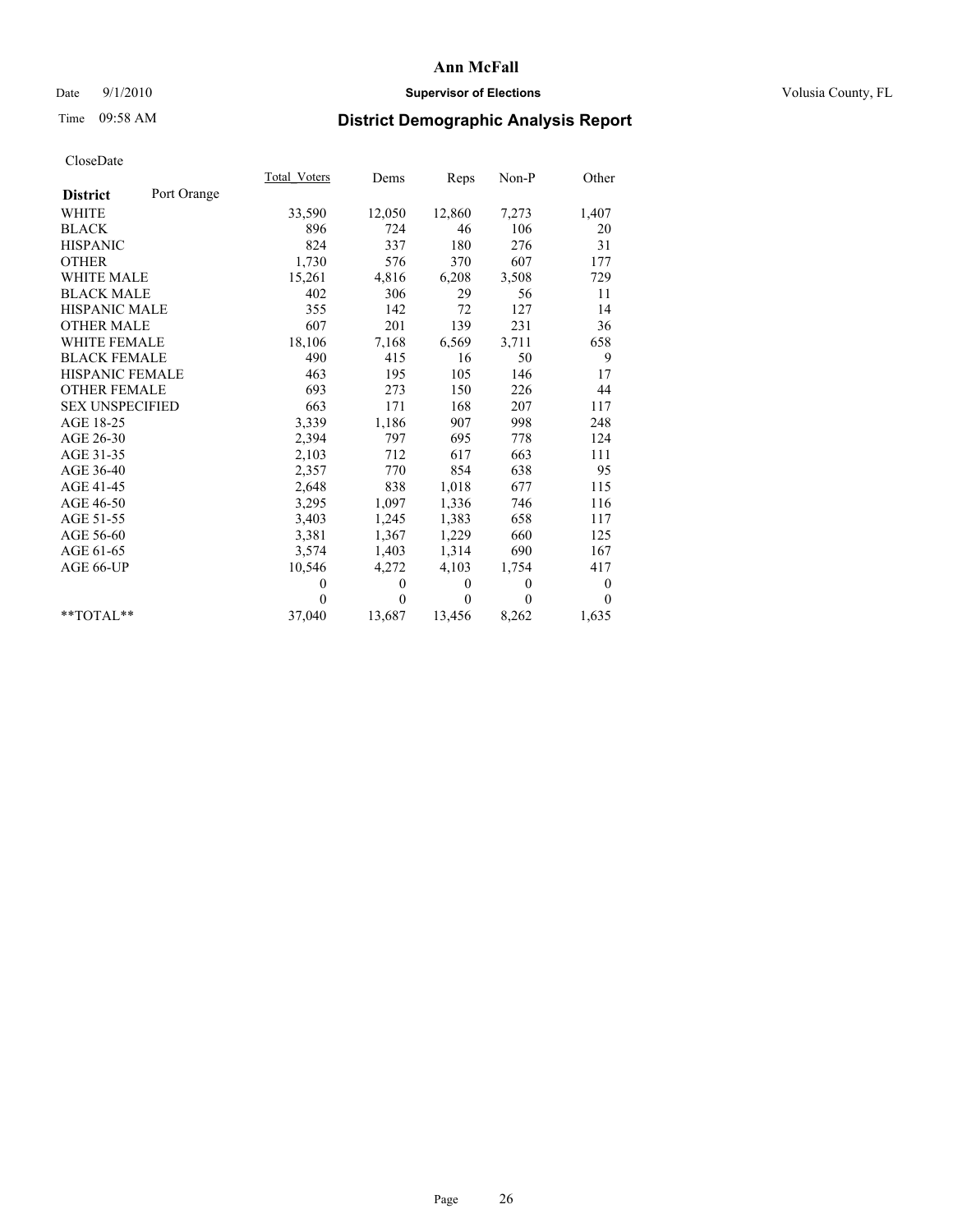# Ann McFall

Date 9/1/2010 **Supervisor of Elections** Volusia County, FL

Time 09:58 AM **District Demographic Analysis Report**

CloseDate

| **District** Port Orange | Total_Voters | Dems | Reps | Non-P | Other |
|---|---|---|---|---|---|
| WHITE | 33,590 | 12,050 | 12,860 | 7,273 | 1,407 |
| BLACK | 896 | 724 | 46 | 106 | 20 |
| HISPANIC | 824 | 337 | 180 | 276 | 31 |
| OTHER | 1,730 | 576 | 370 | 607 | 177 |
| WHITE MALE | 15,261 | 4,816 | 6,208 | 3,508 | 729 |
| BLACK MALE | 402 | 306 | 29 | 56 | 11 |
| HISPANIC MALE | 355 | 142 | 72 | 127 | 14 |
| OTHER MALE | 607 | 201 | 139 | 231 | 36 |
| WHITE FEMALE | 18,106 | 7,168 | 6,569 | 3,711 | 658 |
| BLACK FEMALE | 490 | 415 | 16 | 50 | 9 |
| HISPANIC FEMALE | 463 | 195 | 105 | 146 | 17 |
| OTHER FEMALE | 693 | 273 | 150 | 226 | 44 |
| SEX UNSPECIFIED | 663 | 171 | 168 | 207 | 117 |
| AGE 18-25 | 3,339 | 1,186 | 907 | 998 | 248 |
| AGE 26-30 | 2,394 | 797 | 695 | 778 | 124 |
| AGE 31-35 | 2,103 | 712 | 617 | 663 | 111 |
| AGE 36-40 | 2,357 | 770 | 854 | 638 | 95 |
| AGE 41-45 | 2,648 | 838 | 1,018 | 677 | 115 |
| AGE 46-50 | 3,295 | 1,097 | 1,336 | 746 | 116 |
| AGE 51-55 | 3,403 | 1,245 | 1,383 | 658 | 117 |
| AGE 56-60 | 3,381 | 1,367 | 1,229 | 660 | 125 |
| AGE 61-65 | 3,574 | 1,403 | 1,314 | 690 | 167 |
| AGE 66-UP | 10,546 | 4,272 | 4,103 | 1,754 | 417 |
| | 0 | 0 | 0 | 0 | 0 |
| | 0 | 0 | 0 | 0 | 0 |
| **TOTAL** | 37,040 | 13,687 | 13,456 | 8,262 | 1,635 |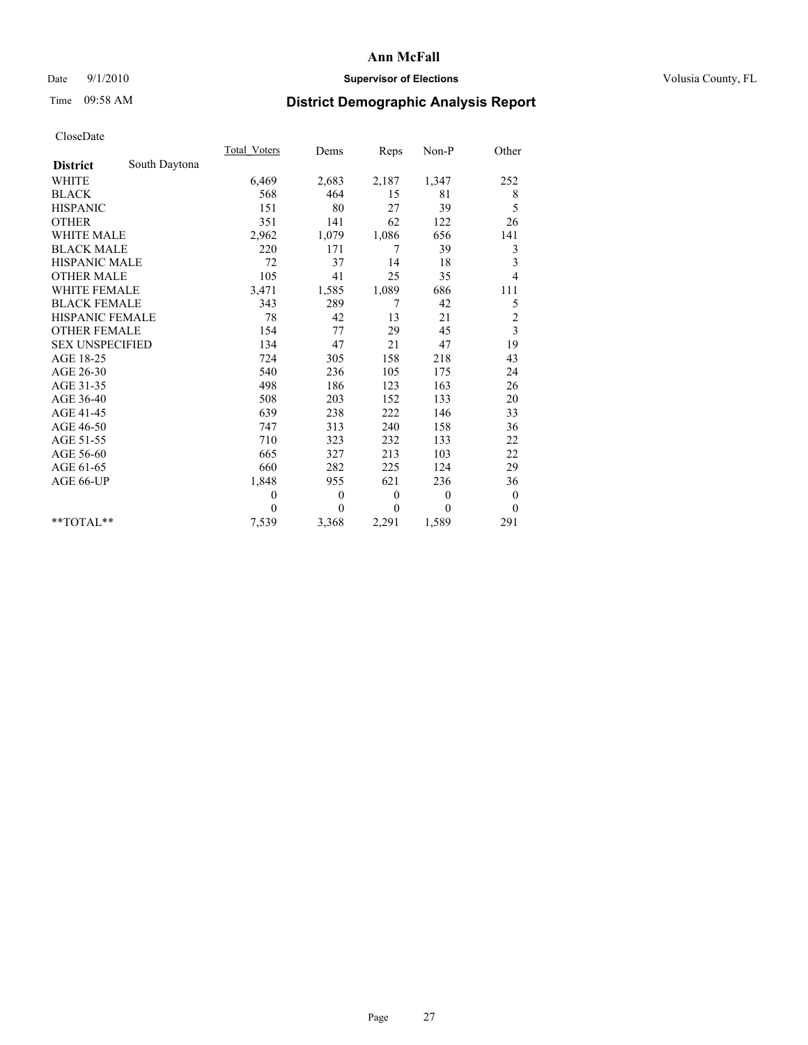# Ann McFall

Date 9/1/2010 **Supervisor of Elections** Volusia County, FL

Time 09:58 AM **District Demographic Analysis Report**

CloseDate

| **District** South Daytona | Total_Voters | Dems | Reps | Non-P | Other |
|---|---|---|---|---|---|
| WHITE | 6,469 | 2,683 | 2,187 | 1,347 | 252 |
| BLACK | 568 | 464 | 15 | 81 | 8 |
| HISPANIC | 151 | 80 | 27 | 39 | 5 |
| OTHER | 351 | 141 | 62 | 122 | 26 |
| WHITE MALE | 2,962 | 1,079 | 1,086 | 656 | 141 |
| BLACK MALE | 220 | 171 | 7 | 39 | 3 |
| HISPANIC MALE | 72 | 37 | 14 | 18 | 3 |
| OTHER MALE | 105 | 41 | 25 | 35 | 4 |
| WHITE FEMALE | 3,471 | 1,585 | 1,089 | 686 | 111 |
| BLACK FEMALE | 343 | 289 | 7 | 42 | 5 |
| HISPANIC FEMALE | 78 | 42 | 13 | 21 | 2 |
| OTHER FEMALE | 154 | 77 | 29 | 45 | 3 |
| SEX UNSPECIFIED | 134 | 47 | 21 | 47 | 19 |
| AGE 18-25 | 724 | 305 | 158 | 218 | 43 |
| AGE 26-30 | 540 | 236 | 105 | 175 | 24 |
| AGE 31-35 | 498 | 186 | 123 | 163 | 26 |
| AGE 36-40 | 508 | 203 | 152 | 133 | 20 |
| AGE 41-45 | 639 | 238 | 222 | 146 | 33 |
| AGE 46-50 | 747 | 313 | 240 | 158 | 36 |
| AGE 51-55 | 710 | 323 | 232 | 133 | 22 |
| AGE 56-60 | 665 | 327 | 213 | 103 | 22 |
| AGE 61-65 | 660 | 282 | 225 | 124 | 29 |
| AGE 66-UP | 1,848 | 955 | 621 | 236 | 36 |
| | 0 | 0 | 0 | 0 | 0 |
| | 0 | 0 | 0 | 0 | 0 |
| **TOTAL** | 7,539 | 3,368 | 2,291 | 1,589 | 291 |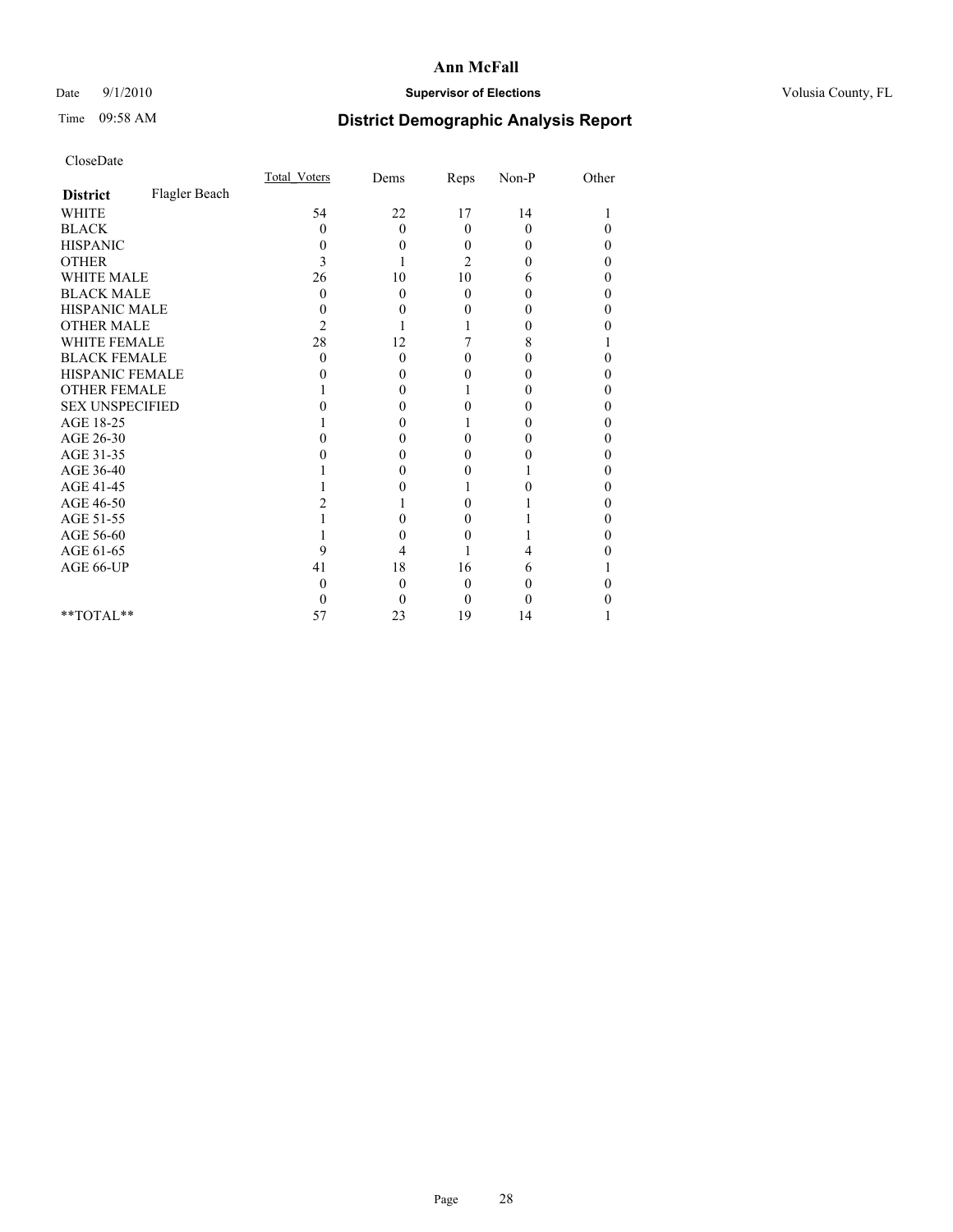# Ann McFall

Date 9/1/2010 **Supervisor of Elections** Volusia County, FL

Time 09:58 AM **District Demographic Analysis Report**

CloseDate

| | Total_Voters | Dems | Reps | Non-P | Other |
|---|---|---|---|---|---|
| **District** Flagler Beach | | | | | |
| WHITE | 54 | 22 | 17 | 14 | 1 |
| BLACK | 0 | 0 | 0 | 0 | 0 |
| HISPANIC | 0 | 0 | 0 | 0 | 0 |
| OTHER | 3 | 1 | 2 | 0 | 0 |
| WHITE MALE | 26 | 10 | 10 | 6 | 0 |
| BLACK MALE | 0 | 0 | 0 | 0 | 0 |
| HISPANIC MALE | 0 | 0 | 0 | 0 | 0 |
| OTHER MALE | 2 | 1 | 1 | 0 | 0 |
| WHITE FEMALE | 28 | 12 | 7 | 8 | 1 |
| BLACK FEMALE | 0 | 0 | 0 | 0 | 0 |
| HISPANIC FEMALE | 0 | 0 | 0 | 0 | 0 |
| OTHER FEMALE | 1 | 0 | 1 | 0 | 0 |
| SEX UNSPECIFIED | 0 | 0 | 0 | 0 | 0 |
| AGE 18-25 | 1 | 0 | 1 | 0 | 0 |
| AGE 26-30 | 0 | 0 | 0 | 0 | 0 |
| AGE 31-35 | 0 | 0 | 0 | 0 | 0 |
| AGE 36-40 | 1 | 0 | 0 | 1 | 0 |
| AGE 41-45 | 1 | 0 | 1 | 0 | 0 |
| AGE 46-50 | 2 | 1 | 0 | 1 | 0 |
| AGE 51-55 | 1 | 0 | 0 | 1 | 0 |
| AGE 56-60 | 1 | 0 | 0 | 1 | 0 |
| AGE 61-65 | 9 | 4 | 1 | 4 | 0 |
| AGE 66-UP | 41 | 18 | 16 | 6 | 1 |
| | 0 | 0 | 0 | 0 | 0 |
| | 0 | 0 | 0 | 0 | 0 |
| **TOTAL** | 57 | 23 | 19 | 14 | 1 |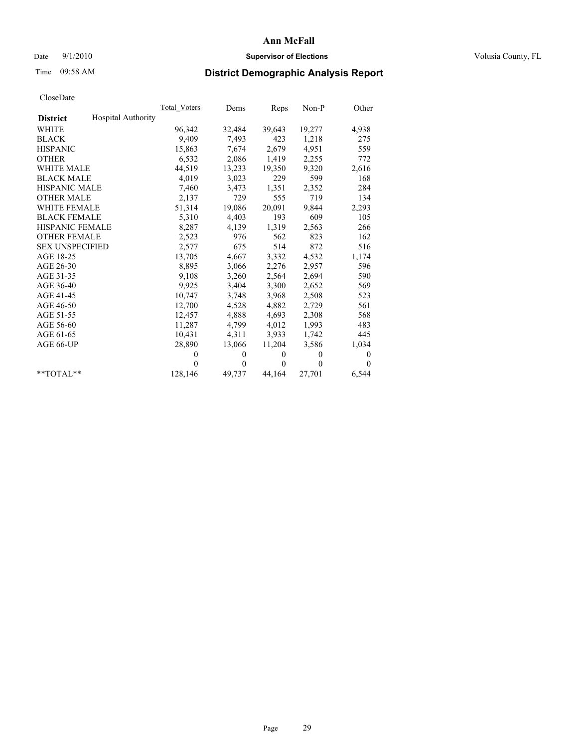# Ann McFall

Date 9/1/2010 **Supervisor of Elections** Volusia County, FL

Time 09:58 AM

## District Demographic Analysis Report

CloseDate

| **District** Hospital Authority | Total_Voters | Dems | Reps | Non-P | Other |
|---|---|---|---|---|---|
| WHITE | 96,342 | 32,484 | 39,643 | 19,277 | 4,938 |
| BLACK | 9,409 | 7,493 | 423 | 1,218 | 275 |
| HISPANIC | 15,863 | 7,674 | 2,679 | 4,951 | 559 |
| OTHER | 6,532 | 2,086 | 1,419 | 2,255 | 772 |
| WHITE MALE | 44,519 | 13,233 | 19,350 | 9,320 | 2,616 |
| BLACK MALE | 4,019 | 3,023 | 229 | 599 | 168 |
| HISPANIC MALE | 7,460 | 3,473 | 1,351 | 2,352 | 284 |
| OTHER MALE | 2,137 | 729 | 555 | 719 | 134 |
| WHITE FEMALE | 51,314 | 19,086 | 20,091 | 9,844 | 2,293 |
| BLACK FEMALE | 5,310 | 4,403 | 193 | 609 | 105 |
| HISPANIC FEMALE | 8,287 | 4,139 | 1,319 | 2,563 | 266 |
| OTHER FEMALE | 2,523 | 976 | 562 | 823 | 162 |
| SEX UNSPECIFIED | 2,577 | 675 | 514 | 872 | 516 |
| AGE 18-25 | 13,705 | 4,667 | 3,332 | 4,532 | 1,174 |
| AGE 26-30 | 8,895 | 3,066 | 2,276 | 2,957 | 596 |
| AGE 31-35 | 9,108 | 3,260 | 2,564 | 2,694 | 590 |
| AGE 36-40 | 9,925 | 3,404 | 3,300 | 2,652 | 569 |
| AGE 41-45 | 10,747 | 3,748 | 3,968 | 2,508 | 523 |
| AGE 46-50 | 12,700 | 4,528 | 4,882 | 2,729 | 561 |
| AGE 51-55 | 12,457 | 4,888 | 4,693 | 2,308 | 568 |
| AGE 56-60 | 11,287 | 4,799 | 4,012 | 1,993 | 483 |
| AGE 61-65 | 10,431 | 4,311 | 3,933 | 1,742 | 445 |
| AGE 66-UP | 28,890 | 13,066 | 11,204 | 3,586 | 1,034 |
| | 0 | 0 | 0 | 0 | 0 |
| | 0 | 0 | 0 | 0 | 0 |
| **TOTAL** | 128,146 | 49,737 | 44,164 | 27,701 | 6,544 |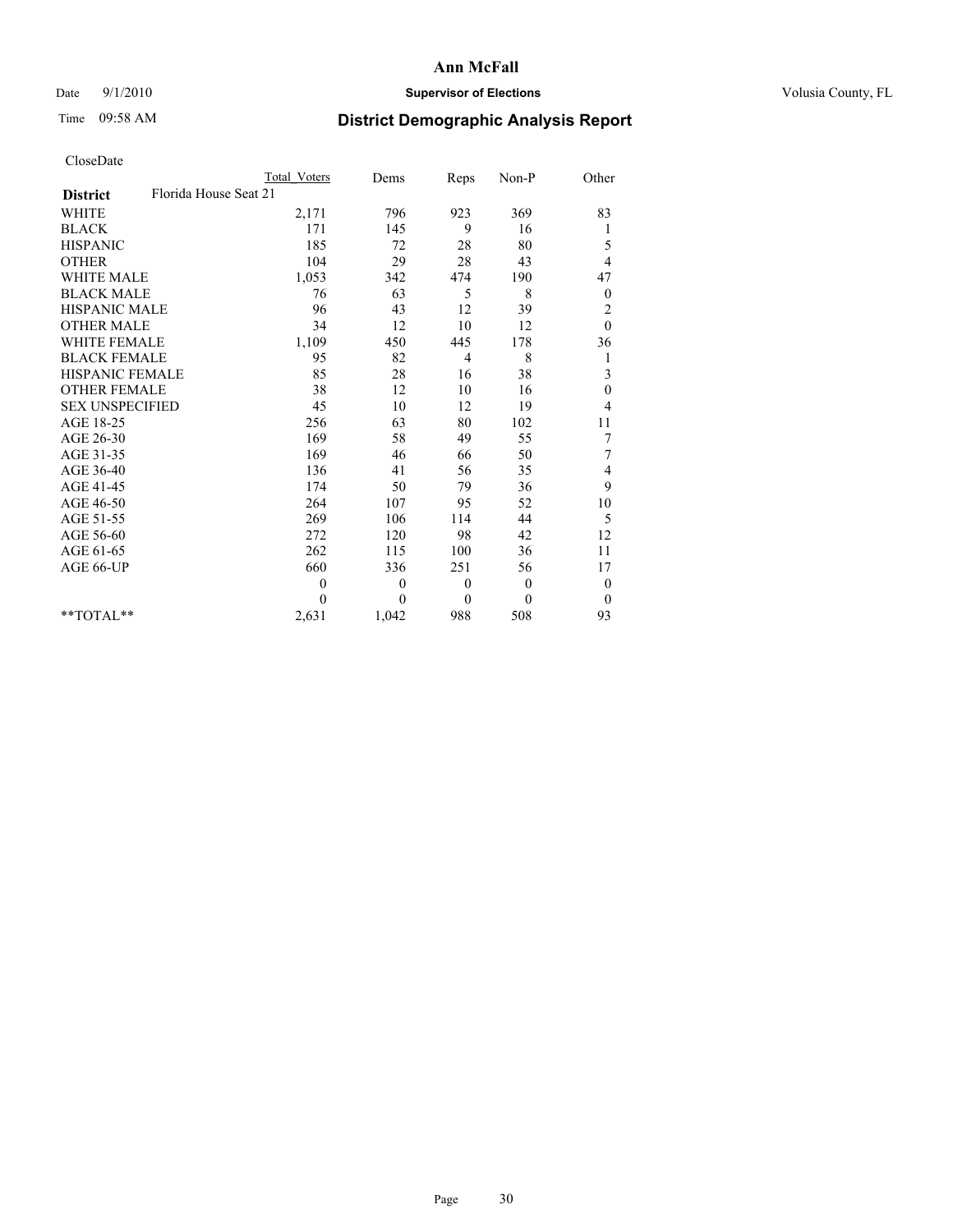# Ann McFall

Date 9/1/2010 **Supervisor of Elections** Volusia County, FL

Time 09:58 AM **District Demographic Analysis Report**

CloseDate

| | Total Voters | Dems | Reps | Non-P | Other |
|---|---|---|---|---|---|
| **District** Florida House Seat 21 | | | | | |
| WHITE | 2,171 | 796 | 923 | 369 | 83 |
| BLACK | 171 | 145 | 9 | 16 | 1 |
| HISPANIC | 185 | 72 | 28 | 80 | 5 |
| OTHER | 104 | 29 | 28 | 43 | 4 |
| WHITE MALE | 1,053 | 342 | 474 | 190 | 47 |
| BLACK MALE | 76 | 63 | 5 | 8 | 0 |
| HISPANIC MALE | 96 | 43 | 12 | 39 | 2 |
| OTHER MALE | 34 | 12 | 10 | 12 | 0 |
| WHITE FEMALE | 1,109 | 450 | 445 | 178 | 36 |
| BLACK FEMALE | 95 | 82 | 4 | 8 | 1 |
| HISPANIC FEMALE | 85 | 28 | 16 | 38 | 3 |
| OTHER FEMALE | 38 | 12 | 10 | 16 | 0 |
| SEX UNSPECIFIED | 45 | 10 | 12 | 19 | 4 |
| AGE 18-25 | 256 | 63 | 80 | 102 | 11 |
| AGE 26-30 | 169 | 58 | 49 | 55 | 7 |
| AGE 31-35 | 169 | 46 | 66 | 50 | 7 |
| AGE 36-40 | 136 | 41 | 56 | 35 | 4 |
| AGE 41-45 | 174 | 50 | 79 | 36 | 9 |
| AGE 46-50 | 264 | 107 | 95 | 52 | 10 |
| AGE 51-55 | 269 | 106 | 114 | 44 | 5 |
| AGE 56-60 | 272 | 120 | 98 | 42 | 12 |
| AGE 61-65 | 262 | 115 | 100 | 36 | 11 |
| AGE 66-UP | 660 | 336 | 251 | 56 | 17 |
| | 0 | 0 | 0 | 0 | 0 |
| | 0 | 0 | 0 | 0 | 0 |
| **TOTAL** | 2,631 | 1,042 | 988 | 508 | 93 |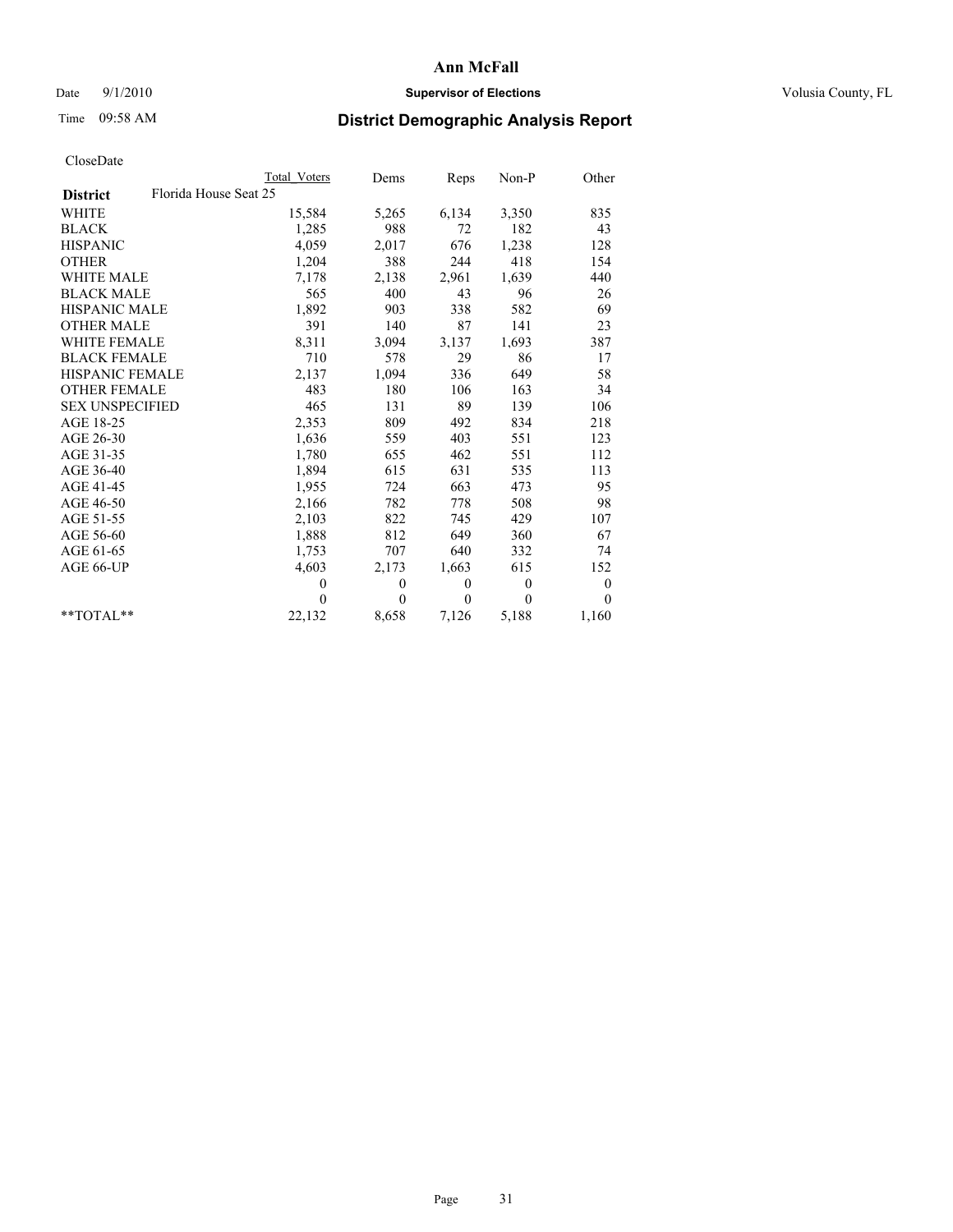# Ann McFall

Date 9/1/2010 **Supervisor of Elections** Volusia County, FL

Time 09:58 AM **District Demographic Analysis Report**

CloseDate

| | Total Voters | Dems | Reps | Non-P | Other |
|---|---|---|---|---|---|
| **District** Florida House Seat 25 | | | | | |
| WHITE | 15,584 | 5,265 | 6,134 | 3,350 | 835 |
| BLACK | 1,285 | 988 | 72 | 182 | 43 |
| HISPANIC | 4,059 | 2,017 | 676 | 1,238 | 128 |
| OTHER | 1,204 | 388 | 244 | 418 | 154 |
| WHITE MALE | 7,178 | 2,138 | 2,961 | 1,639 | 440 |
| BLACK MALE | 565 | 400 | 43 | 96 | 26 |
| HISPANIC MALE | 1,892 | 903 | 338 | 582 | 69 |
| OTHER MALE | 391 | 140 | 87 | 141 | 23 |
| WHITE FEMALE | 8,311 | 3,094 | 3,137 | 1,693 | 387 |
| BLACK FEMALE | 710 | 578 | 29 | 86 | 17 |
| HISPANIC FEMALE | 2,137 | 1,094 | 336 | 649 | 58 |
| OTHER FEMALE | 483 | 180 | 106 | 163 | 34 |
| SEX UNSPECIFIED | 465 | 131 | 89 | 139 | 106 |
| AGE 18-25 | 2,353 | 809 | 492 | 834 | 218 |
| AGE 26-30 | 1,636 | 559 | 403 | 551 | 123 |
| AGE 31-35 | 1,780 | 655 | 462 | 551 | 112 |
| AGE 36-40 | 1,894 | 615 | 631 | 535 | 113 |
| AGE 41-45 | 1,955 | 724 | 663 | 473 | 95 |
| AGE 46-50 | 2,166 | 782 | 778 | 508 | 98 |
| AGE 51-55 | 2,103 | 822 | 745 | 429 | 107 |
| AGE 56-60 | 1,888 | 812 | 649 | 360 | 67 |
| AGE 61-65 | 1,753 | 707 | 640 | 332 | 74 |
| AGE 66-UP | 4,603 | 2,173 | 1,663 | 615 | 152 |
| | 0 | 0 | 0 | 0 | 0 |
| | 0 | 0 | 0 | 0 | 0 |
| **TOTAL** | 22,132 | 8,658 | 7,126 | 5,188 | 1,160 |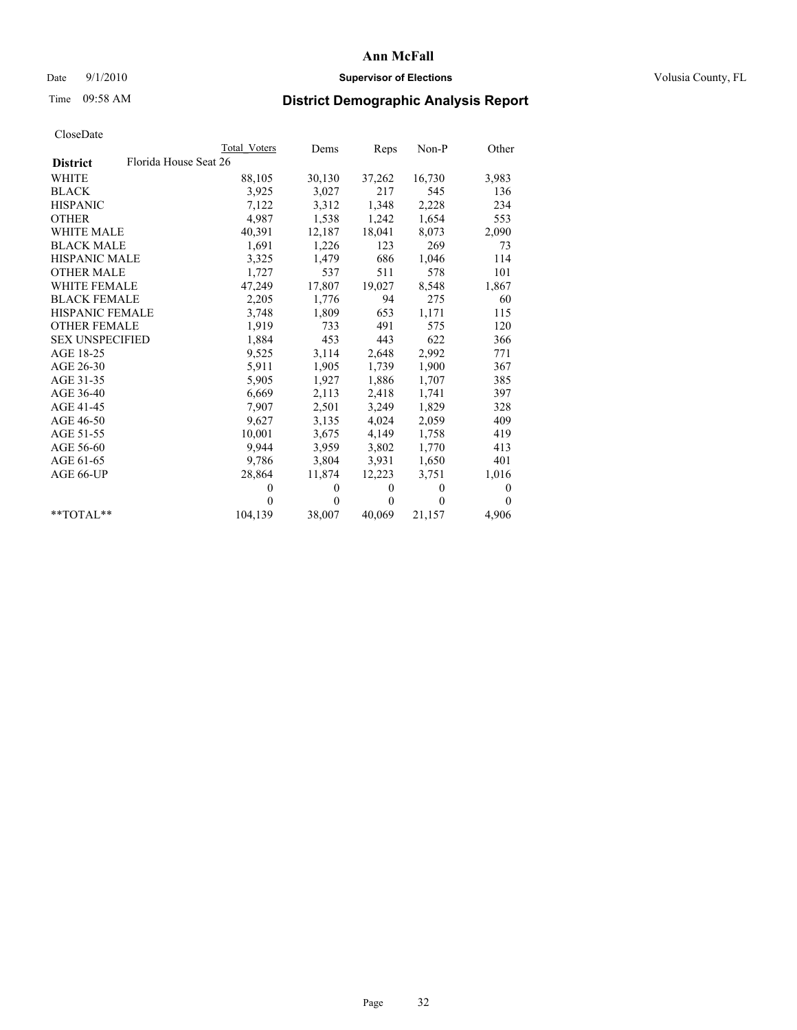# Ann McFall

Date 9/1/2010 **Supervisor of Elections** Volusia County, FL

Time 09:58 AM

## District Demographic Analysis Report

CloseDate

| | Total Voters | Dems | Reps | Non-P | Other |
|---|---|---|---|---|---|
| **District** Florida House Seat 26 | | | | | |
| WHITE | 88,105 | 30,130 | 37,262 | 16,730 | 3,983 |
| BLACK | 3,925 | 3,027 | 217 | 545 | 136 |
| HISPANIC | 7,122 | 3,312 | 1,348 | 2,228 | 234 |
| OTHER | 4,987 | 1,538 | 1,242 | 1,654 | 553 |
| WHITE MALE | 40,391 | 12,187 | 18,041 | 8,073 | 2,090 |
| BLACK MALE | 1,691 | 1,226 | 123 | 269 | 73 |
| HISPANIC MALE | 3,325 | 1,479 | 686 | 1,046 | 114 |
| OTHER MALE | 1,727 | 537 | 511 | 578 | 101 |
| WHITE FEMALE | 47,249 | 17,807 | 19,027 | 8,548 | 1,867 |
| BLACK FEMALE | 2,205 | 1,776 | 94 | 275 | 60 |
| HISPANIC FEMALE | 3,748 | 1,809 | 653 | 1,171 | 115 |
| OTHER FEMALE | 1,919 | 733 | 491 | 575 | 120 |
| SEX UNSPECIFIED | 1,884 | 453 | 443 | 622 | 366 |
| AGE 18-25 | 9,525 | 3,114 | 2,648 | 2,992 | 771 |
| AGE 26-30 | 5,911 | 1,905 | 1,739 | 1,900 | 367 |
| AGE 31-35 | 5,905 | 1,927 | 1,886 | 1,707 | 385 |
| AGE 36-40 | 6,669 | 2,113 | 2,418 | 1,741 | 397 |
| AGE 41-45 | 7,907 | 2,501 | 3,249 | 1,829 | 328 |
| AGE 46-50 | 9,627 | 3,135 | 4,024 | 2,059 | 409 |
| AGE 51-55 | 10,001 | 3,675 | 4,149 | 1,758 | 419 |
| AGE 56-60 | 9,944 | 3,959 | 3,802 | 1,770 | 413 |
| AGE 61-65 | 9,786 | 3,804 | 3,931 | 1,650 | 401 |
| AGE 66-UP | 28,864 | 11,874 | 12,223 | 3,751 | 1,016 |
| | 0 | 0 | 0 | 0 | 0 |
| | 0 | 0 | 0 | 0 | 0 |
| **TOTAL** | 104,139 | 38,007 | 40,069 | 21,157 | 4,906 |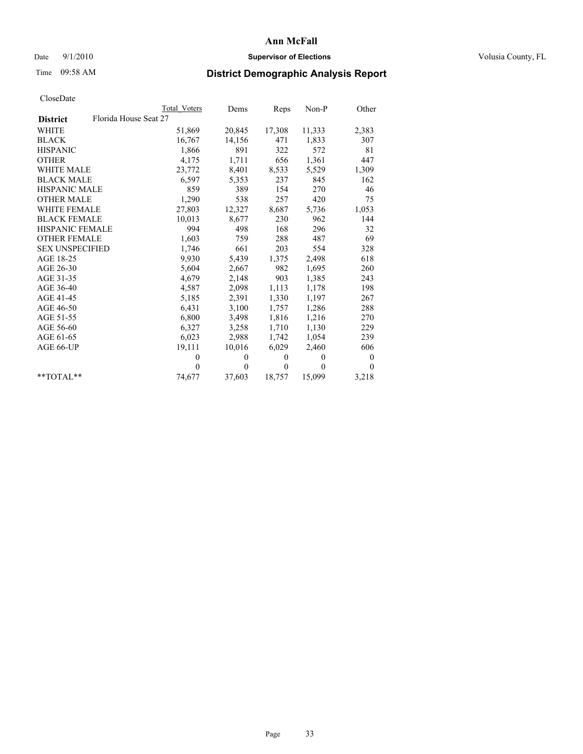# Ann McFall

Date 9/1/2010 **Supervisor of Elections** Volusia County, FL

Time 09:58 AM

## District Demographic Analysis Report

CloseDate

| District | Florida House Seat 27 | Total Voters | Dems | Reps | Non-P | Other |
|---|---|---|---|---|---|---|
| WHITE | | 51,869 | 20,845 | 17,308 | 11,333 | 2,383 |
| BLACK | | 16,767 | 14,156 | 471 | 1,833 | 307 |
| HISPANIC | | 1,866 | 891 | 322 | 572 | 81 |
| OTHER | | 4,175 | 1,711 | 656 | 1,361 | 447 |
| WHITE MALE | | 23,772 | 8,401 | 8,533 | 5,529 | 1,309 |
| BLACK MALE | | 6,597 | 5,353 | 237 | 845 | 162 |
| HISPANIC MALE | | 859 | 389 | 154 | 270 | 46 |
| OTHER MALE | | 1,290 | 538 | 257 | 420 | 75 |
| WHITE FEMALE | | 27,803 | 12,327 | 8,687 | 5,736 | 1,053 |
| BLACK FEMALE | | 10,013 | 8,677 | 230 | 962 | 144 |
| HISPANIC FEMALE | | 994 | 498 | 168 | 296 | 32 |
| OTHER FEMALE | | 1,603 | 759 | 288 | 487 | 69 |
| SEX UNSPECIFIED | | 1,746 | 661 | 203 | 554 | 328 |
| AGE 18-25 | | 9,930 | 5,439 | 1,375 | 2,498 | 618 |
| AGE 26-30 | | 5,604 | 2,667 | 982 | 1,695 | 260 |
| AGE 31-35 | | 4,679 | 2,148 | 903 | 1,385 | 243 |
| AGE 36-40 | | 4,587 | 2,098 | 1,113 | 1,178 | 198 |
| AGE 41-45 | | 5,185 | 2,391 | 1,330 | 1,197 | 267 |
| AGE 46-50 | | 6,431 | 3,100 | 1,757 | 1,286 | 288 |
| AGE 51-55 | | 6,800 | 3,498 | 1,816 | 1,216 | 270 |
| AGE 56-60 | | 6,327 | 3,258 | 1,710 | 1,130 | 229 |
| AGE 61-65 | | 6,023 | 2,988 | 1,742 | 1,054 | 239 |
| AGE 66-UP | | 19,111 | 10,016 | 6,029 | 2,460 | 606 |
| | | 0 | 0 | 0 | 0 | 0 |
| | | 0 | 0 | 0 | 0 | 0 |
| **TOTAL** | | 74,677 | 37,603 | 18,757 | 15,099 | 3,218 |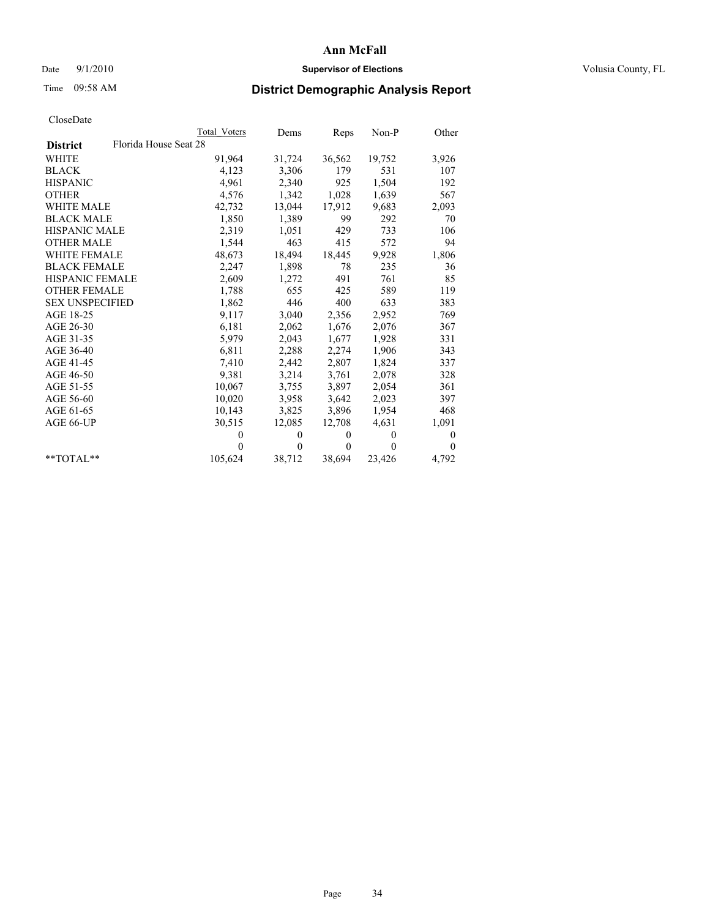# Ann McFall

Date 9/1/2010 **Supervisor of Elections** Volusia County, FL

Time 09:58 AM

## District Demographic Analysis Report

CloseDate

| | Total Voters | Dems | Reps | Non-P | Other |
|---|---|---|---|---|---|
| **District** Florida House Seat 28 | | | | | |
| WHITE | 91,964 | 31,724 | 36,562 | 19,752 | 3,926 |
| BLACK | 4,123 | 3,306 | 179 | 531 | 107 |
| HISPANIC | 4,961 | 2,340 | 925 | 1,504 | 192 |
| OTHER | 4,576 | 1,342 | 1,028 | 1,639 | 567 |
| WHITE MALE | 42,732 | 13,044 | 17,912 | 9,683 | 2,093 |
| BLACK MALE | 1,850 | 1,389 | 99 | 292 | 70 |
| HISPANIC MALE | 2,319 | 1,051 | 429 | 733 | 106 |
| OTHER MALE | 1,544 | 463 | 415 | 572 | 94 |
| WHITE FEMALE | 48,673 | 18,494 | 18,445 | 9,928 | 1,806 |
| BLACK FEMALE | 2,247 | 1,898 | 78 | 235 | 36 |
| HISPANIC FEMALE | 2,609 | 1,272 | 491 | 761 | 85 |
| OTHER FEMALE | 1,788 | 655 | 425 | 589 | 119 |
| SEX UNSPECIFIED | 1,862 | 446 | 400 | 633 | 383 |
| AGE 18-25 | 9,117 | 3,040 | 2,356 | 2,952 | 769 |
| AGE 26-30 | 6,181 | 2,062 | 1,676 | 2,076 | 367 |
| AGE 31-35 | 5,979 | 2,043 | 1,677 | 1,928 | 331 |
| AGE 36-40 | 6,811 | 2,288 | 2,274 | 1,906 | 343 |
| AGE 41-45 | 7,410 | 2,442 | 2,807 | 1,824 | 337 |
| AGE 46-50 | 9,381 | 3,214 | 3,761 | 2,078 | 328 |
| AGE 51-55 | 10,067 | 3,755 | 3,897 | 2,054 | 361 |
| AGE 56-60 | 10,020 | 3,958 | 3,642 | 2,023 | 397 |
| AGE 61-65 | 10,143 | 3,825 | 3,896 | 1,954 | 468 |
| AGE 66-UP | 30,515 | 12,085 | 12,708 | 4,631 | 1,091 |
| | 0 | 0 | 0 | 0 | 0 |
| | 0 | 0 | 0 | 0 | 0 |
| **TOTAL** | 105,624 | 38,712 | 38,694 | 23,426 | 4,792 |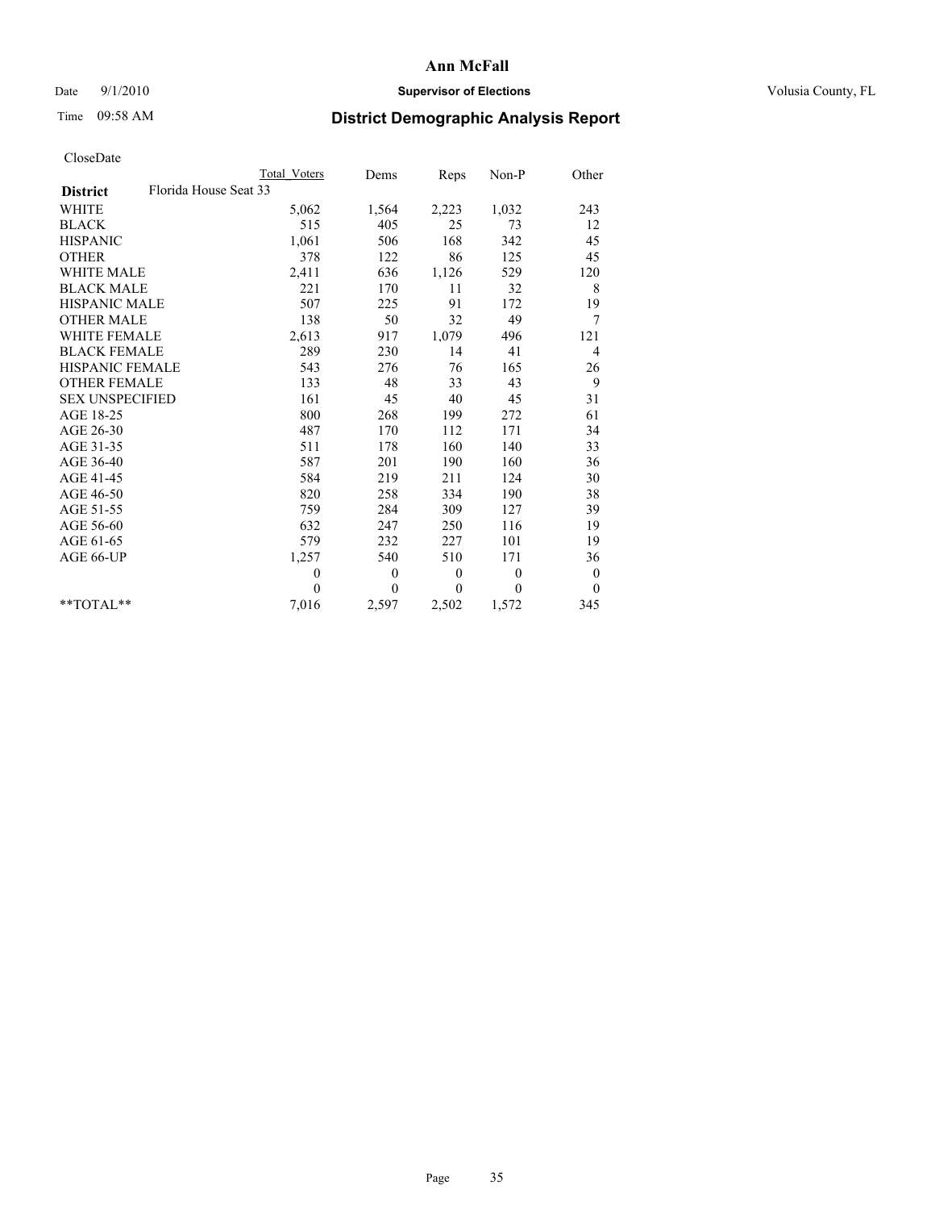# Ann McFall

Date 9/1/2010 **Supervisor of Elections** Volusia County, FL

Time 09:58 AM **District Demographic Analysis Report**

CloseDate

| | Total Voters | Dems | Reps | Non-P | Other |
|---|---|---|---|---|---|
| **District** Florida House Seat 33 | | | | | |
| WHITE | 5,062 | 1,564 | 2,223 | 1,032 | 243 |
| BLACK | 515 | 405 | 25 | 73 | 12 |
| HISPANIC | 1,061 | 506 | 168 | 342 | 45 |
| OTHER | 378 | 122 | 86 | 125 | 45 |
| WHITE MALE | 2,411 | 636 | 1,126 | 529 | 120 |
| BLACK MALE | 221 | 170 | 11 | 32 | 8 |
| HISPANIC MALE | 507 | 225 | 91 | 172 | 19 |
| OTHER MALE | 138 | 50 | 32 | 49 | 7 |
| WHITE FEMALE | 2,613 | 917 | 1,079 | 496 | 121 |
| BLACK FEMALE | 289 | 230 | 14 | 41 | 4 |
| HISPANIC FEMALE | 543 | 276 | 76 | 165 | 26 |
| OTHER FEMALE | 133 | 48 | 33 | 43 | 9 |
| SEX UNSPECIFIED | 161 | 45 | 40 | 45 | 31 |
| AGE 18-25 | 800 | 268 | 199 | 272 | 61 |
| AGE 26-30 | 487 | 170 | 112 | 171 | 34 |
| AGE 31-35 | 511 | 178 | 160 | 140 | 33 |
| AGE 36-40 | 587 | 201 | 190 | 160 | 36 |
| AGE 41-45 | 584 | 219 | 211 | 124 | 30 |
| AGE 46-50 | 820 | 258 | 334 | 190 | 38 |
| AGE 51-55 | 759 | 284 | 309 | 127 | 39 |
| AGE 56-60 | 632 | 247 | 250 | 116 | 19 |
| AGE 61-65 | 579 | 232 | 227 | 101 | 19 |
| AGE 66-UP | 1,257 | 540 | 510 | 171 | 36 |
| | 0 | 0 | 0 | 0 | 0 |
| | 0 | 0 | 0 | 0 | 0 |
| **TOTAL** | 7,016 | 2,597 | 2,502 | 1,572 | 345 |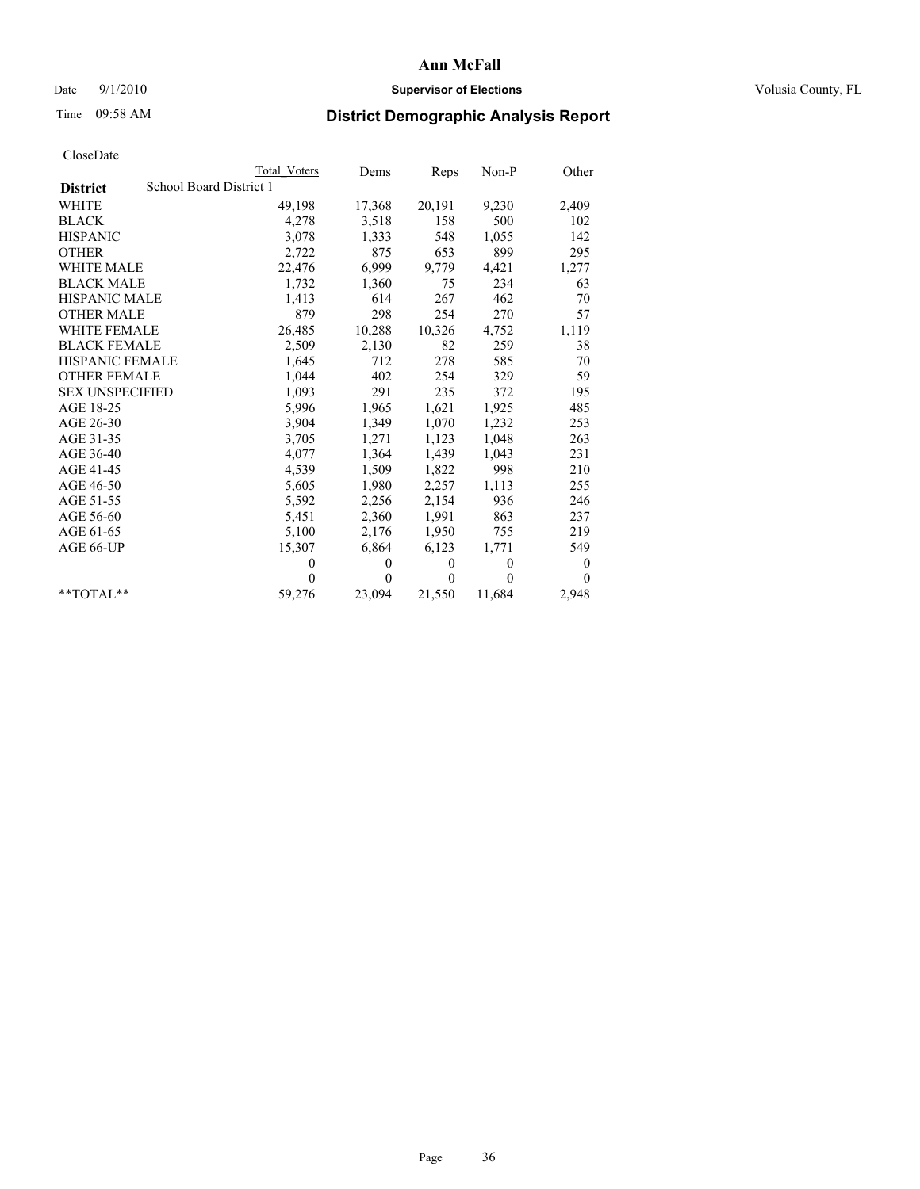# Ann McFall

Date 9/1/2010 **Supervisor of Elections** Volusia County, FL

Time 09:58 AM **District Demographic Analysis Report**

CloseDate

| | Total Voters | Dems | Reps | Non-P | Other |
|---|---|---|---|---|---|
| **District** School Board District 1 | | | | | |
| WHITE | 49,198 | 17,368 | 20,191 | 9,230 | 2,409 |
| BLACK | 4,278 | 3,518 | 158 | 500 | 102 |
| HISPANIC | 3,078 | 1,333 | 548 | 1,055 | 142 |
| OTHER | 2,722 | 875 | 653 | 899 | 295 |
| WHITE MALE | 22,476 | 6,999 | 9,779 | 4,421 | 1,277 |
| BLACK MALE | 1,732 | 1,360 | 75 | 234 | 63 |
| HISPANIC MALE | 1,413 | 614 | 267 | 462 | 70 |
| OTHER MALE | 879 | 298 | 254 | 270 | 57 |
| WHITE FEMALE | 26,485 | 10,288 | 10,326 | 4,752 | 1,119 |
| BLACK FEMALE | 2,509 | 2,130 | 82 | 259 | 38 |
| HISPANIC FEMALE | 1,645 | 712 | 278 | 585 | 70 |
| OTHER FEMALE | 1,044 | 402 | 254 | 329 | 59 |
| SEX UNSPECIFIED | 1,093 | 291 | 235 | 372 | 195 |
| AGE 18-25 | 5,996 | 1,965 | 1,621 | 1,925 | 485 |
| AGE 26-30 | 3,904 | 1,349 | 1,070 | 1,232 | 253 |
| AGE 31-35 | 3,705 | 1,271 | 1,123 | 1,048 | 263 |
| AGE 36-40 | 4,077 | 1,364 | 1,439 | 1,043 | 231 |
| AGE 41-45 | 4,539 | 1,509 | 1,822 | 998 | 210 |
| AGE 46-50 | 5,605 | 1,980 | 2,257 | 1,113 | 255 |
| AGE 51-55 | 5,592 | 2,256 | 2,154 | 936 | 246 |
| AGE 56-60 | 5,451 | 2,360 | 1,991 | 863 | 237 |
| AGE 61-65 | 5,100 | 2,176 | 1,950 | 755 | 219 |
| AGE 66-UP | 15,307 | 6,864 | 6,123 | 1,771 | 549 |
| | 0 | 0 | 0 | 0 | 0 |
| | 0 | 0 | 0 | 0 | 0 |
| **TOTAL** | 59,276 | 23,094 | 21,550 | 11,684 | 2,948 |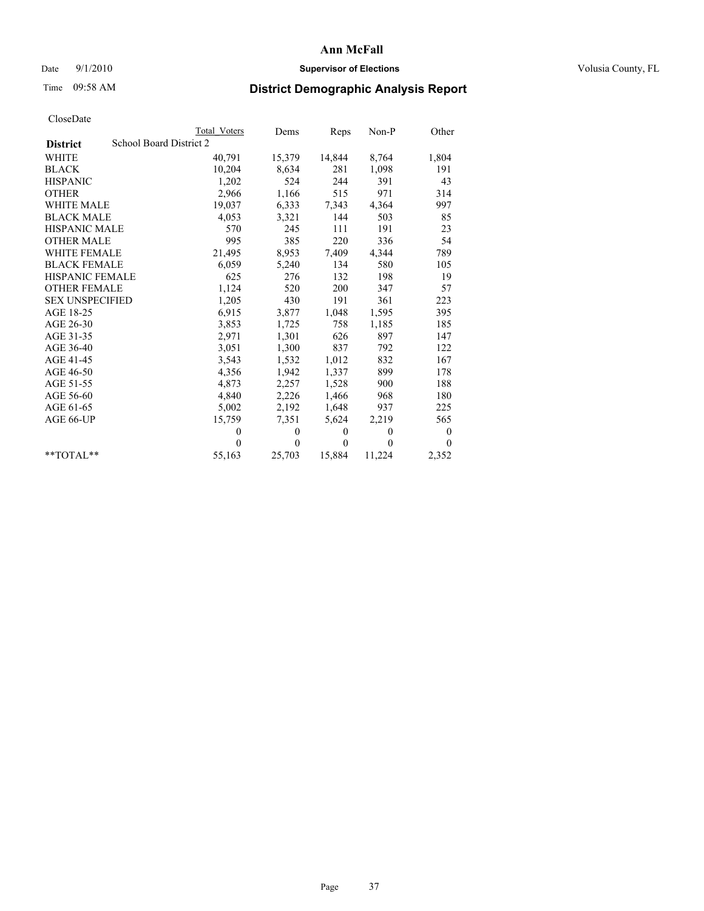# Ann McFall

Date 9/1/2010 **Supervisor of Elections** Volusia County, FL

Time 09:58 AM **District Demographic Analysis Report**

CloseDate

| **District** | School Board District 2 | Total Voters | Dems | Reps | Non-P | Other |
|---|---|---|---|---|---|---|
| WHITE | | 40,791 | 15,379 | 14,844 | 8,764 | 1,804 |
| BLACK | | 10,204 | 8,634 | 281 | 1,098 | 191 |
| HISPANIC | | 1,202 | 524 | 244 | 391 | 43 |
| OTHER | | 2,966 | 1,166 | 515 | 971 | 314 |
| WHITE MALE | | 19,037 | 6,333 | 7,343 | 4,364 | 997 |
| BLACK MALE | | 4,053 | 3,321 | 144 | 503 | 85 |
| HISPANIC MALE | | 570 | 245 | 111 | 191 | 23 |
| OTHER MALE | | 995 | 385 | 220 | 336 | 54 |
| WHITE FEMALE | | 21,495 | 8,953 | 7,409 | 4,344 | 789 |
| BLACK FEMALE | | 6,059 | 5,240 | 134 | 580 | 105 |
| HISPANIC FEMALE | | 625 | 276 | 132 | 198 | 19 |
| OTHER FEMALE | | 1,124 | 520 | 200 | 347 | 57 |
| SEX UNSPECIFIED | | 1,205 | 430 | 191 | 361 | 223 |
| AGE 18-25 | | 6,915 | 3,877 | 1,048 | 1,595 | 395 |
| AGE 26-30 | | 3,853 | 1,725 | 758 | 1,185 | 185 |
| AGE 31-35 | | 2,971 | 1,301 | 626 | 897 | 147 |
| AGE 36-40 | | 3,051 | 1,300 | 837 | 792 | 122 |
| AGE 41-45 | | 3,543 | 1,532 | 1,012 | 832 | 167 |
| AGE 46-50 | | 4,356 | 1,942 | 1,337 | 899 | 178 |
| AGE 51-55 | | 4,873 | 2,257 | 1,528 | 900 | 188 |
| AGE 56-60 | | 4,840 | 2,226 | 1,466 | 968 | 180 |
| AGE 61-65 | | 5,002 | 2,192 | 1,648 | 937 | 225 |
| AGE 66-UP | | 15,759 | 7,351 | 5,624 | 2,219 | 565 |
| | | 0 | 0 | 0 | 0 | 0 |
| | | 0 | 0 | 0 | 0 | 0 |
| **TOTAL** | | 55,163 | 25,703 | 15,884 | 11,224 | 2,352 |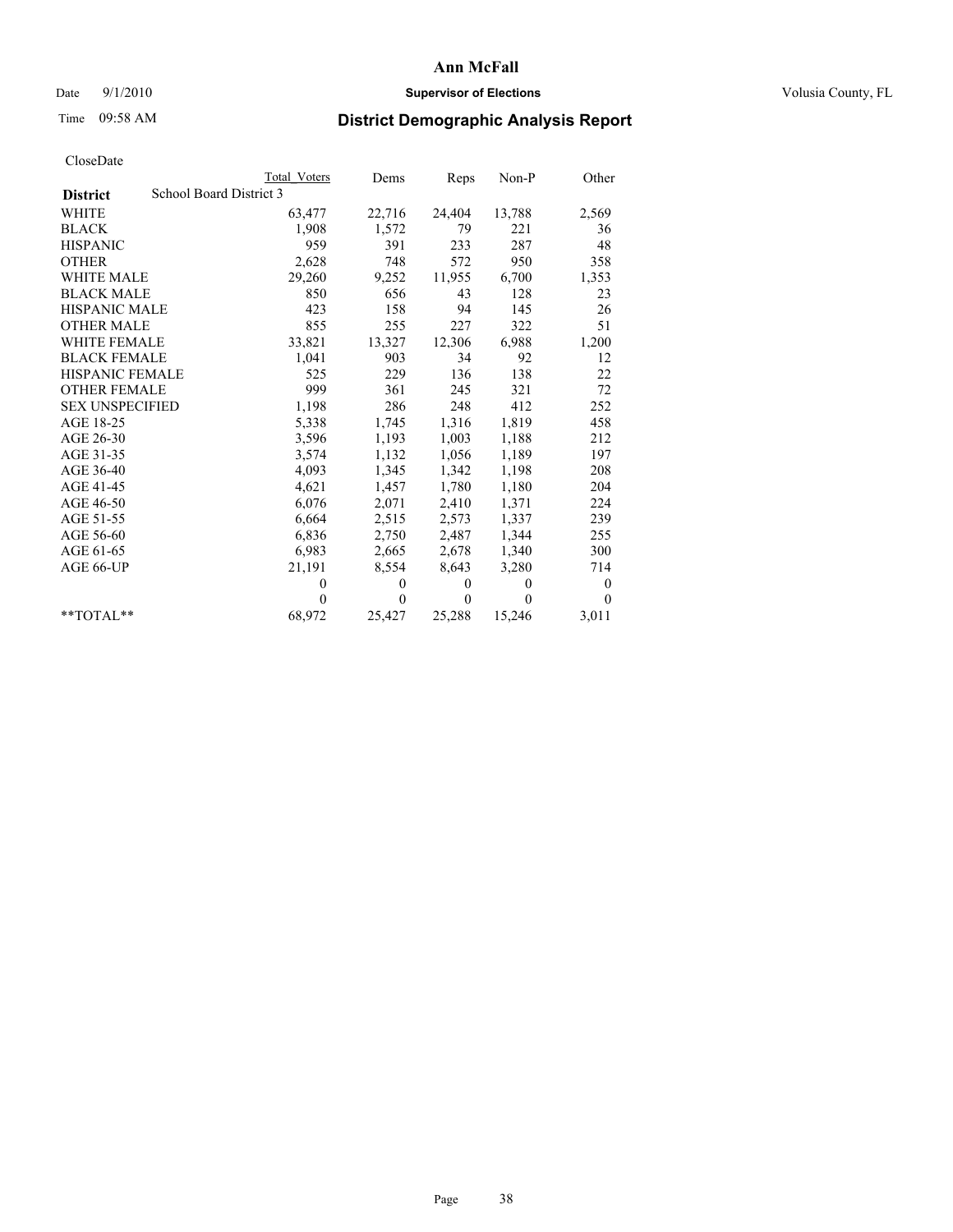# Ann McFall

Date 9/1/2010 **Supervisor of Elections** Volusia County, FL

Time 09:58 AM **District Demographic Analysis Report**

CloseDate

| | Total Voters | Dems | Reps | Non-P | Other |
|---|---|---|---|---|---|
| **District** School Board District 3 | | | | | |
| WHITE | 63,477 | 22,716 | 24,404 | 13,788 | 2,569 |
| BLACK | 1,908 | 1,572 | 79 | 221 | 36 |
| HISPANIC | 959 | 391 | 233 | 287 | 48 |
| OTHER | 2,628 | 748 | 572 | 950 | 358 |
| WHITE MALE | 29,260 | 9,252 | 11,955 | 6,700 | 1,353 |
| BLACK MALE | 850 | 656 | 43 | 128 | 23 |
| HISPANIC MALE | 423 | 158 | 94 | 145 | 26 |
| OTHER MALE | 855 | 255 | 227 | 322 | 51 |
| WHITE FEMALE | 33,821 | 13,327 | 12,306 | 6,988 | 1,200 |
| BLACK FEMALE | 1,041 | 903 | 34 | 92 | 12 |
| HISPANIC FEMALE | 525 | 229 | 136 | 138 | 22 |
| OTHER FEMALE | 999 | 361 | 245 | 321 | 72 |
| SEX UNSPECIFIED | 1,198 | 286 | 248 | 412 | 252 |
| AGE 18-25 | 5,338 | 1,745 | 1,316 | 1,819 | 458 |
| AGE 26-30 | 3,596 | 1,193 | 1,003 | 1,188 | 212 |
| AGE 31-35 | 3,574 | 1,132 | 1,056 | 1,189 | 197 |
| AGE 36-40 | 4,093 | 1,345 | 1,342 | 1,198 | 208 |
| AGE 41-45 | 4,621 | 1,457 | 1,780 | 1,180 | 204 |
| AGE 46-50 | 6,076 | 2,071 | 2,410 | 1,371 | 224 |
| AGE 51-55 | 6,664 | 2,515 | 2,573 | 1,337 | 239 |
| AGE 56-60 | 6,836 | 2,750 | 2,487 | 1,344 | 255 |
| AGE 61-65 | 6,983 | 2,665 | 2,678 | 1,340 | 300 |
| AGE 66-UP | 21,191 | 8,554 | 8,643 | 3,280 | 714 |
| | 0 | 0 | 0 | 0 | 0 |
| | 0 | 0 | 0 | 0 | 0 |
| **TOTAL** | 68,972 | 25,427 | 25,288 | 15,246 | 3,011 |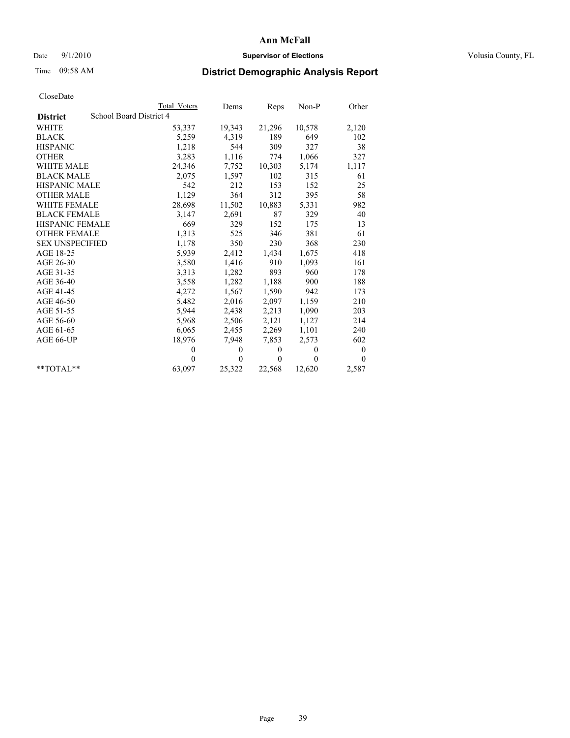**Ann McFall**

Date 9/1/2010 **Supervisor of Elections** Volusia County, FL

Time 09:58 AM

## District Demographic Analysis Report

CloseDate

| | Total Voters | Dems | Reps | Non-P | Other |
|---|---|---|---|---|---|
| **District** School Board District 4 | | | | | |
| WHITE | 53,337 | 19,343 | 21,296 | 10,578 | 2,120 |
| BLACK | 5,259 | 4,319 | 189 | 649 | 102 |
| HISPANIC | 1,218 | 544 | 309 | 327 | 38 |
| OTHER | 3,283 | 1,116 | 774 | 1,066 | 327 |
| WHITE MALE | 24,346 | 7,752 | 10,303 | 5,174 | 1,117 |
| BLACK MALE | 2,075 | 1,597 | 102 | 315 | 61 |
| HISPANIC MALE | 542 | 212 | 153 | 152 | 25 |
| OTHER MALE | 1,129 | 364 | 312 | 395 | 58 |
| WHITE FEMALE | 28,698 | 11,502 | 10,883 | 5,331 | 982 |
| BLACK FEMALE | 3,147 | 2,691 | 87 | 329 | 40 |
| HISPANIC FEMALE | 669 | 329 | 152 | 175 | 13 |
| OTHER FEMALE | 1,313 | 525 | 346 | 381 | 61 |
| SEX UNSPECIFIED | 1,178 | 350 | 230 | 368 | 230 |
| AGE 18-25 | 5,939 | 2,412 | 1,434 | 1,675 | 418 |
| AGE 26-30 | 3,580 | 1,416 | 910 | 1,093 | 161 |
| AGE 31-35 | 3,313 | 1,282 | 893 | 960 | 178 |
| AGE 36-40 | 3,558 | 1,282 | 1,188 | 900 | 188 |
| AGE 41-45 | 4,272 | 1,567 | 1,590 | 942 | 173 |
| AGE 46-50 | 5,482 | 2,016 | 2,097 | 1,159 | 210 |
| AGE 51-55 | 5,944 | 2,438 | 2,213 | 1,090 | 203 |
| AGE 56-60 | 5,968 | 2,506 | 2,121 | 1,127 | 214 |
| AGE 61-65 | 6,065 | 2,455 | 2,269 | 1,101 | 240 |
| AGE 66-UP | 18,976 | 7,948 | 7,853 | 2,573 | 602 |
| | 0 | 0 | 0 | 0 | 0 |
| | 0 | 0 | 0 | 0 | 0 |
| **TOTAL** | 63,097 | 25,322 | 22,568 | 12,620 | 2,587 |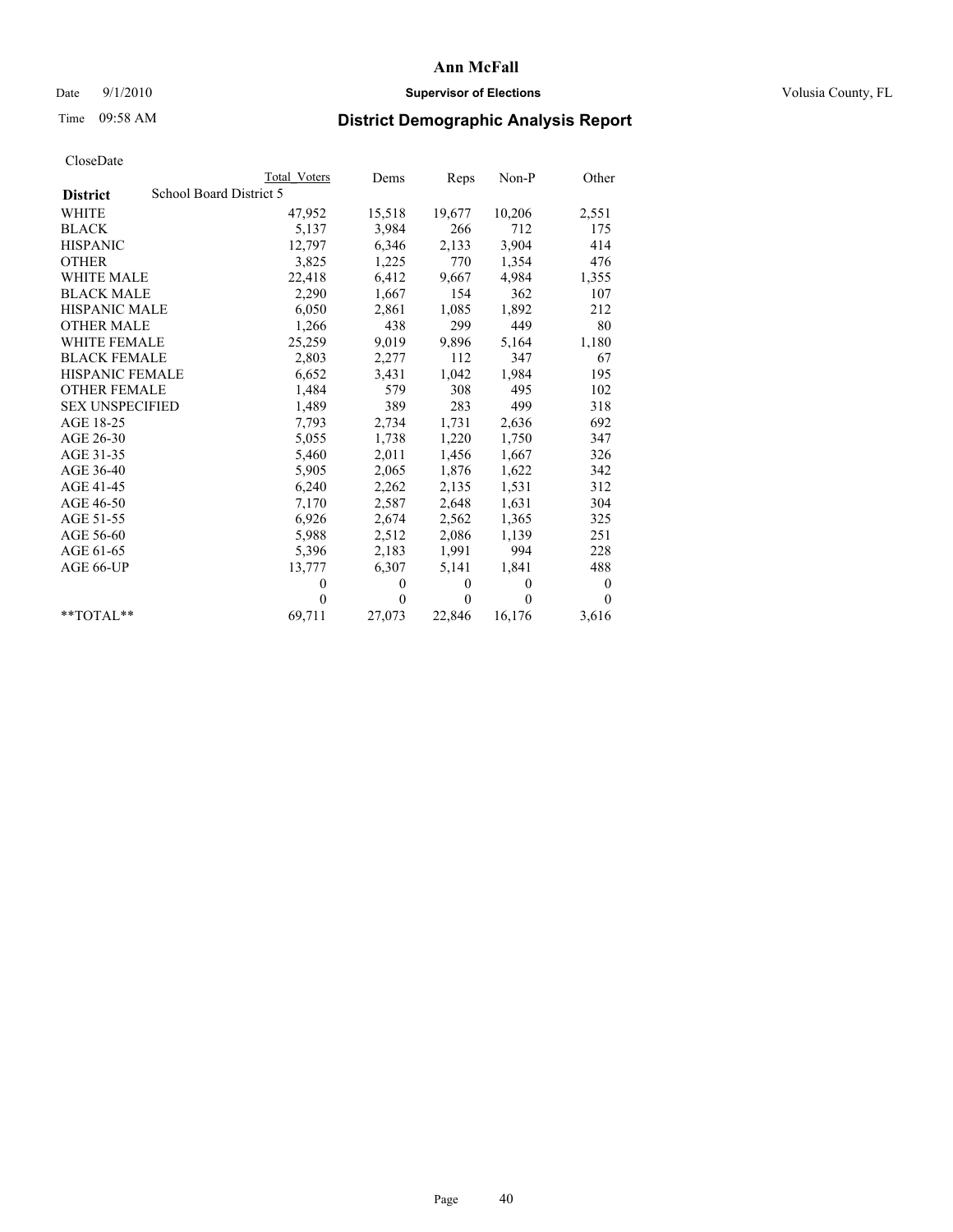# Ann McFall

Date 9/1/2010 **Supervisor of Elections** Volusia County, FL

Time 09:58 AM

## District Demographic Analysis Report

CloseDate

| | Total Voters | Dems | Reps | Non-P | Other |
|---|---|---|---|---|---|
| **District** School Board District 5 | | | | | |
| WHITE | 47,952 | 15,518 | 19,677 | 10,206 | 2,551 |
| BLACK | 5,137 | 3,984 | 266 | 712 | 175 |
| HISPANIC | 12,797 | 6,346 | 2,133 | 3,904 | 414 |
| OTHER | 3,825 | 1,225 | 770 | 1,354 | 476 |
| WHITE MALE | 22,418 | 6,412 | 9,667 | 4,984 | 1,355 |
| BLACK MALE | 2,290 | 1,667 | 154 | 362 | 107 |
| HISPANIC MALE | 6,050 | 2,861 | 1,085 | 1,892 | 212 |
| OTHER MALE | 1,266 | 438 | 299 | 449 | 80 |
| WHITE FEMALE | 25,259 | 9,019 | 9,896 | 5,164 | 1,180 |
| BLACK FEMALE | 2,803 | 2,277 | 112 | 347 | 67 |
| HISPANIC FEMALE | 6,652 | 3,431 | 1,042 | 1,984 | 195 |
| OTHER FEMALE | 1,484 | 579 | 308 | 495 | 102 |
| SEX UNSPECIFIED | 1,489 | 389 | 283 | 499 | 318 |
| AGE 18-25 | 7,793 | 2,734 | 1,731 | 2,636 | 692 |
| AGE 26-30 | 5,055 | 1,738 | 1,220 | 1,750 | 347 |
| AGE 31-35 | 5,460 | 2,011 | 1,456 | 1,667 | 326 |
| AGE 36-40 | 5,905 | 2,065 | 1,876 | 1,622 | 342 |
| AGE 41-45 | 6,240 | 2,262 | 2,135 | 1,531 | 312 |
| AGE 46-50 | 7,170 | 2,587 | 2,648 | 1,631 | 304 |
| AGE 51-55 | 6,926 | 2,674 | 2,562 | 1,365 | 325 |
| AGE 56-60 | 5,988 | 2,512 | 2,086 | 1,139 | 251 |
| AGE 61-65 | 5,396 | 2,183 | 1,991 | 994 | 228 |
| AGE 66-UP | 13,777 | 6,307 | 5,141 | 1,841 | 488 |
| | 0 | 0 | 0 | 0 | 0 |
| | 0 | 0 | 0 | 0 | 0 |
| **TOTAL** | 69,711 | 27,073 | 22,846 | 16,176 | 3,616 |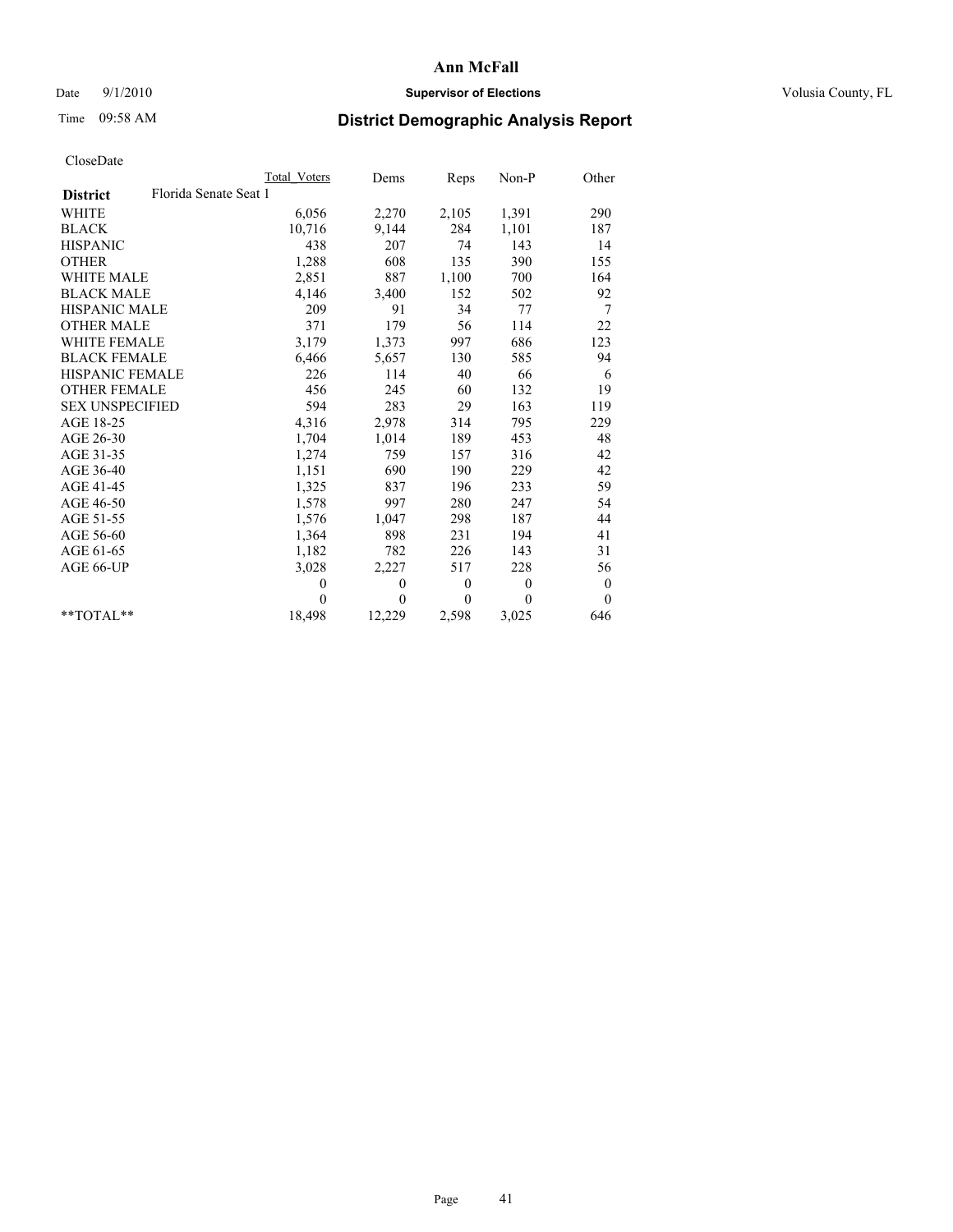# Ann McFall

Date 9/1/2010 **Supervisor of Elections** Volusia County, FL

Time 09:58 AM **District Demographic Analysis Report**

CloseDate

| District | Florida Senate Seat 1 | Total Voters | Dems | Reps | Non-P | Other |
|---|---|---|---|---|---|---|
| WHITE | | 6,056 | 2,270 | 2,105 | 1,391 | 290 |
| BLACK | | 10,716 | 9,144 | 284 | 1,101 | 187 |
| HISPANIC | | 438 | 207 | 74 | 143 | 14 |
| OTHER | | 1,288 | 608 | 135 | 390 | 155 |
| WHITE MALE | | 2,851 | 887 | 1,100 | 700 | 164 |
| BLACK MALE | | 4,146 | 3,400 | 152 | 502 | 92 |
| HISPANIC MALE | | 209 | 91 | 34 | 77 | 7 |
| OTHER MALE | | 371 | 179 | 56 | 114 | 22 |
| WHITE FEMALE | | 3,179 | 1,373 | 997 | 686 | 123 |
| BLACK FEMALE | | 6,466 | 5,657 | 130 | 585 | 94 |
| HISPANIC FEMALE | | 226 | 114 | 40 | 66 | 6 |
| OTHER FEMALE | | 456 | 245 | 60 | 132 | 19 |
| SEX UNSPECIFIED | | 594 | 283 | 29 | 163 | 119 |
| AGE 18-25 | | 4,316 | 2,978 | 314 | 795 | 229 |
| AGE 26-30 | | 1,704 | 1,014 | 189 | 453 | 48 |
| AGE 31-35 | | 1,274 | 759 | 157 | 316 | 42 |
| AGE 36-40 | | 1,151 | 690 | 190 | 229 | 42 |
| AGE 41-45 | | 1,325 | 837 | 196 | 233 | 59 |
| AGE 46-50 | | 1,578 | 997 | 280 | 247 | 54 |
| AGE 51-55 | | 1,576 | 1,047 | 298 | 187 | 44 |
| AGE 56-60 | | 1,364 | 898 | 231 | 194 | 41 |
| AGE 61-65 | | 1,182 | 782 | 226 | 143 | 31 |
| AGE 66-UP | | 3,028 | 2,227 | 517 | 228 | 56 |
| | | 0 | 0 | 0 | 0 | 0 |
| | | 0 | 0 | 0 | 0 | 0 |
| **TOTAL** | | 18,498 | 12,229 | 2,598 | 3,025 | 646 |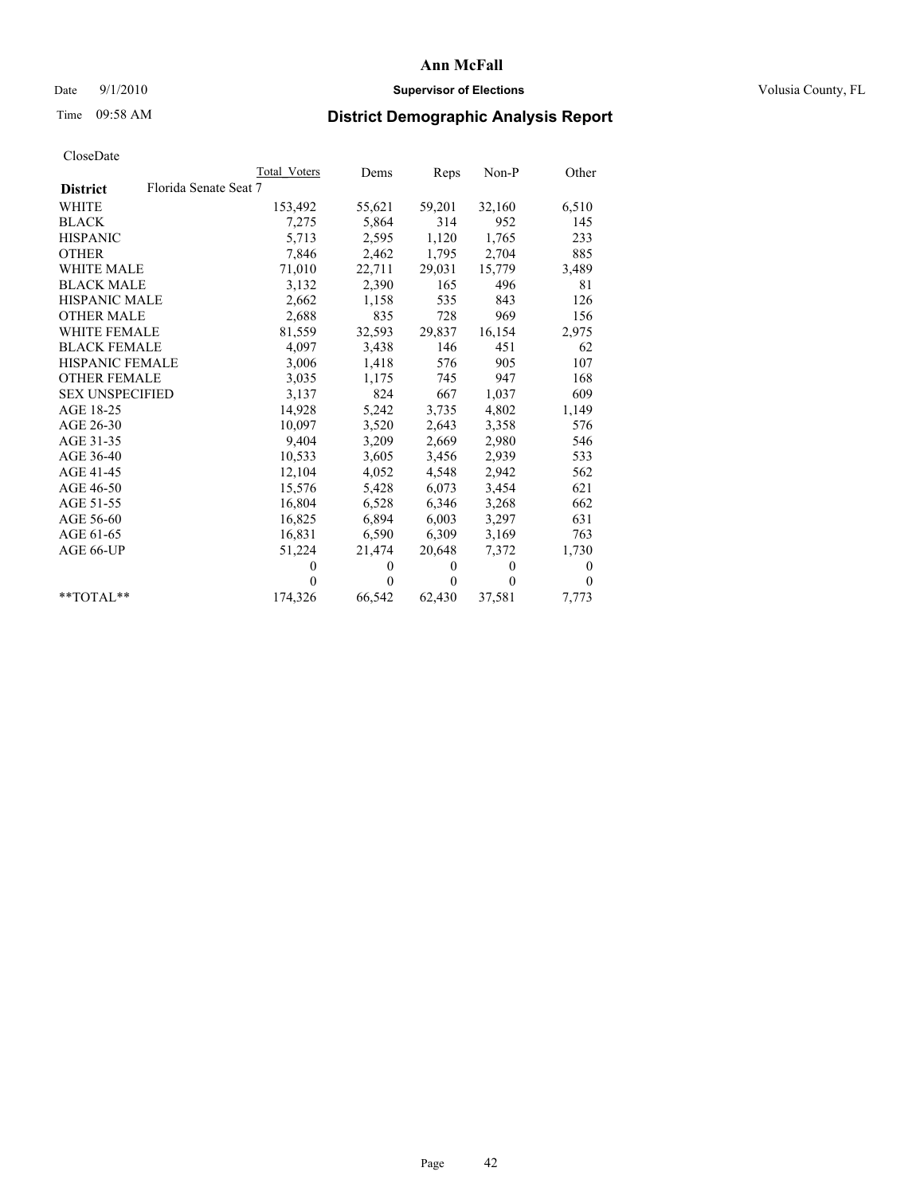**Ann McFall**

Date 9/1/2010 **Supervisor of Elections** Volusia County, FL

Time 09:58 AM

# District Demographic Analysis Report

CloseDate

| **District** Florida Senate Seat 7 | Total Voters | Dems | Reps | Non-P | Other |
|---|---|---|---|---|---|
| WHITE | 153,492 | 55,621 | 59,201 | 32,160 | 6,510 |
| BLACK | 7,275 | 5,864 | 314 | 952 | 145 |
| HISPANIC | 5,713 | 2,595 | 1,120 | 1,765 | 233 |
| OTHER | 7,846 | 2,462 | 1,795 | 2,704 | 885 |
| WHITE MALE | 71,010 | 22,711 | 29,031 | 15,779 | 3,489 |
| BLACK MALE | 3,132 | 2,390 | 165 | 496 | 81 |
| HISPANIC MALE | 2,662 | 1,158 | 535 | 843 | 126 |
| OTHER MALE | 2,688 | 835 | 728 | 969 | 156 |
| WHITE FEMALE | 81,559 | 32,593 | 29,837 | 16,154 | 2,975 |
| BLACK FEMALE | 4,097 | 3,438 | 146 | 451 | 62 |
| HISPANIC FEMALE | 3,006 | 1,418 | 576 | 905 | 107 |
| OTHER FEMALE | 3,035 | 1,175 | 745 | 947 | 168 |
| SEX UNSPECIFIED | 3,137 | 824 | 667 | 1,037 | 609 |
| AGE 18-25 | 14,928 | 5,242 | 3,735 | 4,802 | 1,149 |
| AGE 26-30 | 10,097 | 3,520 | 2,643 | 3,358 | 576 |
| AGE 31-35 | 9,404 | 3,209 | 2,669 | 2,980 | 546 |
| AGE 36-40 | 10,533 | 3,605 | 3,456 | 2,939 | 533 |
| AGE 41-45 | 12,104 | 4,052 | 4,548 | 2,942 | 562 |
| AGE 46-50 | 15,576 | 5,428 | 6,073 | 3,454 | 621 |
| AGE 51-55 | 16,804 | 6,528 | 6,346 | 3,268 | 662 |
| AGE 56-60 | 16,825 | 6,894 | 6,003 | 3,297 | 631 |
| AGE 61-65 | 16,831 | 6,590 | 6,309 | 3,169 | 763 |
| AGE 66-UP | 51,224 | 21,474 | 20,648 | 7,372 | 1,730 |
| | 0 | 0 | 0 | 0 | 0 |
| | 0 | 0 | 0 | 0 | 0 |
| **TOTAL** | 174,326 | 66,542 | 62,430 | 37,581 | 7,773 |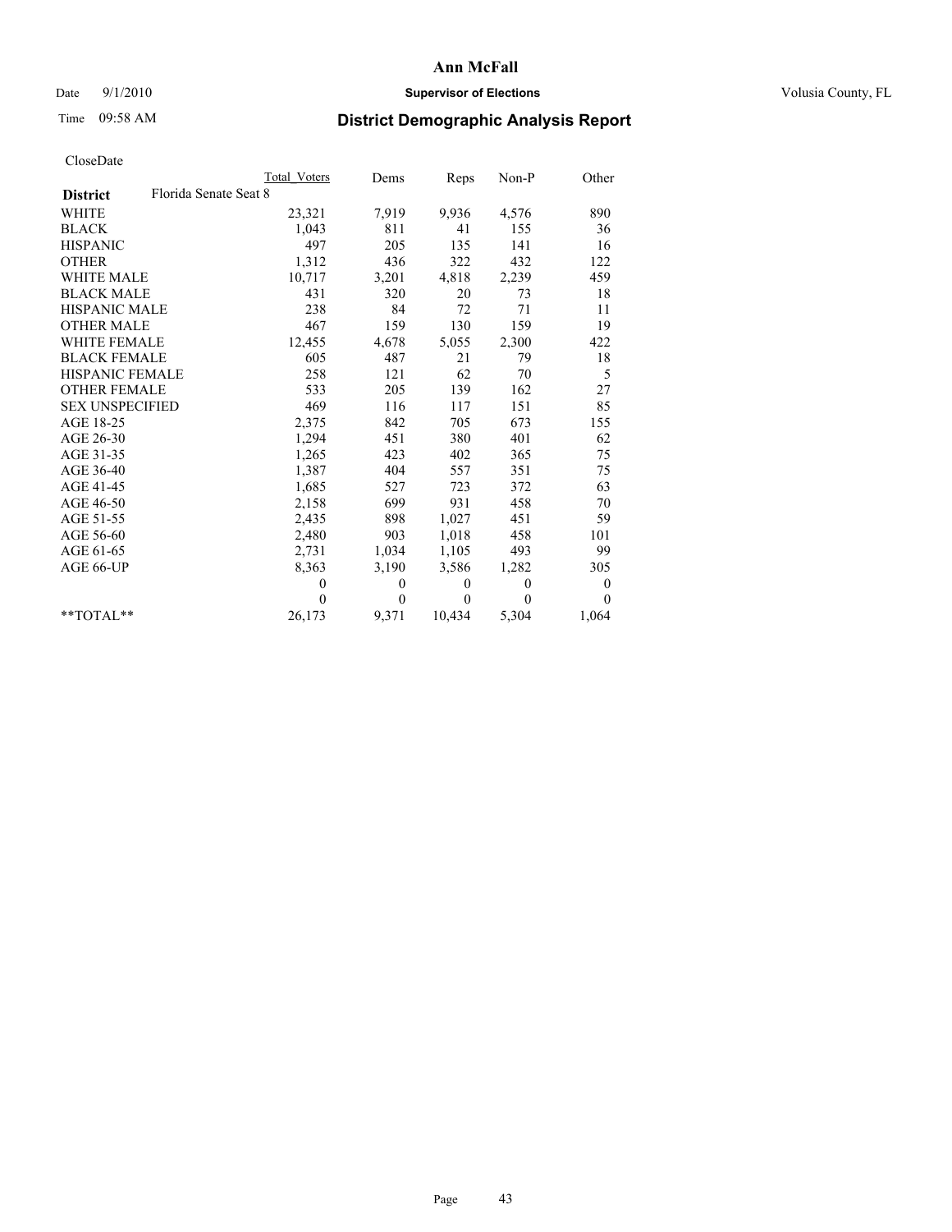# Ann McFall

Date 9/1/2010 **Supervisor of Elections** Volusia County, FL

Time 09:58 AM **District Demographic Analysis Report**

CloseDate

| District | Florida Senate Seat 8 | Total Voters | Dems | Reps | Non-P | Other |
|---|---|---|---|---|---|---|
| WHITE | | 23,321 | 7,919 | 9,936 | 4,576 | 890 |
| BLACK | | 1,043 | 811 | 41 | 155 | 36 |
| HISPANIC | | 497 | 205 | 135 | 141 | 16 |
| OTHER | | 1,312 | 436 | 322 | 432 | 122 |
| WHITE MALE | | 10,717 | 3,201 | 4,818 | 2,239 | 459 |
| BLACK MALE | | 431 | 320 | 20 | 73 | 18 |
| HISPANIC MALE | | 238 | 84 | 72 | 71 | 11 |
| OTHER MALE | | 467 | 159 | 130 | 159 | 19 |
| WHITE FEMALE | | 12,455 | 4,678 | 5,055 | 2,300 | 422 |
| BLACK FEMALE | | 605 | 487 | 21 | 79 | 18 |
| HISPANIC FEMALE | | 258 | 121 | 62 | 70 | 5 |
| OTHER FEMALE | | 533 | 205 | 139 | 162 | 27 |
| SEX UNSPECIFIED | | 469 | 116 | 117 | 151 | 85 |
| AGE 18-25 | | 2,375 | 842 | 705 | 673 | 155 |
| AGE 26-30 | | 1,294 | 451 | 380 | 401 | 62 |
| AGE 31-35 | | 1,265 | 423 | 402 | 365 | 75 |
| AGE 36-40 | | 1,387 | 404 | 557 | 351 | 75 |
| AGE 41-45 | | 1,685 | 527 | 723 | 372 | 63 |
| AGE 46-50 | | 2,158 | 699 | 931 | 458 | 70 |
| AGE 51-55 | | 2,435 | 898 | 1,027 | 451 | 59 |
| AGE 56-60 | | 2,480 | 903 | 1,018 | 458 | 101 |
| AGE 61-65 | | 2,731 | 1,034 | 1,105 | 493 | 99 |
| AGE 66-UP | | 8,363 | 3,190 | 3,586 | 1,282 | 305 |
| | | 0 | 0 | 0 | 0 | 0 |
| | | 0 | 0 | 0 | 0 | 0 |
| **TOTAL** | | 26,173 | 9,371 | 10,434 | 5,304 | 1,064 |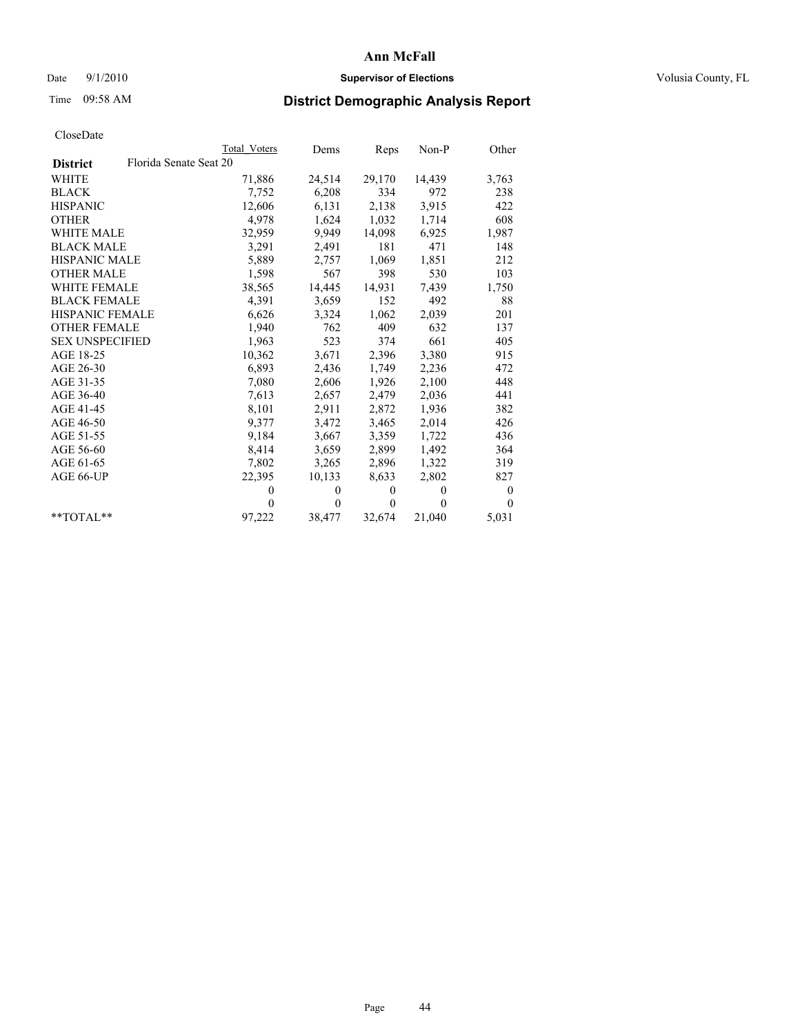# Ann McFall

Date 9/1/2010 **Supervisor of Elections** Volusia County, FL

Time 09:58 AM

## District Demographic Analysis Report

CloseDate

| **District** Florida Senate Seat 20 | Total Voters | Dems | Reps | Non-P | Other |
|---|---|---|---|---|---|
| WHITE | 71,886 | 24,514 | 29,170 | 14,439 | 3,763 |
| BLACK | 7,752 | 6,208 | 334 | 972 | 238 |
| HISPANIC | 12,606 | 6,131 | 2,138 | 3,915 | 422 |
| OTHER | 4,978 | 1,624 | 1,032 | 1,714 | 608 |
| WHITE MALE | 32,959 | 9,949 | 14,098 | 6,925 | 1,987 |
| BLACK MALE | 3,291 | 2,491 | 181 | 471 | 148 |
| HISPANIC MALE | 5,889 | 2,757 | 1,069 | 1,851 | 212 |
| OTHER MALE | 1,598 | 567 | 398 | 530 | 103 |
| WHITE FEMALE | 38,565 | 14,445 | 14,931 | 7,439 | 1,750 |
| BLACK FEMALE | 4,391 | 3,659 | 152 | 492 | 88 |
| HISPANIC FEMALE | 6,626 | 3,324 | 1,062 | 2,039 | 201 |
| OTHER FEMALE | 1,940 | 762 | 409 | 632 | 137 |
| SEX UNSPECIFIED | 1,963 | 523 | 374 | 661 | 405 |
| AGE 18-25 | 10,362 | 3,671 | 2,396 | 3,380 | 915 |
| AGE 26-30 | 6,893 | 2,436 | 1,749 | 2,236 | 472 |
| AGE 31-35 | 7,080 | 2,606 | 1,926 | 2,100 | 448 |
| AGE 36-40 | 7,613 | 2,657 | 2,479 | 2,036 | 441 |
| AGE 41-45 | 8,101 | 2,911 | 2,872 | 1,936 | 382 |
| AGE 46-50 | 9,377 | 3,472 | 3,465 | 2,014 | 426 |
| AGE 51-55 | 9,184 | 3,667 | 3,359 | 1,722 | 436 |
| AGE 56-60 | 8,414 | 3,659 | 2,899 | 1,492 | 364 |
| AGE 61-65 | 7,802 | 3,265 | 2,896 | 1,322 | 319 |
| AGE 66-UP | 22,395 | 10,133 | 8,633 | 2,802 | 827 |
| | 0 | 0 | 0 | 0 | 0 |
| | 0 | 0 | 0 | 0 | 0 |
| **TOTAL** | 97,222 | 38,477 | 32,674 | 21,040 | 5,031 |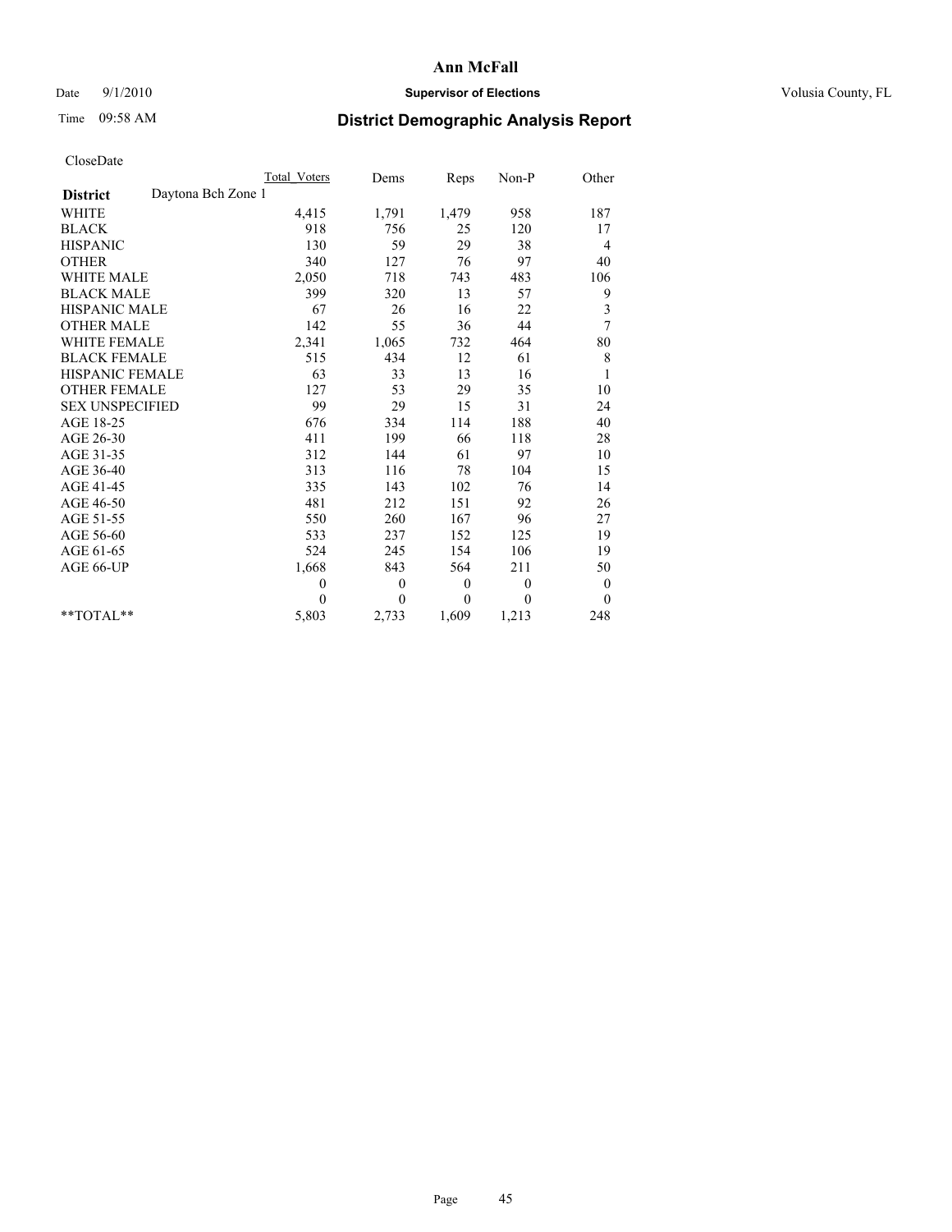**Ann McFall**

Date 9/1/2010 **Supervisor of Elections** Volusia County, FL

Time 09:58 AM

# District Demographic Analysis Report

CloseDate

| | Total_Voters | Dems | Reps | Non-P | Other |
|---|---|---|---|---|---|
| **District** Daytona Bch Zone 1 | | | | | |
| WHITE | 4,415 | 1,791 | 1,479 | 958 | 187 |
| BLACK | 918 | 756 | 25 | 120 | 17 |
| HISPANIC | 130 | 59 | 29 | 38 | 4 |
| OTHER | 340 | 127 | 76 | 97 | 40 |
| WHITE MALE | 2,050 | 718 | 743 | 483 | 106 |
| BLACK MALE | 399 | 320 | 13 | 57 | 9 |
| HISPANIC MALE | 67 | 26 | 16 | 22 | 3 |
| OTHER MALE | 142 | 55 | 36 | 44 | 7 |
| WHITE FEMALE | 2,341 | 1,065 | 732 | 464 | 80 |
| BLACK FEMALE | 515 | 434 | 12 | 61 | 8 |
| HISPANIC FEMALE | 63 | 33 | 13 | 16 | 1 |
| OTHER FEMALE | 127 | 53 | 29 | 35 | 10 |
| SEX UNSPECIFIED | 99 | 29 | 15 | 31 | 24 |
| AGE 18-25 | 676 | 334 | 114 | 188 | 40 |
| AGE 26-30 | 411 | 199 | 66 | 118 | 28 |
| AGE 31-35 | 312 | 144 | 61 | 97 | 10 |
| AGE 36-40 | 313 | 116 | 78 | 104 | 15 |
| AGE 41-45 | 335 | 143 | 102 | 76 | 14 |
| AGE 46-50 | 481 | 212 | 151 | 92 | 26 |
| AGE 51-55 | 550 | 260 | 167 | 96 | 27 |
| AGE 56-60 | 533 | 237 | 152 | 125 | 19 |
| AGE 61-65 | 524 | 245 | 154 | 106 | 19 |
| AGE 66-UP | 1,668 | 843 | 564 | 211 | 50 |
| | 0 | 0 | 0 | 0 | 0 |
| | 0 | 0 | 0 | 0 | 0 |
| **TOTAL** | 5,803 | 2,733 | 1,609 | 1,213 | 248 |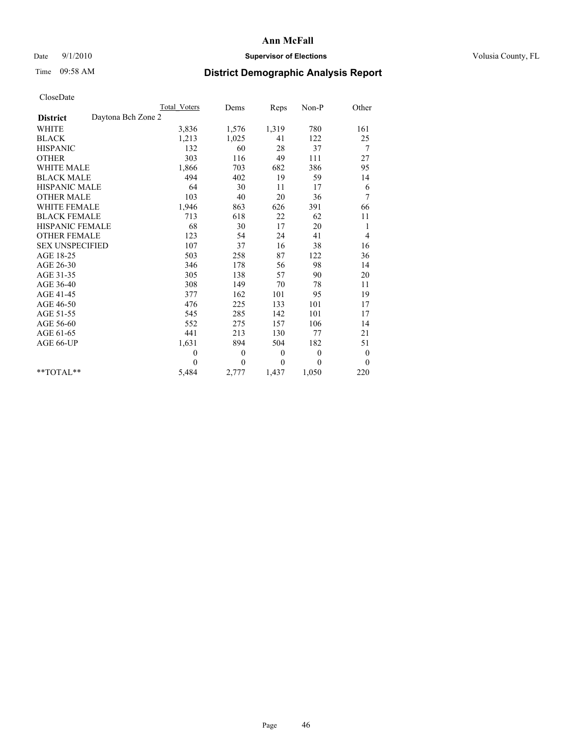# Ann McFall

Date 9/1/2010 **Supervisor of Elections** Volusia County, FL

Time 09:58 AM

## District Demographic Analysis Report

CloseDate

| **District** Daytona Bch Zone 2 | Total Voters | Dems | Reps | Non-P | Other |
|---|---|---|---|---|---|
| WHITE | 3,836 | 1,576 | 1,319 | 780 | 161 |
| BLACK | 1,213 | 1,025 | 41 | 122 | 25 |
| HISPANIC | 132 | 60 | 28 | 37 | 7 |
| OTHER | 303 | 116 | 49 | 111 | 27 |
| WHITE MALE | 1,866 | 703 | 682 | 386 | 95 |
| BLACK MALE | 494 | 402 | 19 | 59 | 14 |
| HISPANIC MALE | 64 | 30 | 11 | 17 | 6 |
| OTHER MALE | 103 | 40 | 20 | 36 | 7 |
| WHITE FEMALE | 1,946 | 863 | 626 | 391 | 66 |
| BLACK FEMALE | 713 | 618 | 22 | 62 | 11 |
| HISPANIC FEMALE | 68 | 30 | 17 | 20 | 1 |
| OTHER FEMALE | 123 | 54 | 24 | 41 | 4 |
| SEX UNSPECIFIED | 107 | 37 | 16 | 38 | 16 |
| AGE 18-25 | 503 | 258 | 87 | 122 | 36 |
| AGE 26-30 | 346 | 178 | 56 | 98 | 14 |
| AGE 31-35 | 305 | 138 | 57 | 90 | 20 |
| AGE 36-40 | 308 | 149 | 70 | 78 | 11 |
| AGE 41-45 | 377 | 162 | 101 | 95 | 19 |
| AGE 46-50 | 476 | 225 | 133 | 101 | 17 |
| AGE 51-55 | 545 | 285 | 142 | 101 | 17 |
| AGE 56-60 | 552 | 275 | 157 | 106 | 14 |
| AGE 61-65 | 441 | 213 | 130 | 77 | 21 |
| AGE 66-UP | 1,631 | 894 | 504 | 182 | 51 |
| | 0 | 0 | 0 | 0 | 0 |
| | 0 | 0 | 0 | 0 | 0 |
| **TOTAL** | 5,484 | 2,777 | 1,437 | 1,050 | 220 |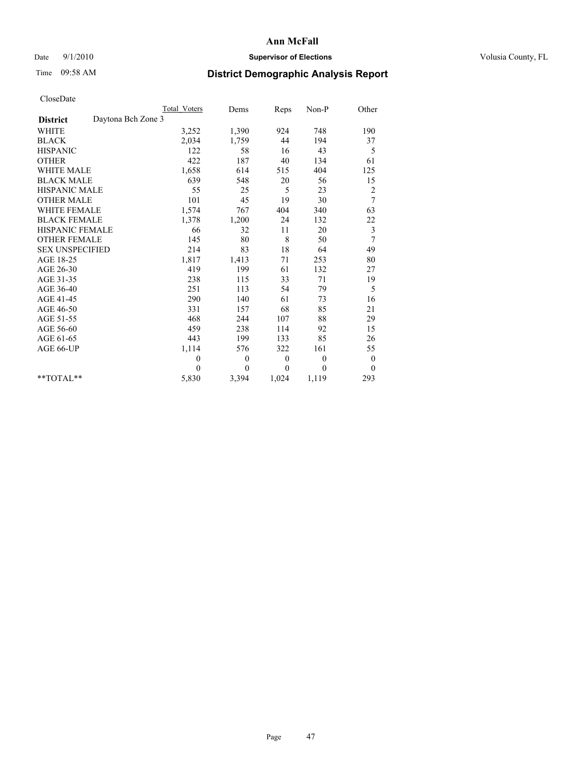# Ann McFall

Date 9/1/2010 **Supervisor of Elections** Volusia County, FL

Time 09:58 AM **District Demographic Analysis Report**

CloseDate

| | Total_Voters | Dems | Reps | Non-P | Other |
|---|---|---|---|---|---|
| **District** Daytona Bch Zone 3 | | | | | |
| WHITE | 3,252 | 1,390 | 924 | 748 | 190 |
| BLACK | 2,034 | 1,759 | 44 | 194 | 37 |
| HISPANIC | 122 | 58 | 16 | 43 | 5 |
| OTHER | 422 | 187 | 40 | 134 | 61 |
| WHITE MALE | 1,658 | 614 | 515 | 404 | 125 |
| BLACK MALE | 639 | 548 | 20 | 56 | 15 |
| HISPANIC MALE | 55 | 25 | 5 | 23 | 2 |
| OTHER MALE | 101 | 45 | 19 | 30 | 7 |
| WHITE FEMALE | 1,574 | 767 | 404 | 340 | 63 |
| BLACK FEMALE | 1,378 | 1,200 | 24 | 132 | 22 |
| HISPANIC FEMALE | 66 | 32 | 11 | 20 | 3 |
| OTHER FEMALE | 145 | 80 | 8 | 50 | 7 |
| SEX UNSPECIFIED | 214 | 83 | 18 | 64 | 49 |
| AGE 18-25 | 1,817 | 1,413 | 71 | 253 | 80 |
| AGE 26-30 | 419 | 199 | 61 | 132 | 27 |
| AGE 31-35 | 238 | 115 | 33 | 71 | 19 |
| AGE 36-40 | 251 | 113 | 54 | 79 | 5 |
| AGE 41-45 | 290 | 140 | 61 | 73 | 16 |
| AGE 46-50 | 331 | 157 | 68 | 85 | 21 |
| AGE 51-55 | 468 | 244 | 107 | 88 | 29 |
| AGE 56-60 | 459 | 238 | 114 | 92 | 15 |
| AGE 61-65 | 443 | 199 | 133 | 85 | 26 |
| AGE 66-UP | 1,114 | 576 | 322 | 161 | 55 |
| | 0 | 0 | 0 | 0 | 0 |
| | 0 | 0 | 0 | 0 | 0 |
| **TOTAL** | 5,830 | 3,394 | 1,024 | 1,119 | 293 |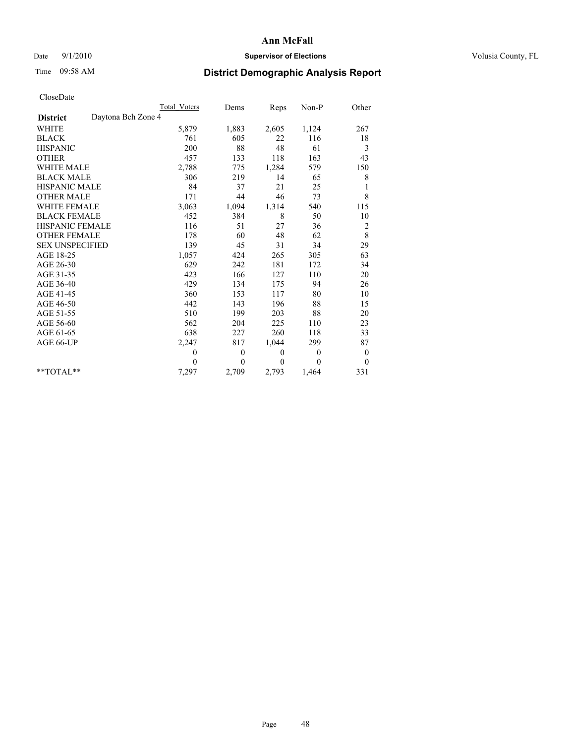# Ann McFall

Date 9/1/2010 **Supervisor of Elections** Volusia County, FL

Time 09:58 AM

## District Demographic Analysis Report

CloseDate

| | Total_Voters | Dems | Reps | Non-P | Other |
|---|---|---|---|---|---|
| **District** Daytona Bch Zone 4 | | | | | |
| WHITE | 5,879 | 1,883 | 2,605 | 1,124 | 267 |
| BLACK | 761 | 605 | 22 | 116 | 18 |
| HISPANIC | 200 | 88 | 48 | 61 | 3 |
| OTHER | 457 | 133 | 118 | 163 | 43 |
| WHITE MALE | 2,788 | 775 | 1,284 | 579 | 150 |
| BLACK MALE | 306 | 219 | 14 | 65 | 8 |
| HISPANIC MALE | 84 | 37 | 21 | 25 | 1 |
| OTHER MALE | 171 | 44 | 46 | 73 | 8 |
| WHITE FEMALE | 3,063 | 1,094 | 1,314 | 540 | 115 |
| BLACK FEMALE | 452 | 384 | 8 | 50 | 10 |
| HISPANIC FEMALE | 116 | 51 | 27 | 36 | 2 |
| OTHER FEMALE | 178 | 60 | 48 | 62 | 8 |
| SEX UNSPECIFIED | 139 | 45 | 31 | 34 | 29 |
| AGE 18-25 | 1,057 | 424 | 265 | 305 | 63 |
| AGE 26-30 | 629 | 242 | 181 | 172 | 34 |
| AGE 31-35 | 423 | 166 | 127 | 110 | 20 |
| AGE 36-40 | 429 | 134 | 175 | 94 | 26 |
| AGE 41-45 | 360 | 153 | 117 | 80 | 10 |
| AGE 46-50 | 442 | 143 | 196 | 88 | 15 |
| AGE 51-55 | 510 | 199 | 203 | 88 | 20 |
| AGE 56-60 | 562 | 204 | 225 | 110 | 23 |
| AGE 61-65 | 638 | 227 | 260 | 118 | 33 |
| AGE 66-UP | 2,247 | 817 | 1,044 | 299 | 87 |
| | 0 | 0 | 0 | 0 | 0 |
| | 0 | 0 | 0 | 0 | 0 |
| **TOTAL** | 7,297 | 2,709 | 2,793 | 1,464 | 331 |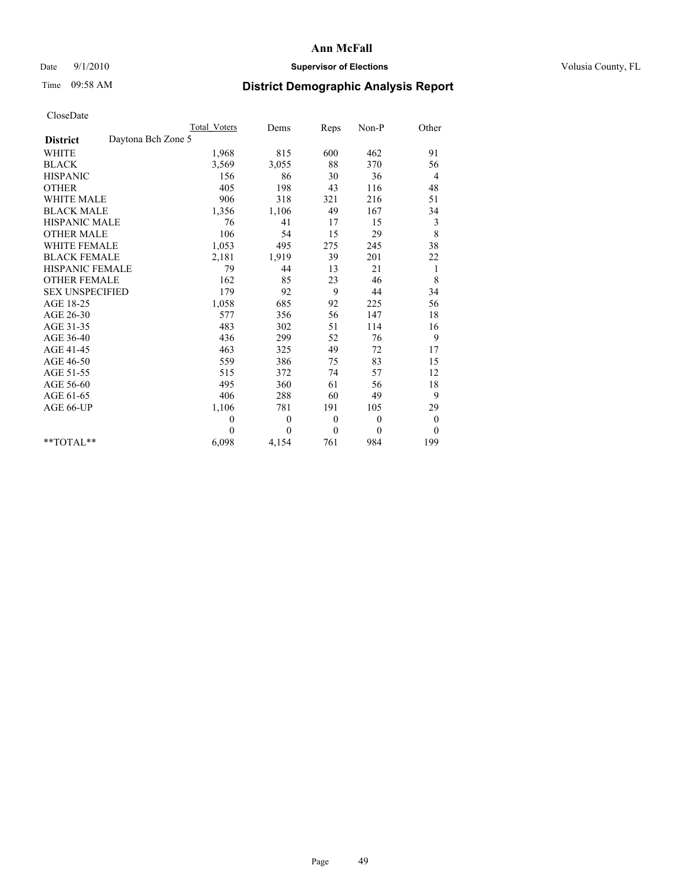# Ann McFall

Date 9/1/2010 **Supervisor of Elections** Volusia County, FL

Time 09:58 AM **District Demographic Analysis Report**

CloseDate

| | Total Voters | Dems | Reps | Non-P | Other |
|---|---|---|---|---|---|
| **District** Daytona Bch Zone 5 | | | | | |
| WHITE | 1,968 | 815 | 600 | 462 | 91 |
| BLACK | 3,569 | 3,055 | 88 | 370 | 56 |
| HISPANIC | 156 | 86 | 30 | 36 | 4 |
| OTHER | 405 | 198 | 43 | 116 | 48 |
| WHITE MALE | 906 | 318 | 321 | 216 | 51 |
| BLACK MALE | 1,356 | 1,106 | 49 | 167 | 34 |
| HISPANIC MALE | 76 | 41 | 17 | 15 | 3 |
| OTHER MALE | 106 | 54 | 15 | 29 | 8 |
| WHITE FEMALE | 1,053 | 495 | 275 | 245 | 38 |
| BLACK FEMALE | 2,181 | 1,919 | 39 | 201 | 22 |
| HISPANIC FEMALE | 79 | 44 | 13 | 21 | 1 |
| OTHER FEMALE | 162 | 85 | 23 | 46 | 8 |
| SEX UNSPECIFIED | 179 | 92 | 9 | 44 | 34 |
| AGE 18-25 | 1,058 | 685 | 92 | 225 | 56 |
| AGE 26-30 | 577 | 356 | 56 | 147 | 18 |
| AGE 31-35 | 483 | 302 | 51 | 114 | 16 |
| AGE 36-40 | 436 | 299 | 52 | 76 | 9 |
| AGE 41-45 | 463 | 325 | 49 | 72 | 17 |
| AGE 46-50 | 559 | 386 | 75 | 83 | 15 |
| AGE 51-55 | 515 | 372 | 74 | 57 | 12 |
| AGE 56-60 | 495 | 360 | 61 | 56 | 18 |
| AGE 61-65 | 406 | 288 | 60 | 49 | 9 |
| AGE 66-UP | 1,106 | 781 | 191 | 105 | 29 |
| | 0 | 0 | 0 | 0 | 0 |
| | 0 | 0 | 0 | 0 | 0 |
| **TOTAL** | 6,098 | 4,154 | 761 | 984 | 199 |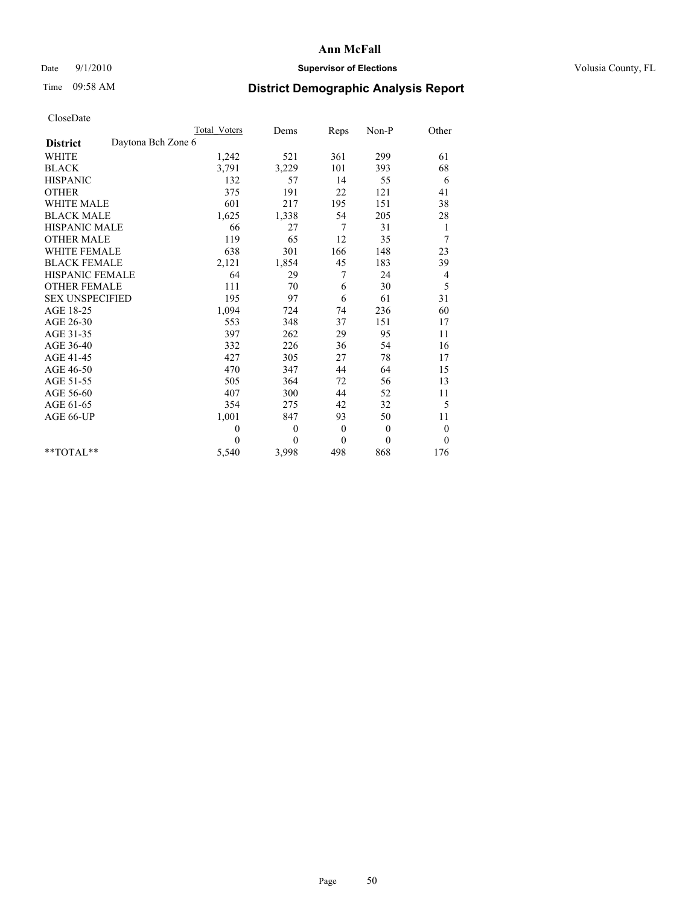# Ann McFall

Date 9/1/2010 **Supervisor of Elections** Volusia County, FL

Time 09:58 AM

## District Demographic Analysis Report

CloseDate

| | Total Voters | Dems | Reps | Non-P | Other |
|---|---|---|---|---|---|
| **District** Daytona Bch Zone 6 | | | | | |
| WHITE | 1,242 | 521 | 361 | 299 | 61 |
| BLACK | 3,791 | 3,229 | 101 | 393 | 68 |
| HISPANIC | 132 | 57 | 14 | 55 | 6 |
| OTHER | 375 | 191 | 22 | 121 | 41 |
| WHITE MALE | 601 | 217 | 195 | 151 | 38 |
| BLACK MALE | 1,625 | 1,338 | 54 | 205 | 28 |
| HISPANIC MALE | 66 | 27 | 7 | 31 | 1 |
| OTHER MALE | 119 | 65 | 12 | 35 | 7 |
| WHITE FEMALE | 638 | 301 | 166 | 148 | 23 |
| BLACK FEMALE | 2,121 | 1,854 | 45 | 183 | 39 |
| HISPANIC FEMALE | 64 | 29 | 7 | 24 | 4 |
| OTHER FEMALE | 111 | 70 | 6 | 30 | 5 |
| SEX UNSPECIFIED | 195 | 97 | 6 | 61 | 31 |
| AGE 18-25 | 1,094 | 724 | 74 | 236 | 60 |
| AGE 26-30 | 553 | 348 | 37 | 151 | 17 |
| AGE 31-35 | 397 | 262 | 29 | 95 | 11 |
| AGE 36-40 | 332 | 226 | 36 | 54 | 16 |
| AGE 41-45 | 427 | 305 | 27 | 78 | 17 |
| AGE 46-50 | 470 | 347 | 44 | 64 | 15 |
| AGE 51-55 | 505 | 364 | 72 | 56 | 13 |
| AGE 56-60 | 407 | 300 | 44 | 52 | 11 |
| AGE 61-65 | 354 | 275 | 42 | 32 | 5 |
| AGE 66-UP | 1,001 | 847 | 93 | 50 | 11 |
| | 0 | 0 | 0 | 0 | 0 |
| | 0 | 0 | 0 | 0 | 0 |
| **TOTAL** | 5,540 | 3,998 | 498 | 868 | 176 |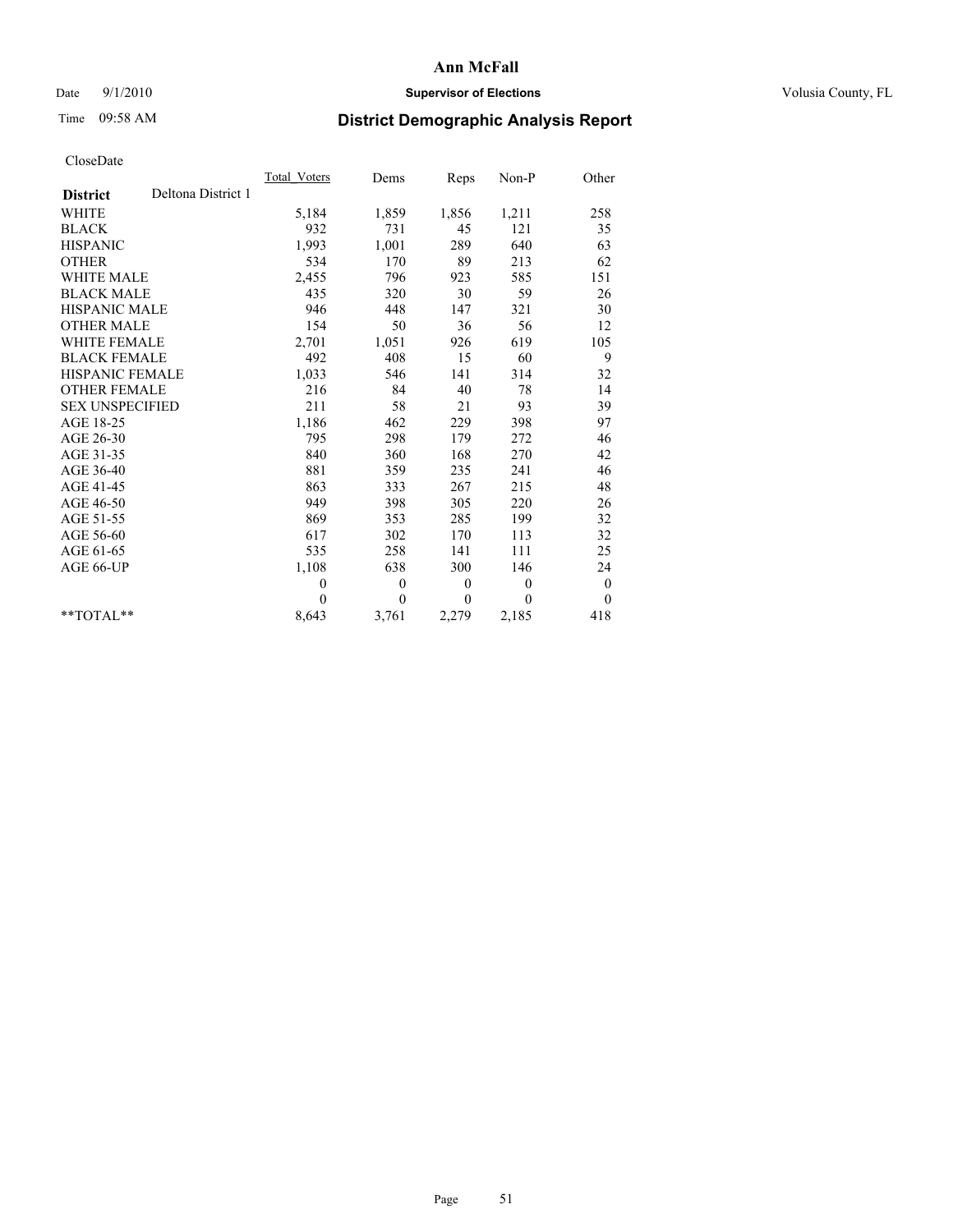# Ann McFall

Date 9/1/2010 **Supervisor of Elections** Volusia County, FL

Time 09:58 AM **District Demographic Analysis Report**

CloseDate

| **District** Deltona District 1 | Total Voters | Dems | Reps | Non-P | Other |
|---|---|---|---|---|---|
| WHITE | 5,184 | 1,859 | 1,856 | 1,211 | 258 |
| BLACK | 932 | 731 | 45 | 121 | 35 |
| HISPANIC | 1,993 | 1,001 | 289 | 640 | 63 |
| OTHER | 534 | 170 | 89 | 213 | 62 |
| WHITE MALE | 2,455 | 796 | 923 | 585 | 151 |
| BLACK MALE | 435 | 320 | 30 | 59 | 26 |
| HISPANIC MALE | 946 | 448 | 147 | 321 | 30 |
| OTHER MALE | 154 | 50 | 36 | 56 | 12 |
| WHITE FEMALE | 2,701 | 1,051 | 926 | 619 | 105 |
| BLACK FEMALE | 492 | 408 | 15 | 60 | 9 |
| HISPANIC FEMALE | 1,033 | 546 | 141 | 314 | 32 |
| OTHER FEMALE | 216 | 84 | 40 | 78 | 14 |
| SEX UNSPECIFIED | 211 | 58 | 21 | 93 | 39 |
| AGE 18-25 | 1,186 | 462 | 229 | 398 | 97 |
| AGE 26-30 | 795 | 298 | 179 | 272 | 46 |
| AGE 31-35 | 840 | 360 | 168 | 270 | 42 |
| AGE 36-40 | 881 | 359 | 235 | 241 | 46 |
| AGE 41-45 | 863 | 333 | 267 | 215 | 48 |
| AGE 46-50 | 949 | 398 | 305 | 220 | 26 |
| AGE 51-55 | 869 | 353 | 285 | 199 | 32 |
| AGE 56-60 | 617 | 302 | 170 | 113 | 32 |
| AGE 61-65 | 535 | 258 | 141 | 111 | 25 |
| AGE 66-UP | 1,108 | 638 | 300 | 146 | 24 |
| | 0 | 0 | 0 | 0 | 0 |
| | 0 | 0 | 0 | 0 | 0 |
| **TOTAL** | 8,643 | 3,761 | 2,279 | 2,185 | 418 |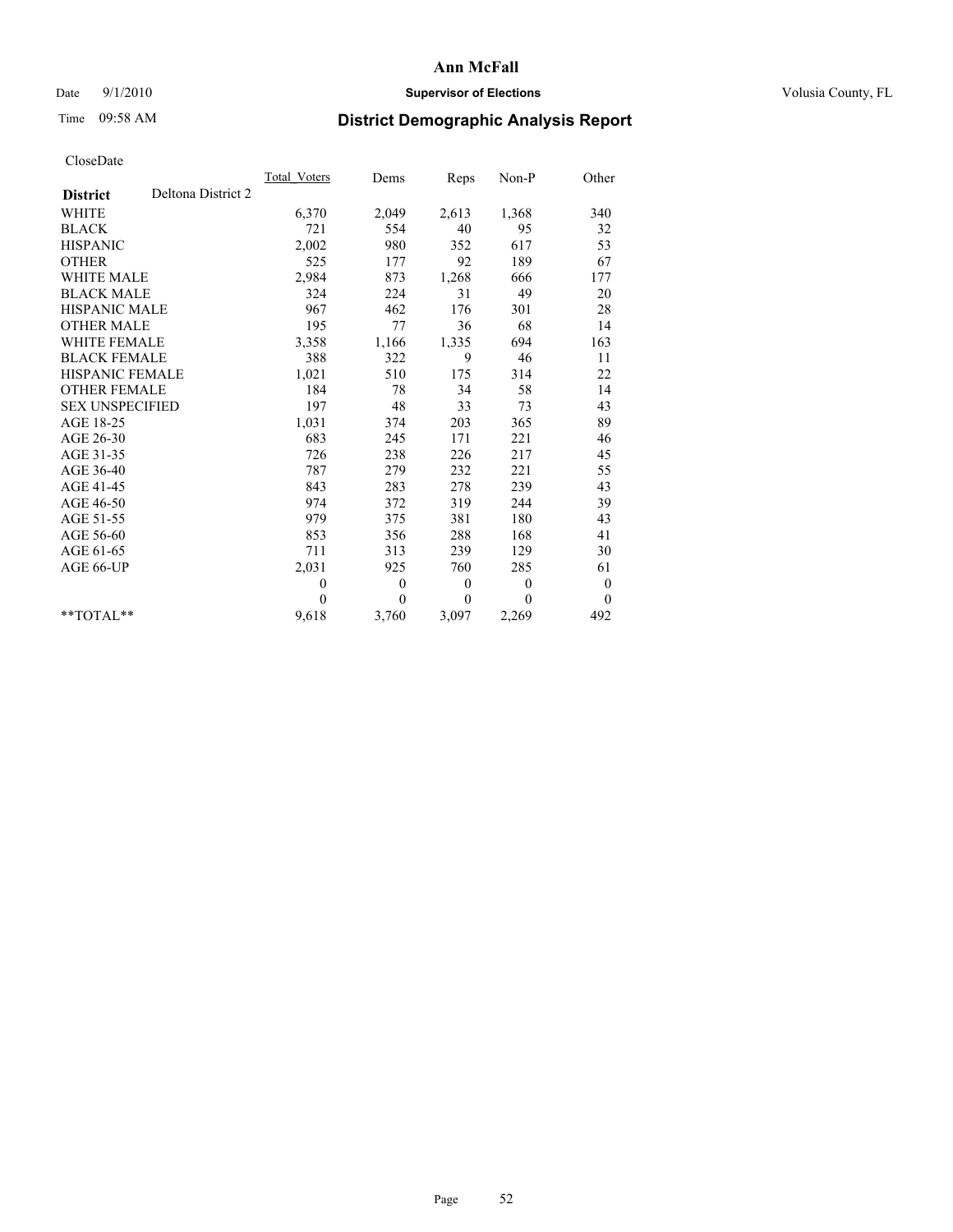**Ann McFall**

Date 9/1/2010 **Supervisor of Elections** Volusia County, FL

Time 09:58 AM

## District Demographic Analysis Report

CloseDate

| | Total_Voters | Dems | Reps | Non-P | Other |
|---|---|---|---|---|---|
| **District** Deltona District 2 | | | | | |
| WHITE | 6,370 | 2,049 | 2,613 | 1,368 | 340 |
| BLACK | 721 | 554 | 40 | 95 | 32 |
| HISPANIC | 2,002 | 980 | 352 | 617 | 53 |
| OTHER | 525 | 177 | 92 | 189 | 67 |
| WHITE MALE | 2,984 | 873 | 1,268 | 666 | 177 |
| BLACK MALE | 324 | 224 | 31 | 49 | 20 |
| HISPANIC MALE | 967 | 462 | 176 | 301 | 28 |
| OTHER MALE | 195 | 77 | 36 | 68 | 14 |
| WHITE FEMALE | 3,358 | 1,166 | 1,335 | 694 | 163 |
| BLACK FEMALE | 388 | 322 | 9 | 46 | 11 |
| HISPANIC FEMALE | 1,021 | 510 | 175 | 314 | 22 |
| OTHER FEMALE | 184 | 78 | 34 | 58 | 14 |
| SEX UNSPECIFIED | 197 | 48 | 33 | 73 | 43 |
| AGE 18-25 | 1,031 | 374 | 203 | 365 | 89 |
| AGE 26-30 | 683 | 245 | 171 | 221 | 46 |
| AGE 31-35 | 726 | 238 | 226 | 217 | 45 |
| AGE 36-40 | 787 | 279 | 232 | 221 | 55 |
| AGE 41-45 | 843 | 283 | 278 | 239 | 43 |
| AGE 46-50 | 974 | 372 | 319 | 244 | 39 |
| AGE 51-55 | 979 | 375 | 381 | 180 | 43 |
| AGE 56-60 | 853 | 356 | 288 | 168 | 41 |
| AGE 61-65 | 711 | 313 | 239 | 129 | 30 |
| AGE 66-UP | 2,031 | 925 | 760 | 285 | 61 |
| | 0 | 0 | 0 | 0 | 0 |
| | 0 | 0 | 0 | 0 | 0 |
| **TOTAL** | 9,618 | 3,760 | 3,097 | 2,269 | 492 |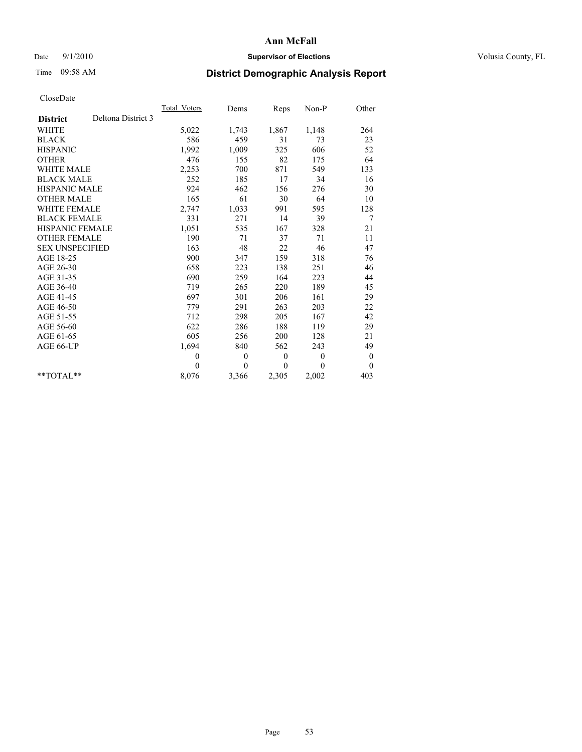# Ann McFall

Date 9/1/2010 **Supervisor of Elections** Volusia County, FL

Time 09:58 AM

## District Demographic Analysis Report

CloseDate

| | Total_Voters | Dems | Reps | Non-P | Other |
|---|---|---|---|---|---|
| **District** Deltona District 3 | | | | | |
| WHITE | 5,022 | 1,743 | 1,867 | 1,148 | 264 |
| BLACK | 586 | 459 | 31 | 73 | 23 |
| HISPANIC | 1,992 | 1,009 | 325 | 606 | 52 |
| OTHER | 476 | 155 | 82 | 175 | 64 |
| WHITE MALE | 2,253 | 700 | 871 | 549 | 133 |
| BLACK MALE | 252 | 185 | 17 | 34 | 16 |
| HISPANIC MALE | 924 | 462 | 156 | 276 | 30 |
| OTHER MALE | 165 | 61 | 30 | 64 | 10 |
| WHITE FEMALE | 2,747 | 1,033 | 991 | 595 | 128 |
| BLACK FEMALE | 331 | 271 | 14 | 39 | 7 |
| HISPANIC FEMALE | 1,051 | 535 | 167 | 328 | 21 |
| OTHER FEMALE | 190 | 71 | 37 | 71 | 11 |
| SEX UNSPECIFIED | 163 | 48 | 22 | 46 | 47 |
| AGE 18-25 | 900 | 347 | 159 | 318 | 76 |
| AGE 26-30 | 658 | 223 | 138 | 251 | 46 |
| AGE 31-35 | 690 | 259 | 164 | 223 | 44 |
| AGE 36-40 | 719 | 265 | 220 | 189 | 45 |
| AGE 41-45 | 697 | 301 | 206 | 161 | 29 |
| AGE 46-50 | 779 | 291 | 263 | 203 | 22 |
| AGE 51-55 | 712 | 298 | 205 | 167 | 42 |
| AGE 56-60 | 622 | 286 | 188 | 119 | 29 |
| AGE 61-65 | 605 | 256 | 200 | 128 | 21 |
| AGE 66-UP | 1,694 | 840 | 562 | 243 | 49 |
| | 0 | 0 | 0 | 0 | 0 |
| | 0 | 0 | 0 | 0 | 0 |
| **TOTAL** | 8,076 | 3,366 | 2,305 | 2,002 | 403 |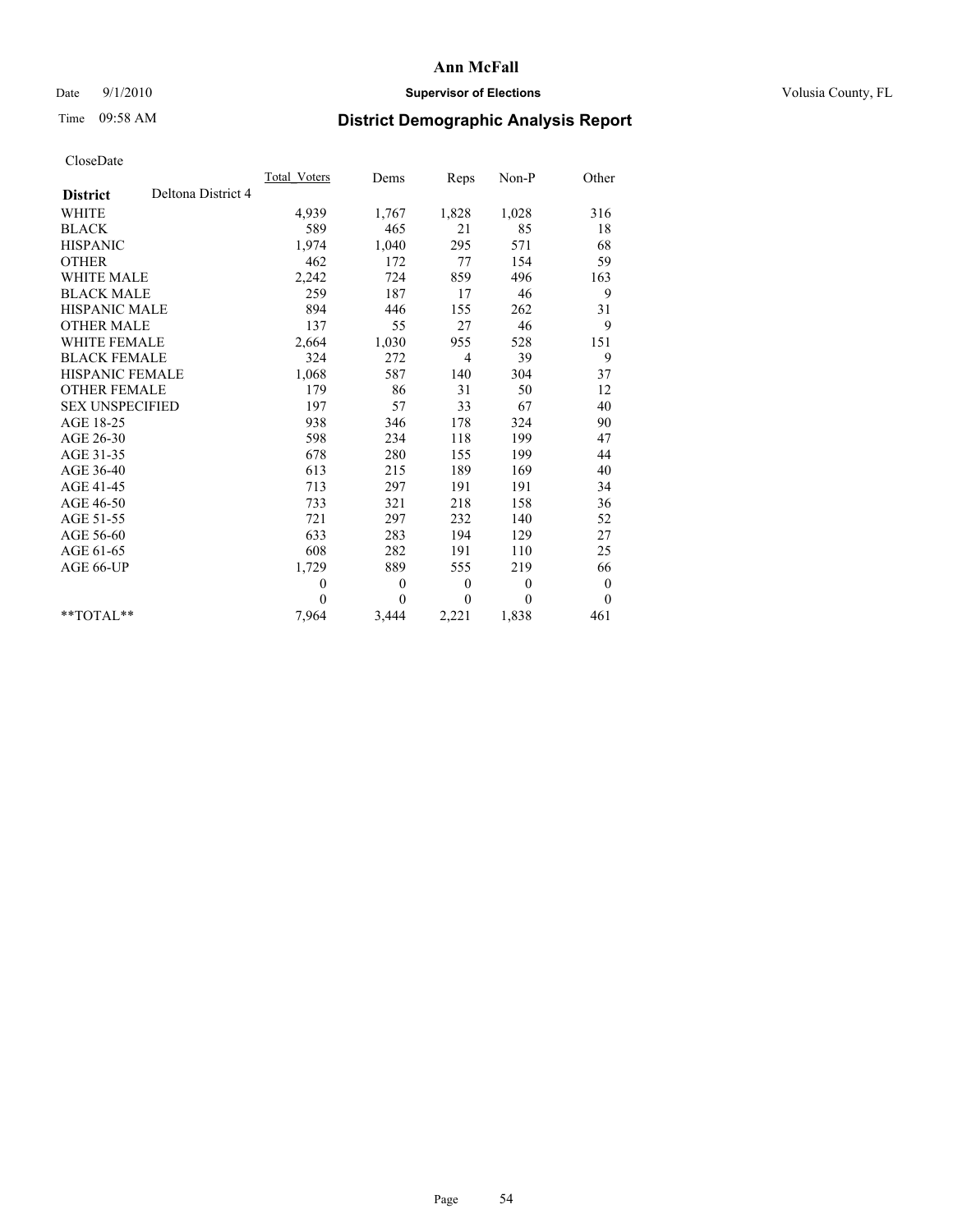**Ann McFall**

Date 9/1/2010 **Supervisor of Elections** Volusia County, FL

Time 09:58 AM **District Demographic Analysis Report**

CloseDate

| **District** Deltona District 4 | Total Voters | Dems | Reps | Non-P | Other |
|---|---|---|---|---|---|
| WHITE | 4,939 | 1,767 | 1,828 | 1,028 | 316 |
| BLACK | 589 | 465 | 21 | 85 | 18 |
| HISPANIC | 1,974 | 1,040 | 295 | 571 | 68 |
| OTHER | 462 | 172 | 77 | 154 | 59 |
| WHITE MALE | 2,242 | 724 | 859 | 496 | 163 |
| BLACK MALE | 259 | 187 | 17 | 46 | 9 |
| HISPANIC MALE | 894 | 446 | 155 | 262 | 31 |
| OTHER MALE | 137 | 55 | 27 | 46 | 9 |
| WHITE FEMALE | 2,664 | 1,030 | 955 | 528 | 151 |
| BLACK FEMALE | 324 | 272 | 4 | 39 | 9 |
| HISPANIC FEMALE | 1,068 | 587 | 140 | 304 | 37 |
| OTHER FEMALE | 179 | 86 | 31 | 50 | 12 |
| SEX UNSPECIFIED | 197 | 57 | 33 | 67 | 40 |
| AGE 18-25 | 938 | 346 | 178 | 324 | 90 |
| AGE 26-30 | 598 | 234 | 118 | 199 | 47 |
| AGE 31-35 | 678 | 280 | 155 | 199 | 44 |
| AGE 36-40 | 613 | 215 | 189 | 169 | 40 |
| AGE 41-45 | 713 | 297 | 191 | 191 | 34 |
| AGE 46-50 | 733 | 321 | 218 | 158 | 36 |
| AGE 51-55 | 721 | 297 | 232 | 140 | 52 |
| AGE 56-60 | 633 | 283 | 194 | 129 | 27 |
| AGE 61-65 | 608 | 282 | 191 | 110 | 25 |
| AGE 66-UP | 1,729 | 889 | 555 | 219 | 66 |
| | 0 | 0 | 0 | 0 | 0 |
| | 0 | 0 | 0 | 0 | 0 |
| **TOTAL** | 7,964 | 3,444 | 2,221 | 1,838 | 461 |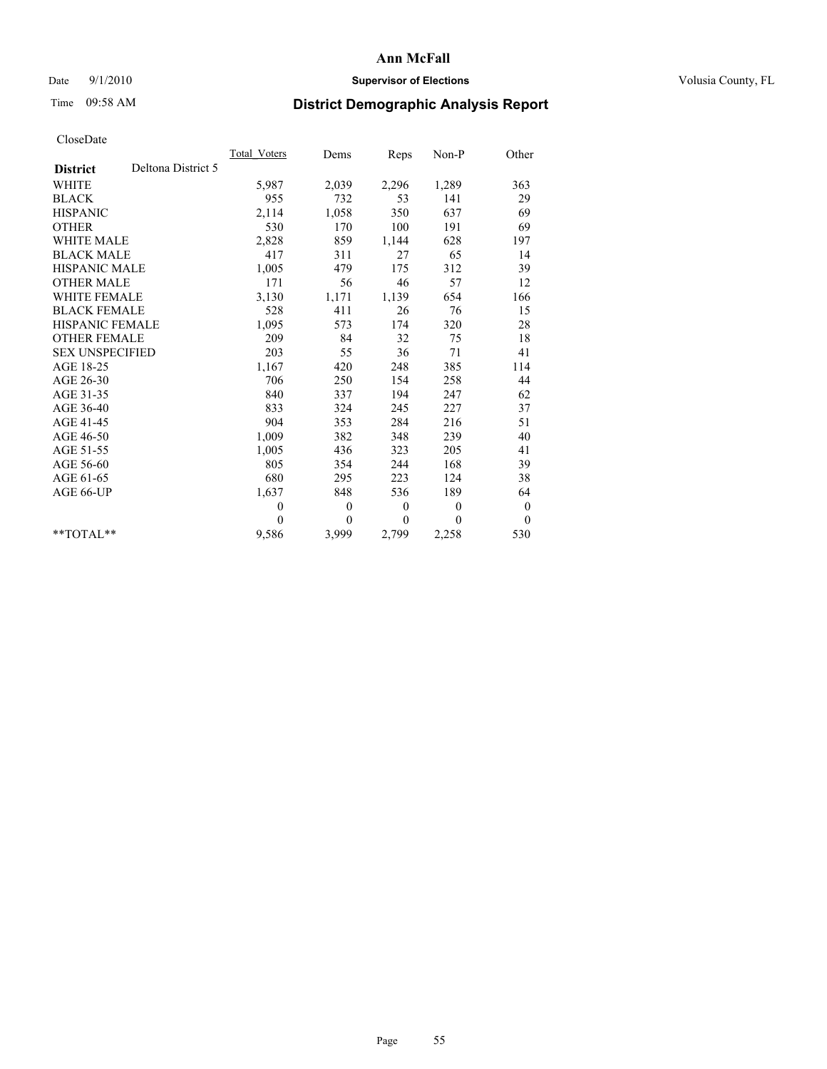# Ann McFall

Date 9/1/2010 **Supervisor of Elections** Volusia County, FL

Time 09:58 AM **District Demographic Analysis Report**

CloseDate

| | Total_Voters | Dems | Reps | Non-P | Other |
|---|---|---|---|---|---|
| **District** Deltona District 5 | | | | | |
| WHITE | 5,987 | 2,039 | 2,296 | 1,289 | 363 |
| BLACK | 955 | 732 | 53 | 141 | 29 |
| HISPANIC | 2,114 | 1,058 | 350 | 637 | 69 |
| OTHER | 530 | 170 | 100 | 191 | 69 |
| WHITE MALE | 2,828 | 859 | 1,144 | 628 | 197 |
| BLACK MALE | 417 | 311 | 27 | 65 | 14 |
| HISPANIC MALE | 1,005 | 479 | 175 | 312 | 39 |
| OTHER MALE | 171 | 56 | 46 | 57 | 12 |
| WHITE FEMALE | 3,130 | 1,171 | 1,139 | 654 | 166 |
| BLACK FEMALE | 528 | 411 | 26 | 76 | 15 |
| HISPANIC FEMALE | 1,095 | 573 | 174 | 320 | 28 |
| OTHER FEMALE | 209 | 84 | 32 | 75 | 18 |
| SEX UNSPECIFIED | 203 | 55 | 36 | 71 | 41 |
| AGE 18-25 | 1,167 | 420 | 248 | 385 | 114 |
| AGE 26-30 | 706 | 250 | 154 | 258 | 44 |
| AGE 31-35 | 840 | 337 | 194 | 247 | 62 |
| AGE 36-40 | 833 | 324 | 245 | 227 | 37 |
| AGE 41-45 | 904 | 353 | 284 | 216 | 51 |
| AGE 46-50 | 1,009 | 382 | 348 | 239 | 40 |
| AGE 51-55 | 1,005 | 436 | 323 | 205 | 41 |
| AGE 56-60 | 805 | 354 | 244 | 168 | 39 |
| AGE 61-65 | 680 | 295 | 223 | 124 | 38 |
| AGE 66-UP | 1,637 | 848 | 536 | 189 | 64 |
| | 0 | 0 | 0 | 0 | 0 |
| | 0 | 0 | 0 | 0 | 0 |
| **TOTAL** | 9,586 | 3,999 | 2,799 | 2,258 | 530 |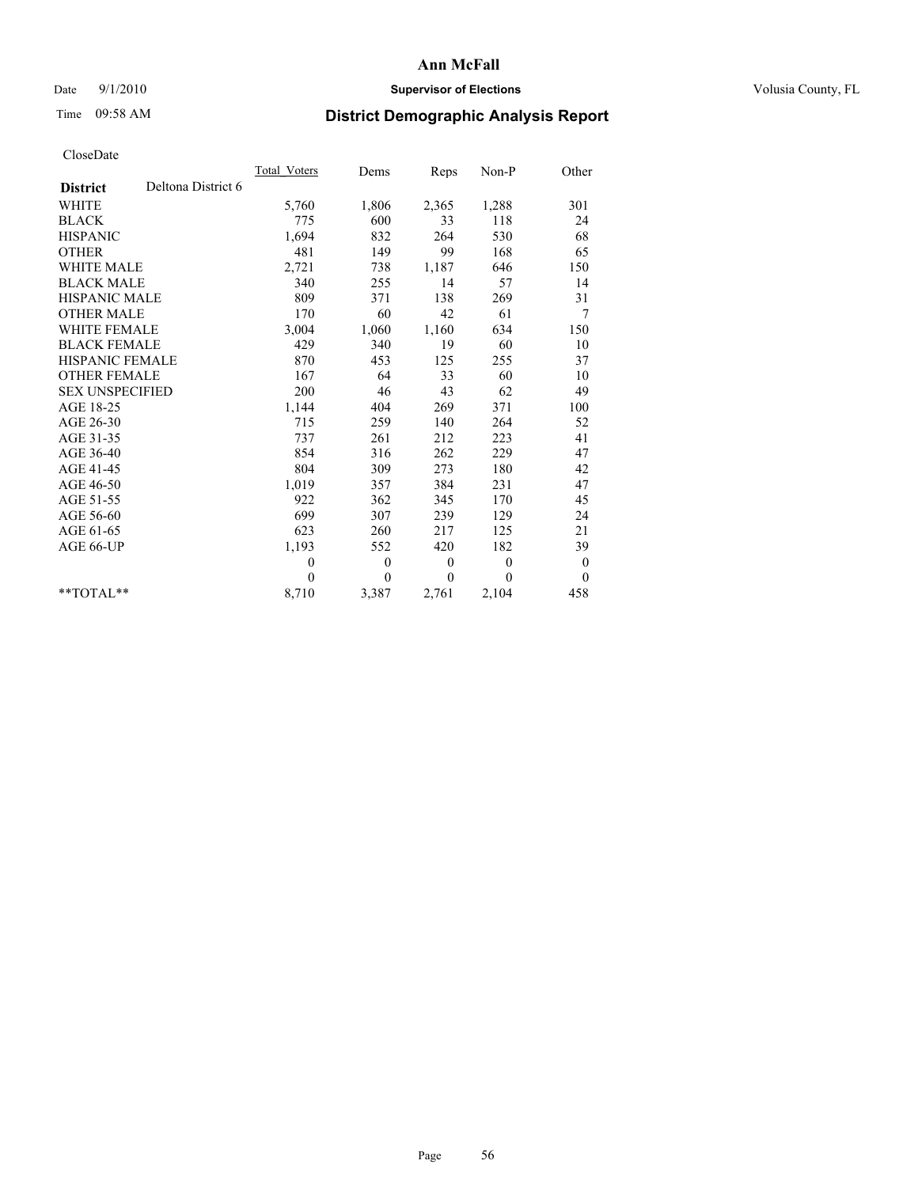**Ann McFall**

Date 9/1/2010 **Supervisor of Elections** Volusia County, FL

Time 09:58 AM

## District Demographic Analysis Report

CloseDate

| | Total_Voters | Dems | Reps | Non-P | Other |
|---|---|---|---|---|---|
| **District** Deltona District 6 | | | | | |
| WHITE | 5,760 | 1,806 | 2,365 | 1,288 | 301 |
| BLACK | 775 | 600 | 33 | 118 | 24 |
| HISPANIC | 1,694 | 832 | 264 | 530 | 68 |
| OTHER | 481 | 149 | 99 | 168 | 65 |
| WHITE MALE | 2,721 | 738 | 1,187 | 646 | 150 |
| BLACK MALE | 340 | 255 | 14 | 57 | 14 |
| HISPANIC MALE | 809 | 371 | 138 | 269 | 31 |
| OTHER MALE | 170 | 60 | 42 | 61 | 7 |
| WHITE FEMALE | 3,004 | 1,060 | 1,160 | 634 | 150 |
| BLACK FEMALE | 429 | 340 | 19 | 60 | 10 |
| HISPANIC FEMALE | 870 | 453 | 125 | 255 | 37 |
| OTHER FEMALE | 167 | 64 | 33 | 60 | 10 |
| SEX UNSPECIFIED | 200 | 46 | 43 | 62 | 49 |
| AGE 18-25 | 1,144 | 404 | 269 | 371 | 100 |
| AGE 26-30 | 715 | 259 | 140 | 264 | 52 |
| AGE 31-35 | 737 | 261 | 212 | 223 | 41 |
| AGE 36-40 | 854 | 316 | 262 | 229 | 47 |
| AGE 41-45 | 804 | 309 | 273 | 180 | 42 |
| AGE 46-50 | 1,019 | 357 | 384 | 231 | 47 |
| AGE 51-55 | 922 | 362 | 345 | 170 | 45 |
| AGE 56-60 | 699 | 307 | 239 | 129 | 24 |
| AGE 61-65 | 623 | 260 | 217 | 125 | 21 |
| AGE 66-UP | 1,193 | 552 | 420 | 182 | 39 |
| | 0 | 0 | 0 | 0 | 0 |
| | 0 | 0 | 0 | 0 | 0 |
| **TOTAL** | 8,710 | 3,387 | 2,761 | 2,104 | 458 |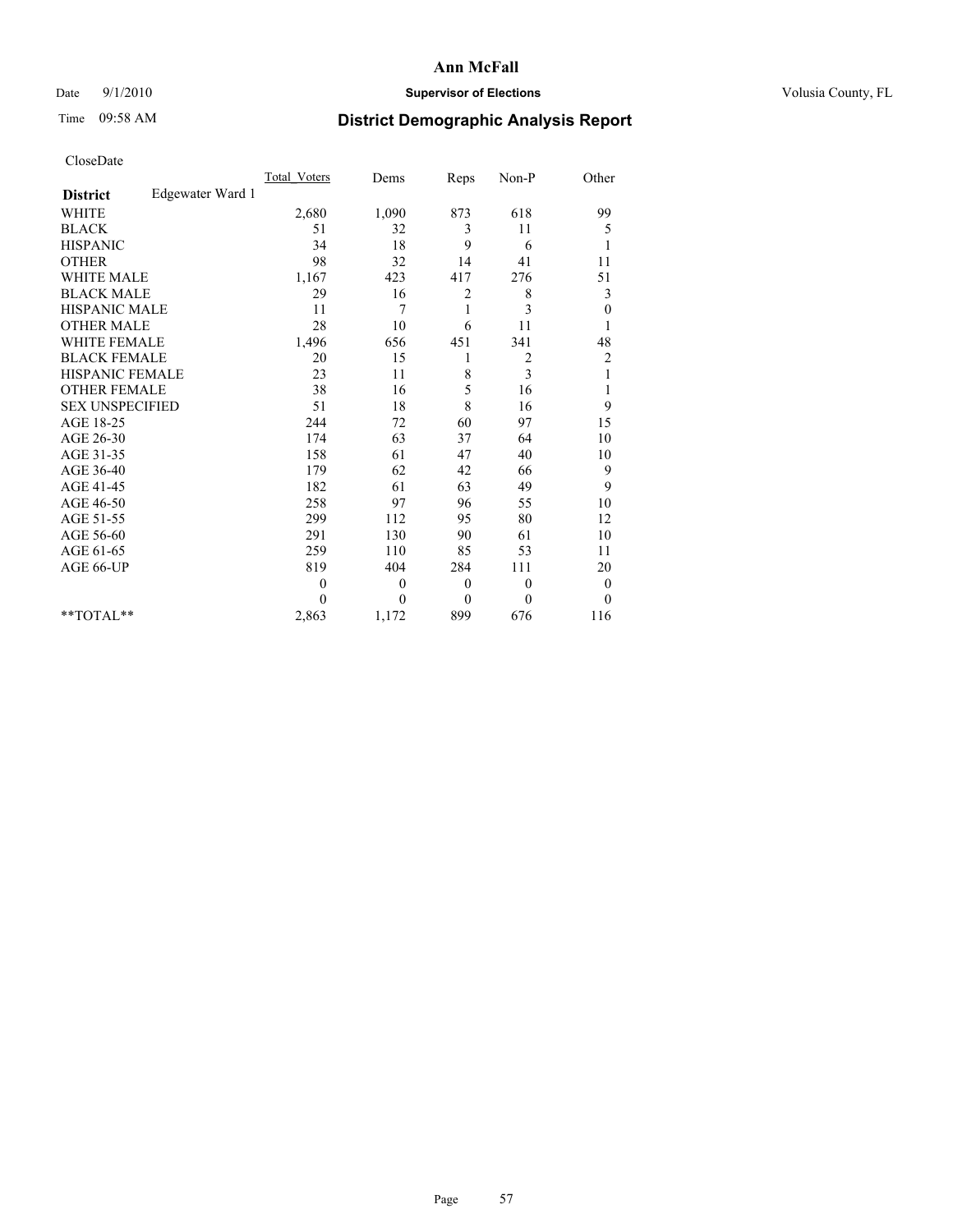**Ann McFall**

Date 9/1/2010 **Supervisor of Elections** Volusia County, FL

Time 09:58 AM

# District Demographic Analysis Report

CloseDate

| **District** Edgewater Ward 1 | Total_Voters | Dems | Reps | Non-P | Other |
|---|---|---|---|---|---|
| WHITE | 2,680 | 1,090 | 873 | 618 | 99 |
| BLACK | 51 | 32 | 3 | 11 | 5 |
| HISPANIC | 34 | 18 | 9 | 6 | 1 |
| OTHER | 98 | 32 | 14 | 41 | 11 |
| WHITE MALE | 1,167 | 423 | 417 | 276 | 51 |
| BLACK MALE | 29 | 16 | 2 | 8 | 3 |
| HISPANIC MALE | 11 | 7 | 1 | 3 | 0 |
| OTHER MALE | 28 | 10 | 6 | 11 | 1 |
| WHITE FEMALE | 1,496 | 656 | 451 | 341 | 48 |
| BLACK FEMALE | 20 | 15 | 1 | 2 | 2 |
| HISPANIC FEMALE | 23 | 11 | 8 | 3 | 1 |
| OTHER FEMALE | 38 | 16 | 5 | 16 | 1 |
| SEX UNSPECIFIED | 51 | 18 | 8 | 16 | 9 |
| AGE 18-25 | 244 | 72 | 60 | 97 | 15 |
| AGE 26-30 | 174 | 63 | 37 | 64 | 10 |
| AGE 31-35 | 158 | 61 | 47 | 40 | 10 |
| AGE 36-40 | 179 | 62 | 42 | 66 | 9 |
| AGE 41-45 | 182 | 61 | 63 | 49 | 9 |
| AGE 46-50 | 258 | 97 | 96 | 55 | 10 |
| AGE 51-55 | 299 | 112 | 95 | 80 | 12 |
| AGE 56-60 | 291 | 130 | 90 | 61 | 10 |
| AGE 61-65 | 259 | 110 | 85 | 53 | 11 |
| AGE 66-UP | 819 | 404 | 284 | 111 | 20 |
| | 0 | 0 | 0 | 0 | 0 |
| | 0 | 0 | 0 | 0 | 0 |
| **TOTAL** | 2,863 | 1,172 | 899 | 676 | 116 |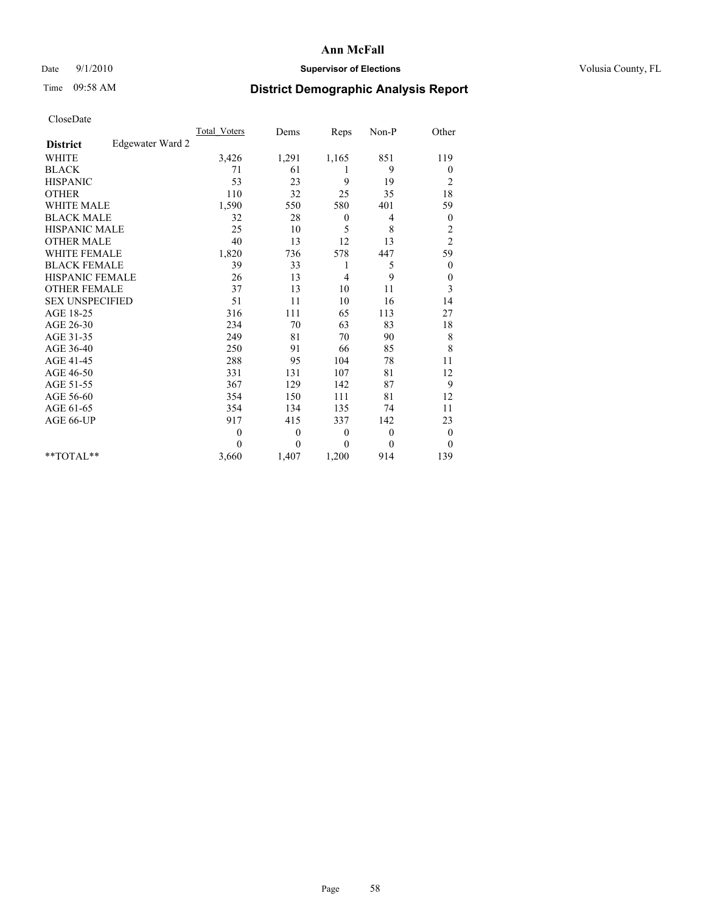Ann McFall

Date 9/1/2010 **Supervisor of Elections** Volusia County, FL

Time 09:58 AM

## District Demographic Analysis Report

CloseDate

| | Total_Voters | Dems | Reps | Non-P | Other |
|---|---|---|---|---|---|
| **District** Edgewater Ward 2 | | | | | |
| WHITE | 3,426 | 1,291 | 1,165 | 851 | 119 |
| BLACK | 71 | 61 | 1 | 9 | 0 |
| HISPANIC | 53 | 23 | 9 | 19 | 2 |
| OTHER | 110 | 32 | 25 | 35 | 18 |
| WHITE MALE | 1,590 | 550 | 580 | 401 | 59 |
| BLACK MALE | 32 | 28 | 0 | 4 | 0 |
| HISPANIC MALE | 25 | 10 | 5 | 8 | 2 |
| OTHER MALE | 40 | 13 | 12 | 13 | 2 |
| WHITE FEMALE | 1,820 | 736 | 578 | 447 | 59 |
| BLACK FEMALE | 39 | 33 | 1 | 5 | 0 |
| HISPANIC FEMALE | 26 | 13 | 4 | 9 | 0 |
| OTHER FEMALE | 37 | 13 | 10 | 11 | 3 |
| SEX UNSPECIFIED | 51 | 11 | 10 | 16 | 14 |
| AGE 18-25 | 316 | 111 | 65 | 113 | 27 |
| AGE 26-30 | 234 | 70 | 63 | 83 | 18 |
| AGE 31-35 | 249 | 81 | 70 | 90 | 8 |
| AGE 36-40 | 250 | 91 | 66 | 85 | 8 |
| AGE 41-45 | 288 | 95 | 104 | 78 | 11 |
| AGE 46-50 | 331 | 131 | 107 | 81 | 12 |
| AGE 51-55 | 367 | 129 | 142 | 87 | 9 |
| AGE 56-60 | 354 | 150 | 111 | 81 | 12 |
| AGE 61-65 | 354 | 134 | 135 | 74 | 11 |
| AGE 66-UP | 917 | 415 | 337 | 142 | 23 |
| | 0 | 0 | 0 | 0 | 0 |
| | 0 | 0 | 0 | 0 | 0 |
| **TOTAL** | 3,660 | 1,407 | 1,200 | 914 | 139 |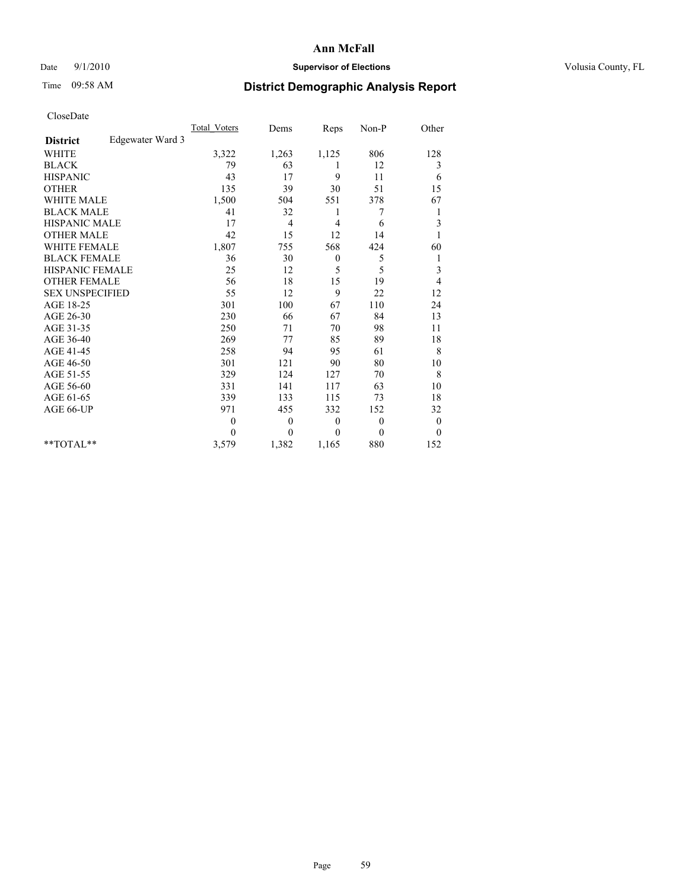# Ann McFall

Date 9/1/2010 **Supervisor of Elections** Volusia County, FL

Time 09:58 AM

## District Demographic Analysis Report

CloseDate

| | Total_Voters | Dems | Reps | Non-P | Other |
|---|---|---|---|---|---|
| **District** Edgewater Ward 3 | | | | | |
| WHITE | 3,322 | 1,263 | 1,125 | 806 | 128 |
| BLACK | 79 | 63 | 1 | 12 | 3 |
| HISPANIC | 43 | 17 | 9 | 11 | 6 |
| OTHER | 135 | 39 | 30 | 51 | 15 |
| WHITE MALE | 1,500 | 504 | 551 | 378 | 67 |
| BLACK MALE | 41 | 32 | 1 | 7 | 1 |
| HISPANIC MALE | 17 | 4 | 4 | 6 | 3 |
| OTHER MALE | 42 | 15 | 12 | 14 | 1 |
| WHITE FEMALE | 1,807 | 755 | 568 | 424 | 60 |
| BLACK FEMALE | 36 | 30 | 0 | 5 | 1 |
| HISPANIC FEMALE | 25 | 12 | 5 | 5 | 3 |
| OTHER FEMALE | 56 | 18 | 15 | 19 | 4 |
| SEX UNSPECIFIED | 55 | 12 | 9 | 22 | 12 |
| AGE 18-25 | 301 | 100 | 67 | 110 | 24 |
| AGE 26-30 | 230 | 66 | 67 | 84 | 13 |
| AGE 31-35 | 250 | 71 | 70 | 98 | 11 |
| AGE 36-40 | 269 | 77 | 85 | 89 | 18 |
| AGE 41-45 | 258 | 94 | 95 | 61 | 8 |
| AGE 46-50 | 301 | 121 | 90 | 80 | 10 |
| AGE 51-55 | 329 | 124 | 127 | 70 | 8 |
| AGE 56-60 | 331 | 141 | 117 | 63 | 10 |
| AGE 61-65 | 339 | 133 | 115 | 73 | 18 |
| AGE 66-UP | 971 | 455 | 332 | 152 | 32 |
| | 0 | 0 | 0 | 0 | 0 |
| | 0 | 0 | 0 | 0 | 0 |
| **TOTAL** | 3,579 | 1,382 | 1,165 | 880 | 152 |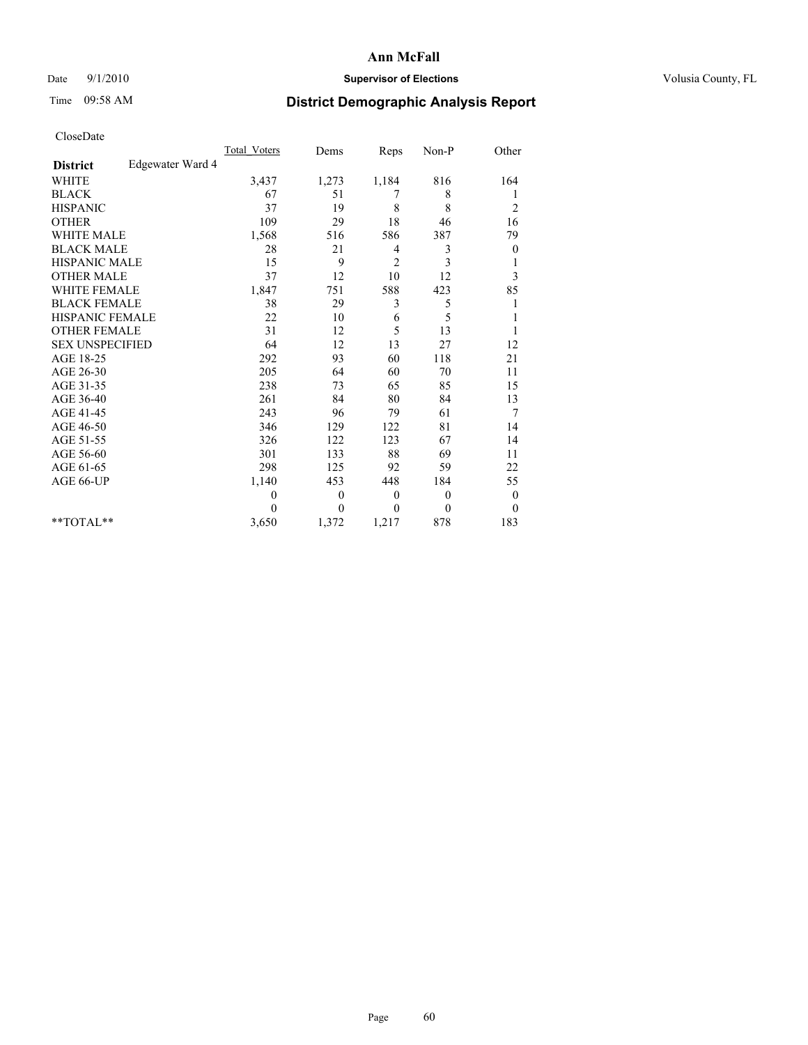# Ann McFall

Date 9/1/2010 **Supervisor of Elections** Volusia County, FL

Time 09:58 AM **District Demographic Analysis Report**

CloseDate

| | Total_Voters | Dems | Reps | Non-P | Other |
|---|---|---|---|---|---|
| **District** Edgewater Ward 4 | | | | | |
| WHITE | 3,437 | 1,273 | 1,184 | 816 | 164 |
| BLACK | 67 | 51 | 7 | 8 | 1 |
| HISPANIC | 37 | 19 | 8 | 8 | 2 |
| OTHER | 109 | 29 | 18 | 46 | 16 |
| WHITE MALE | 1,568 | 516 | 586 | 387 | 79 |
| BLACK MALE | 28 | 21 | 4 | 3 | 0 |
| HISPANIC MALE | 15 | 9 | 2 | 3 | 1 |
| OTHER MALE | 37 | 12 | 10 | 12 | 3 |
| WHITE FEMALE | 1,847 | 751 | 588 | 423 | 85 |
| BLACK FEMALE | 38 | 29 | 3 | 5 | 1 |
| HISPANIC FEMALE | 22 | 10 | 6 | 5 | 1 |
| OTHER FEMALE | 31 | 12 | 5 | 13 | 1 |
| SEX UNSPECIFIED | 64 | 12 | 13 | 27 | 12 |
| AGE 18-25 | 292 | 93 | 60 | 118 | 21 |
| AGE 26-30 | 205 | 64 | 60 | 70 | 11 |
| AGE 31-35 | 238 | 73 | 65 | 85 | 15 |
| AGE 36-40 | 261 | 84 | 80 | 84 | 13 |
| AGE 41-45 | 243 | 96 | 79 | 61 | 7 |
| AGE 46-50 | 346 | 129 | 122 | 81 | 14 |
| AGE 51-55 | 326 | 122 | 123 | 67 | 14 |
| AGE 56-60 | 301 | 133 | 88 | 69 | 11 |
| AGE 61-65 | 298 | 125 | 92 | 59 | 22 |
| AGE 66-UP | 1,140 | 453 | 448 | 184 | 55 |
| | 0 | 0 | 0 | 0 | 0 |
| | 0 | 0 | 0 | 0 | 0 |
| **TOTAL** | 3,650 | 1,372 | 1,217 | 878 | 183 |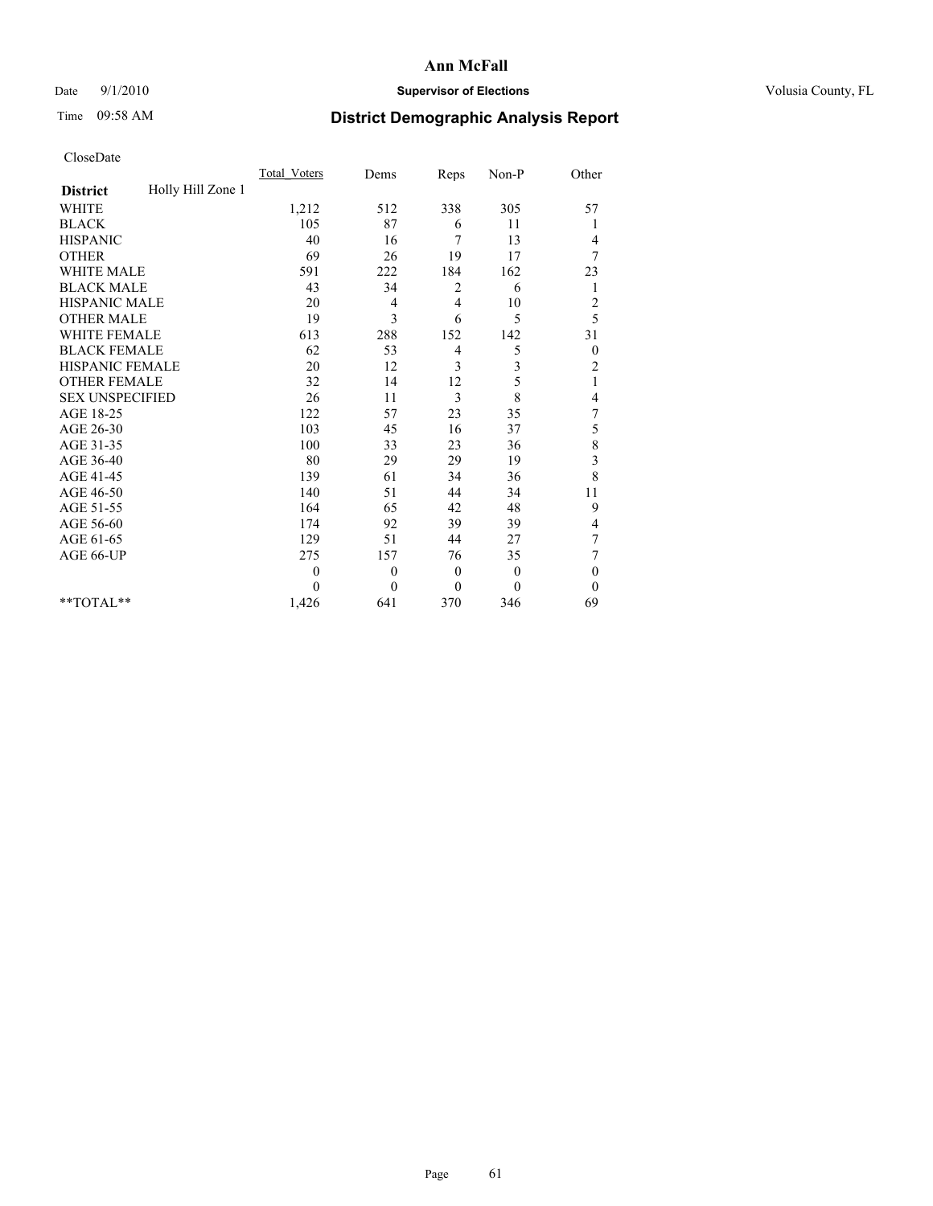# Ann McFall

Date 9/1/2010 **Supervisor of Elections** Volusia County, FL

Time 09:58 AM **District Demographic Analysis Report**

CloseDate

| **District** Holly Hill Zone 1 | Total_Voters | Dems | Reps | Non-P | Other |
|---|---|---|---|---|---|
| WHITE | 1,212 | 512 | 338 | 305 | 57 |
| BLACK | 105 | 87 | 6 | 11 | 1 |
| HISPANIC | 40 | 16 | 7 | 13 | 4 |
| OTHER | 69 | 26 | 19 | 17 | 7 |
| WHITE MALE | 591 | 222 | 184 | 162 | 23 |
| BLACK MALE | 43 | 34 | 2 | 6 | 1 |
| HISPANIC MALE | 20 | 4 | 4 | 10 | 2 |
| OTHER MALE | 19 | 3 | 6 | 5 | 5 |
| WHITE FEMALE | 613 | 288 | 152 | 142 | 31 |
| BLACK FEMALE | 62 | 53 | 4 | 5 | 0 |
| HISPANIC FEMALE | 20 | 12 | 3 | 3 | 2 |
| OTHER FEMALE | 32 | 14 | 12 | 5 | 1 |
| SEX UNSPECIFIED | 26 | 11 | 3 | 8 | 4 |
| AGE 18-25 | 122 | 57 | 23 | 35 | 7 |
| AGE 26-30 | 103 | 45 | 16 | 37 | 5 |
| AGE 31-35 | 100 | 33 | 23 | 36 | 8 |
| AGE 36-40 | 80 | 29 | 29 | 19 | 3 |
| AGE 41-45 | 139 | 61 | 34 | 36 | 8 |
| AGE 46-50 | 140 | 51 | 44 | 34 | 11 |
| AGE 51-55 | 164 | 65 | 42 | 48 | 9 |
| AGE 56-60 | 174 | 92 | 39 | 39 | 4 |
| AGE 61-65 | 129 | 51 | 44 | 27 | 7 |
| AGE 66-UP | 275 | 157 | 76 | 35 | 7 |
| | 0 | 0 | 0 | 0 | 0 |
| | 0 | 0 | 0 | 0 | 0 |
| **TOTAL** | 1,426 | 641 | 370 | 346 | 69 |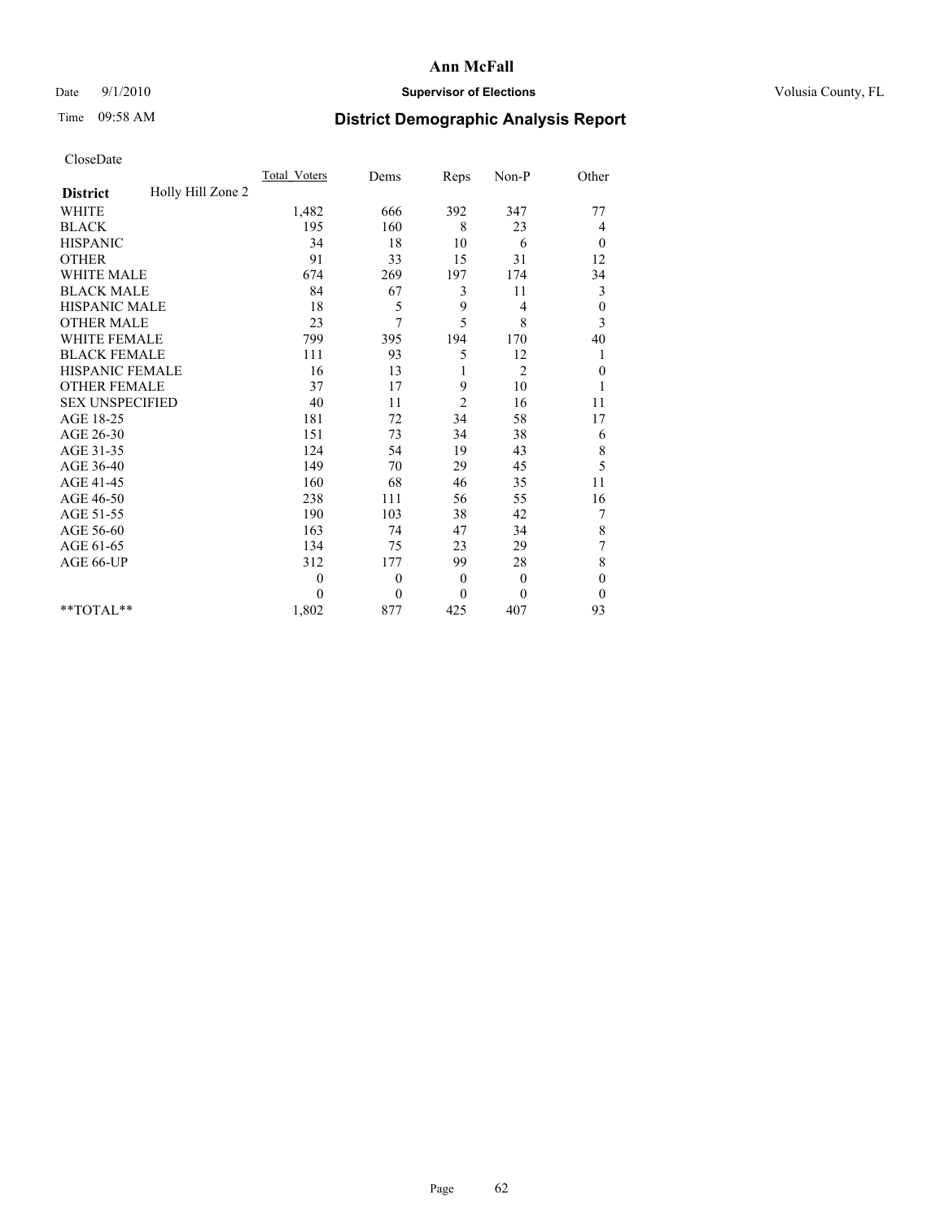# Ann McFall

Date 9/1/2010 **Supervisor of Elections** Volusia County, FL

Time 09:58 AM **District Demographic Analysis Report**

CloseDate

| **District** Holly Hill Zone 2 | Total_Voters | Dems | Reps | Non-P | Other |
|---|---|---|---|---|---|
| WHITE | 1,482 | 666 | 392 | 347 | 77 |
| BLACK | 195 | 160 | 8 | 23 | 4 |
| HISPANIC | 34 | 18 | 10 | 6 | 0 |
| OTHER | 91 | 33 | 15 | 31 | 12 |
| WHITE MALE | 674 | 269 | 197 | 174 | 34 |
| BLACK MALE | 84 | 67 | 3 | 11 | 3 |
| HISPANIC MALE | 18 | 5 | 9 | 4 | 0 |
| OTHER MALE | 23 | 7 | 5 | 8 | 3 |
| WHITE FEMALE | 799 | 395 | 194 | 170 | 40 |
| BLACK FEMALE | 111 | 93 | 5 | 12 | 1 |
| HISPANIC FEMALE | 16 | 13 | 1 | 2 | 0 |
| OTHER FEMALE | 37 | 17 | 9 | 10 | 1 |
| SEX UNSPECIFIED | 40 | 11 | 2 | 16 | 11 |
| AGE 18-25 | 181 | 72 | 34 | 58 | 17 |
| AGE 26-30 | 151 | 73 | 34 | 38 | 6 |
| AGE 31-35 | 124 | 54 | 19 | 43 | 8 |
| AGE 36-40 | 149 | 70 | 29 | 45 | 5 |
| AGE 41-45 | 160 | 68 | 46 | 35 | 11 |
| AGE 46-50 | 238 | 111 | 56 | 55 | 16 |
| AGE 51-55 | 190 | 103 | 38 | 42 | 7 |
| AGE 56-60 | 163 | 74 | 47 | 34 | 8 |
| AGE 61-65 | 134 | 75 | 23 | 29 | 7 |
| AGE 66-UP | 312 | 177 | 99 | 28 | 8 |
| | 0 | 0 | 0 | 0 | 0 |
| | 0 | 0 | 0 | 0 | 0 |
| **TOTAL** | 1,802 | 877 | 425 | 407 | 93 |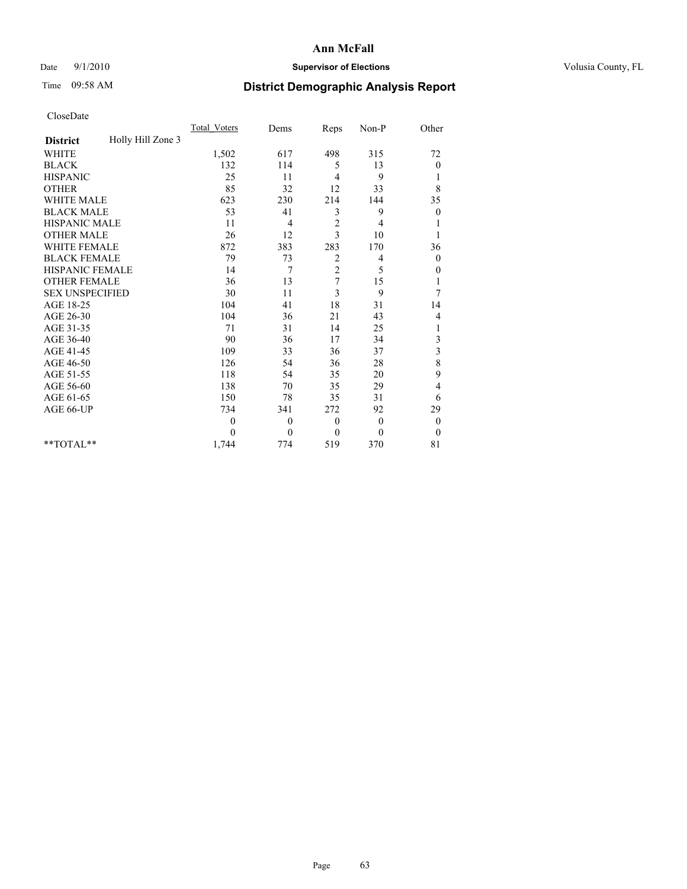**Ann McFall**

Date 9/1/2010 **Supervisor of Elections** Volusia County, FL

Time 09:58 AM **District Demographic Analysis Report**

CloseDate

| **District** Holly Hill Zone 3 | Total_Voters | Dems | Reps | Non-P | Other |
|---|---|---|---|---|---|
| WHITE | 1,502 | 617 | 498 | 315 | 72 |
| BLACK | 132 | 114 | 5 | 13 | 0 |
| HISPANIC | 25 | 11 | 4 | 9 | 1 |
| OTHER | 85 | 32 | 12 | 33 | 8 |
| WHITE MALE | 623 | 230 | 214 | 144 | 35 |
| BLACK MALE | 53 | 41 | 3 | 9 | 0 |
| HISPANIC MALE | 11 | 4 | 2 | 4 | 1 |
| OTHER MALE | 26 | 12 | 3 | 10 | 1 |
| WHITE FEMALE | 872 | 383 | 283 | 170 | 36 |
| BLACK FEMALE | 79 | 73 | 2 | 4 | 0 |
| HISPANIC FEMALE | 14 | 7 | 2 | 5 | 0 |
| OTHER FEMALE | 36 | 13 | 7 | 15 | 1 |
| SEX UNSPECIFIED | 30 | 11 | 3 | 9 | 7 |
| AGE 18-25 | 104 | 41 | 18 | 31 | 14 |
| AGE 26-30 | 104 | 36 | 21 | 43 | 4 |
| AGE 31-35 | 71 | 31 | 14 | 25 | 1 |
| AGE 36-40 | 90 | 36 | 17 | 34 | 3 |
| AGE 41-45 | 109 | 33 | 36 | 37 | 3 |
| AGE 46-50 | 126 | 54 | 36 | 28 | 8 |
| AGE 51-55 | 118 | 54 | 35 | 20 | 9 |
| AGE 56-60 | 138 | 70 | 35 | 29 | 4 |
| AGE 61-65 | 150 | 78 | 35 | 31 | 6 |
| AGE 66-UP | 734 | 341 | 272 | 92 | 29 |
| | 0 | 0 | 0 | 0 | 0 |
| | 0 | 0 | 0 | 0 | 0 |
| **TOTAL** | 1,744 | 774 | 519 | 370 | 81 |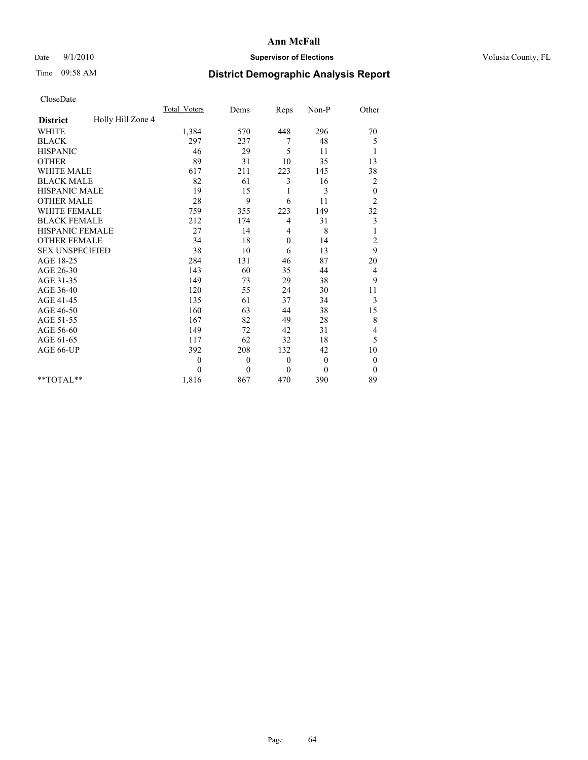# Ann McFall

Date 9/1/2010 **Supervisor of Elections** Volusia County, FL

Time 09:58 AM **District Demographic Analysis Report**

CloseDate

| | Total_Voters | Dems | Reps | Non-P | Other |
|---|---|---|---|---|---|
| **District** Holly Hill Zone 4 | | | | | |
| WHITE | 1,384 | 570 | 448 | 296 | 70 |
| BLACK | 297 | 237 | 7 | 48 | 5 |
| HISPANIC | 46 | 29 | 5 | 11 | 1 |
| OTHER | 89 | 31 | 10 | 35 | 13 |
| WHITE MALE | 617 | 211 | 223 | 145 | 38 |
| BLACK MALE | 82 | 61 | 3 | 16 | 2 |
| HISPANIC MALE | 19 | 15 | 1 | 3 | 0 |
| OTHER MALE | 28 | 9 | 6 | 11 | 2 |
| WHITE FEMALE | 759 | 355 | 223 | 149 | 32 |
| BLACK FEMALE | 212 | 174 | 4 | 31 | 3 |
| HISPANIC FEMALE | 27 | 14 | 4 | 8 | 1 |
| OTHER FEMALE | 34 | 18 | 0 | 14 | 2 |
| SEX UNSPECIFIED | 38 | 10 | 6 | 13 | 9 |
| AGE 18-25 | 284 | 131 | 46 | 87 | 20 |
| AGE 26-30 | 143 | 60 | 35 | 44 | 4 |
| AGE 31-35 | 149 | 73 | 29 | 38 | 9 |
| AGE 36-40 | 120 | 55 | 24 | 30 | 11 |
| AGE 41-45 | 135 | 61 | 37 | 34 | 3 |
| AGE 46-50 | 160 | 63 | 44 | 38 | 15 |
| AGE 51-55 | 167 | 82 | 49 | 28 | 8 |
| AGE 56-60 | 149 | 72 | 42 | 31 | 4 |
| AGE 61-65 | 117 | 62 | 32 | 18 | 5 |
| AGE 66-UP | 392 | 208 | 132 | 42 | 10 |
| | 0 | 0 | 0 | 0 | 0 |
| | 0 | 0 | 0 | 0 | 0 |
| **TOTAL** | 1,816 | 867 | 470 | 390 | 89 |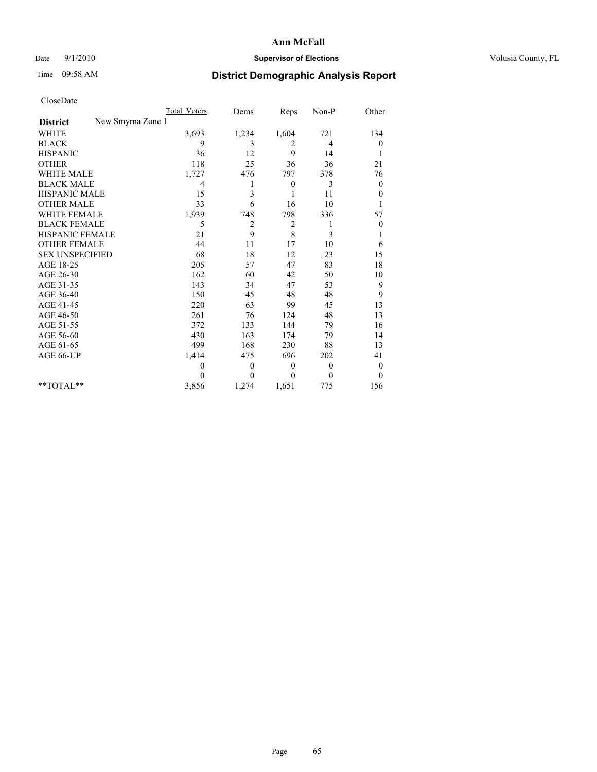**Ann McFall**

Date 9/1/2010 **Supervisor of Elections** Volusia County, FL

Time 09:58 AM

## District Demographic Analysis Report

CloseDate

| District: New Smyrna Zone 1 | Total_Voters | Dems | Reps | Non-P | Other |
|---|---|---|---|---|---|
| WHITE | 3,693 | 1,234 | 1,604 | 721 | 134 |
| BLACK | 9 | 3 | 2 | 4 | 0 |
| HISPANIC | 36 | 12 | 9 | 14 | 1 |
| OTHER | 118 | 25 | 36 | 36 | 21 |
| WHITE MALE | 1,727 | 476 | 797 | 378 | 76 |
| BLACK MALE | 4 | 1 | 0 | 3 | 0 |
| HISPANIC MALE | 15 | 3 | 1 | 11 | 0 |
| OTHER MALE | 33 | 6 | 16 | 10 | 1 |
| WHITE FEMALE | 1,939 | 748 | 798 | 336 | 57 |
| BLACK FEMALE | 5 | 2 | 2 | 1 | 0 |
| HISPANIC FEMALE | 21 | 9 | 8 | 3 | 1 |
| OTHER FEMALE | 44 | 11 | 17 | 10 | 6 |
| SEX UNSPECIFIED | 68 | 18 | 12 | 23 | 15 |
| AGE 18-25 | 205 | 57 | 47 | 83 | 18 |
| AGE 26-30 | 162 | 60 | 42 | 50 | 10 |
| AGE 31-35 | 143 | 34 | 47 | 53 | 9 |
| AGE 36-40 | 150 | 45 | 48 | 48 | 9 |
| AGE 41-45 | 220 | 63 | 99 | 45 | 13 |
| AGE 46-50 | 261 | 76 | 124 | 48 | 13 |
| AGE 51-55 | 372 | 133 | 144 | 79 | 16 |
| AGE 56-60 | 430 | 163 | 174 | 79 | 14 |
| AGE 61-65 | 499 | 168 | 230 | 88 | 13 |
| AGE 66-UP | 1,414 | 475 | 696 | 202 | 41 |
| | 0 | 0 | 0 | 0 | 0 |
| | 0 | 0 | 0 | 0 | 0 |
| **TOTAL** | 3,856 | 1,274 | 1,651 | 775 | 156 |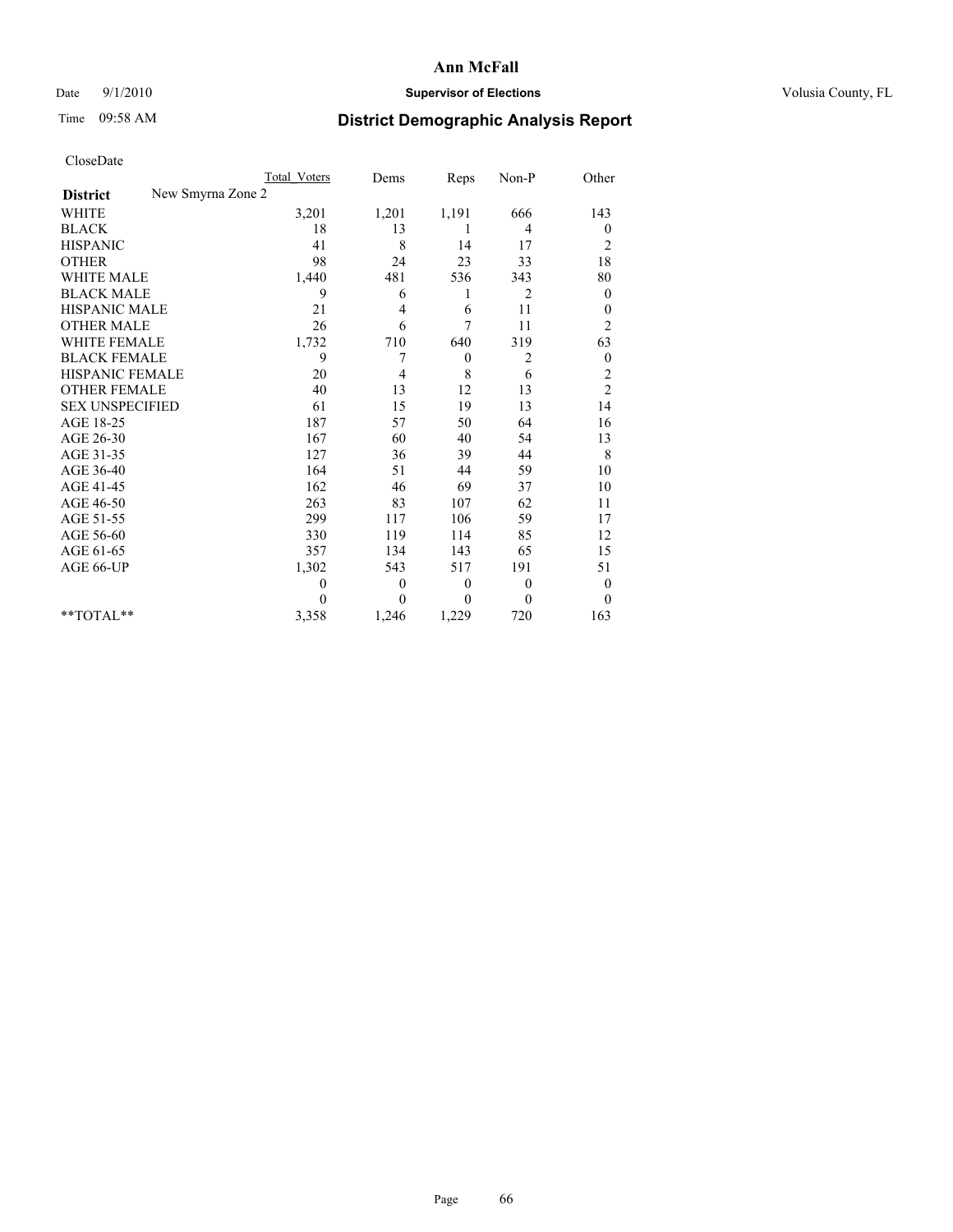# Ann McFall

Date 9/1/2010 **Supervisor of Elections** Volusia County, FL

Time 09:58 AM **District Demographic Analysis Report**

CloseDate

| | Total_Voters | Dems | Reps | Non-P | Other |
|---|---|---|---|---|---|
| **District** New Smyrna Zone 2 | | | | | |
| WHITE | 3,201 | 1,201 | 1,191 | 666 | 143 |
| BLACK | 18 | 13 | 1 | 4 | 0 |
| HISPANIC | 41 | 8 | 14 | 17 | 2 |
| OTHER | 98 | 24 | 23 | 33 | 18 |
| WHITE MALE | 1,440 | 481 | 536 | 343 | 80 |
| BLACK MALE | 9 | 6 | 1 | 2 | 0 |
| HISPANIC MALE | 21 | 4 | 6 | 11 | 0 |
| OTHER MALE | 26 | 6 | 7 | 11 | 2 |
| WHITE FEMALE | 1,732 | 710 | 640 | 319 | 63 |
| BLACK FEMALE | 9 | 7 | 0 | 2 | 0 |
| HISPANIC FEMALE | 20 | 4 | 8 | 6 | 2 |
| OTHER FEMALE | 40 | 13 | 12 | 13 | 2 |
| SEX UNSPECIFIED | 61 | 15 | 19 | 13 | 14 |
| AGE 18-25 | 187 | 57 | 50 | 64 | 16 |
| AGE 26-30 | 167 | 60 | 40 | 54 | 13 |
| AGE 31-35 | 127 | 36 | 39 | 44 | 8 |
| AGE 36-40 | 164 | 51 | 44 | 59 | 10 |
| AGE 41-45 | 162 | 46 | 69 | 37 | 10 |
| AGE 46-50 | 263 | 83 | 107 | 62 | 11 |
| AGE 51-55 | 299 | 117 | 106 | 59 | 17 |
| AGE 56-60 | 330 | 119 | 114 | 85 | 12 |
| AGE 61-65 | 357 | 134 | 143 | 65 | 15 |
| AGE 66-UP | 1,302 | 543 | 517 | 191 | 51 |
| | 0 | 0 | 0 | 0 | 0 |
| | 0 | 0 | 0 | 0 | 0 |
| **TOTAL** | 3,358 | 1,246 | 1,229 | 720 | 163 |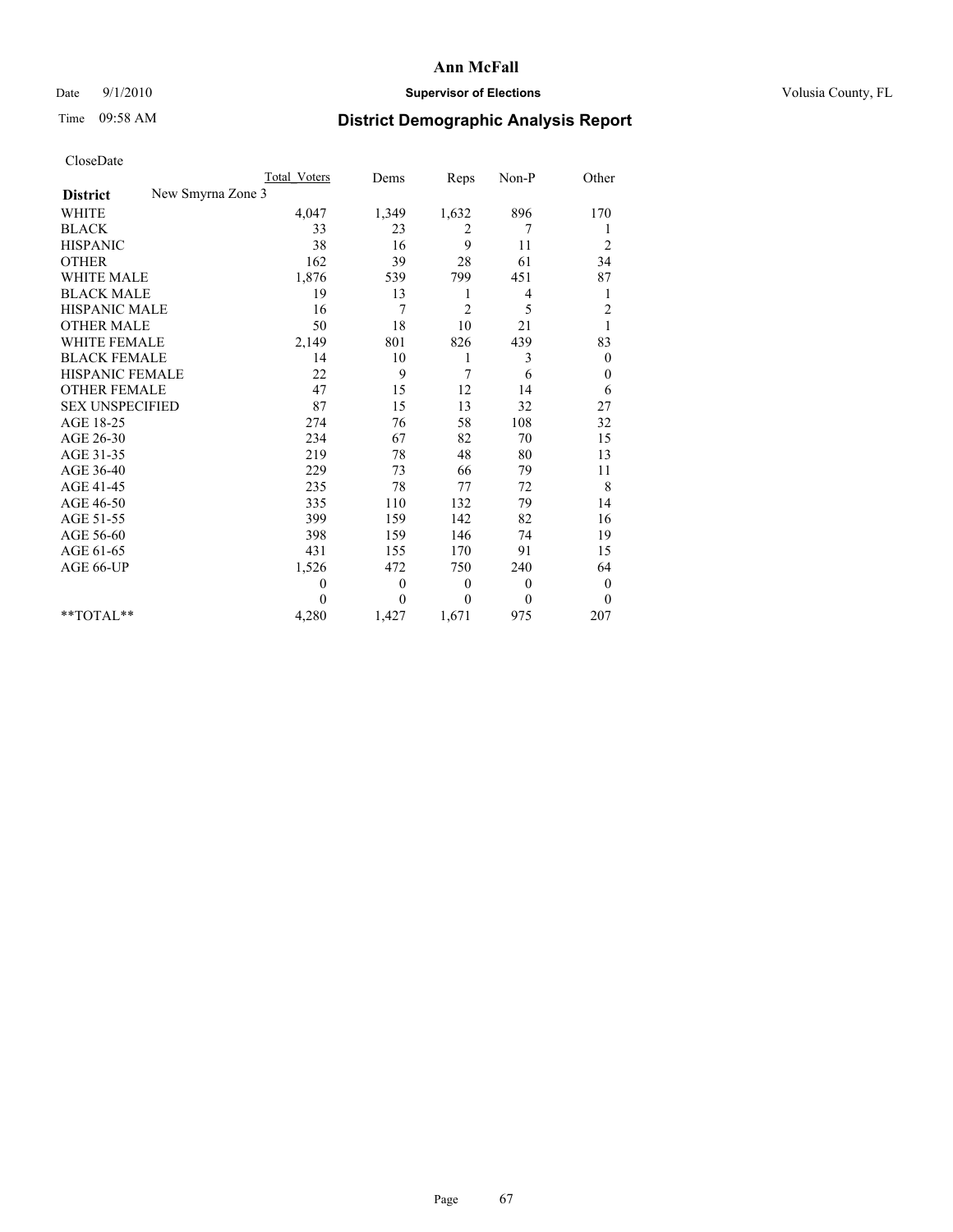# District Demographic Analysis Report

Ann McFall

Supervisor of Elections

Date 9/1/2010

Time 09:58 AM

Volusia County, FL

CloseDate

| District: New Smyrna Zone 3 | Total_Voters | Dems | Reps | Non-P | Other |
|---|---|---|---|---|---|
| WHITE | 4,047 | 1,349 | 1,632 | 896 | 170 |
| BLACK | 33 | 23 | 2 | 7 | 1 |
| HISPANIC | 38 | 16 | 9 | 11 | 2 |
| OTHER | 162 | 39 | 28 | 61 | 34 |
| WHITE MALE | 1,876 | 539 | 799 | 451 | 87 |
| BLACK MALE | 19 | 13 | 1 | 4 | 1 |
| HISPANIC MALE | 16 | 7 | 2 | 5 | 2 |
| OTHER MALE | 50 | 18 | 10 | 21 | 1 |
| WHITE FEMALE | 2,149 | 801 | 826 | 439 | 83 |
| BLACK FEMALE | 14 | 10 | 1 | 3 | 0 |
| HISPANIC FEMALE | 22 | 9 | 7 | 6 | 0 |
| OTHER FEMALE | 47 | 15 | 12 | 14 | 6 |
| SEX UNSPECIFIED | 87 | 15 | 13 | 32 | 27 |
| AGE 18-25 | 274 | 76 | 58 | 108 | 32 |
| AGE 26-30 | 234 | 67 | 82 | 70 | 15 |
| AGE 31-35 | 219 | 78 | 48 | 80 | 13 |
| AGE 36-40 | 229 | 73 | 66 | 79 | 11 |
| AGE 41-45 | 235 | 78 | 77 | 72 | 8 |
| AGE 46-50 | 335 | 110 | 132 | 79 | 14 |
| AGE 51-55 | 399 | 159 | 142 | 82 | 16 |
| AGE 56-60 | 398 | 159 | 146 | 74 | 19 |
| AGE 61-65 | 431 | 155 | 170 | 91 | 15 |
| AGE 66-UP | 1,526 | 472 | 750 | 240 | 64 |
| | 0 | 0 | 0 | 0 | 0 |
| | 0 | 0 | 0 | 0 | 0 |
| **TOTAL** | 4,280 | 1,427 | 1,671 | 975 | 207 |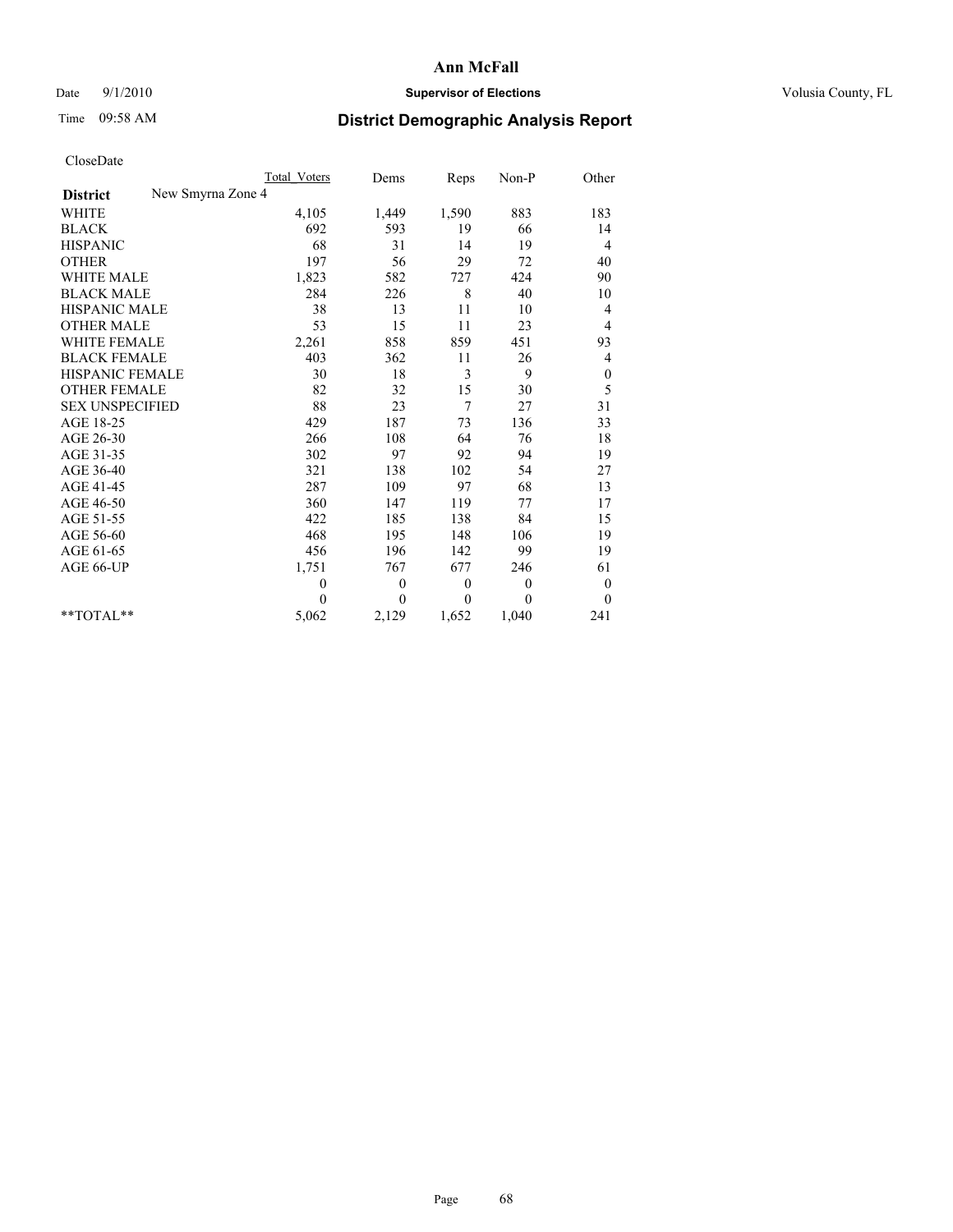**Ann McFall**

Date 9/1/2010 **Supervisor of Elections** Volusia County, FL

Time 09:58 AM **District Demographic Analysis Report**

CloseDate

| | Total_Voters | Dems | Reps | Non-P | Other |
|---|---|---|---|---|---|
| **District** New Smyrna Zone 4 | | | | | |
| WHITE | 4,105 | 1,449 | 1,590 | 883 | 183 |
| BLACK | 692 | 593 | 19 | 66 | 14 |
| HISPANIC | 68 | 31 | 14 | 19 | 4 |
| OTHER | 197 | 56 | 29 | 72 | 40 |
| WHITE MALE | 1,823 | 582 | 727 | 424 | 90 |
| BLACK MALE | 284 | 226 | 8 | 40 | 10 |
| HISPANIC MALE | 38 | 13 | 11 | 10 | 4 |
| OTHER MALE | 53 | 15 | 11 | 23 | 4 |
| WHITE FEMALE | 2,261 | 858 | 859 | 451 | 93 |
| BLACK FEMALE | 403 | 362 | 11 | 26 | 4 |
| HISPANIC FEMALE | 30 | 18 | 3 | 9 | 0 |
| OTHER FEMALE | 82 | 32 | 15 | 30 | 5 |
| SEX UNSPECIFIED | 88 | 23 | 7 | 27 | 31 |
| AGE 18-25 | 429 | 187 | 73 | 136 | 33 |
| AGE 26-30 | 266 | 108 | 64 | 76 | 18 |
| AGE 31-35 | 302 | 97 | 92 | 94 | 19 |
| AGE 36-40 | 321 | 138 | 102 | 54 | 27 |
| AGE 41-45 | 287 | 109 | 97 | 68 | 13 |
| AGE 46-50 | 360 | 147 | 119 | 77 | 17 |
| AGE 51-55 | 422 | 185 | 138 | 84 | 15 |
| AGE 56-60 | 468 | 195 | 148 | 106 | 19 |
| AGE 61-65 | 456 | 196 | 142 | 99 | 19 |
| AGE 66-UP | 1,751 | 767 | 677 | 246 | 61 |
| | 0 | 0 | 0 | 0 | 0 |
| | 0 | 0 | 0 | 0 | 0 |
| **TOTAL** | 5,062 | 2,129 | 1,652 | 1,040 | 241 |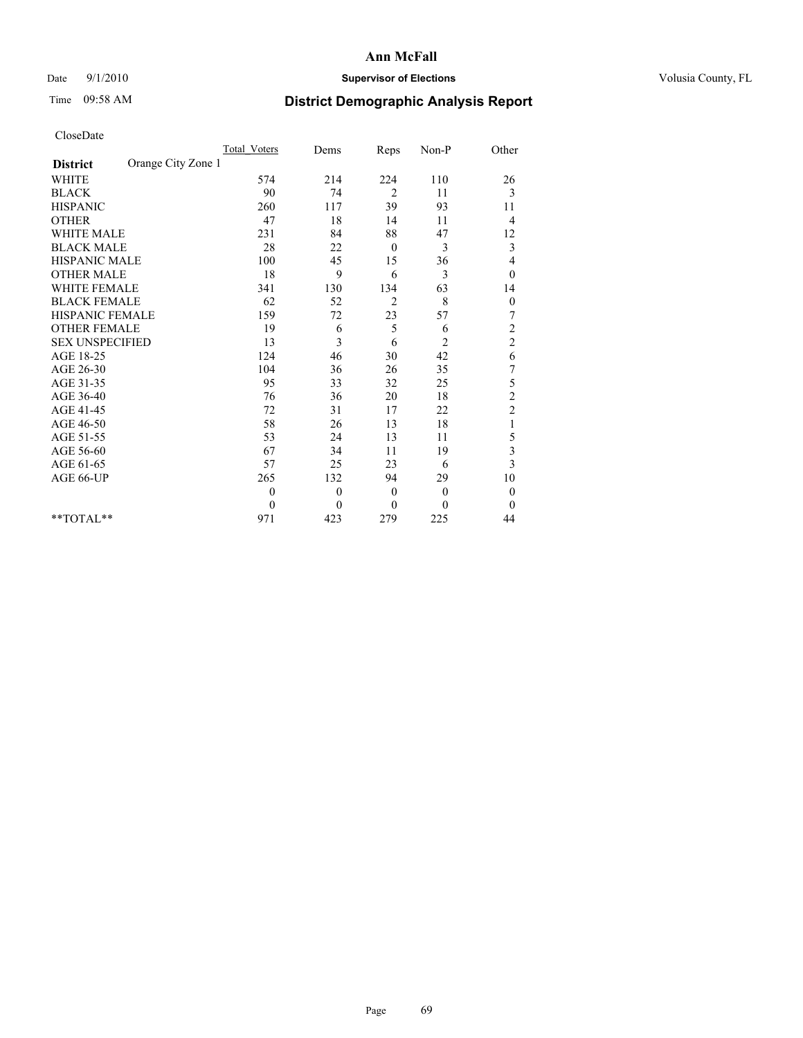# Ann McFall

Date 9/1/2010 **Supervisor of Elections** Volusia County, FL

Time 09:58 AM **District Demographic Analysis Report**

CloseDate

| | Total_Voters | Dems | Reps | Non-P | Other |
|---|---|---|---|---|---|
| **District** Orange City Zone 1 | | | | | |
| WHITE | 574 | 214 | 224 | 110 | 26 |
| BLACK | 90 | 74 | 2 | 11 | 3 |
| HISPANIC | 260 | 117 | 39 | 93 | 11 |
| OTHER | 47 | 18 | 14 | 11 | 4 |
| WHITE MALE | 231 | 84 | 88 | 47 | 12 |
| BLACK MALE | 28 | 22 | 0 | 3 | 3 |
| HISPANIC MALE | 100 | 45 | 15 | 36 | 4 |
| OTHER MALE | 18 | 9 | 6 | 3 | 0 |
| WHITE FEMALE | 341 | 130 | 134 | 63 | 14 |
| BLACK FEMALE | 62 | 52 | 2 | 8 | 0 |
| HISPANIC FEMALE | 159 | 72 | 23 | 57 | 7 |
| OTHER FEMALE | 19 | 6 | 5 | 6 | 2 |
| SEX UNSPECIFIED | 13 | 3 | 6 | 2 | 2 |
| AGE 18-25 | 124 | 46 | 30 | 42 | 6 |
| AGE 26-30 | 104 | 36 | 26 | 35 | 7 |
| AGE 31-35 | 95 | 33 | 32 | 25 | 5 |
| AGE 36-40 | 76 | 36 | 20 | 18 | 2 |
| AGE 41-45 | 72 | 31 | 17 | 22 | 2 |
| AGE 46-50 | 58 | 26 | 13 | 18 | 1 |
| AGE 51-55 | 53 | 24 | 13 | 11 | 5 |
| AGE 56-60 | 67 | 34 | 11 | 19 | 3 |
| AGE 61-65 | 57 | 25 | 23 | 6 | 3 |
| AGE 66-UP | 265 | 132 | 94 | 29 | 10 |
| | 0 | 0 | 0 | 0 | 0 |
| | 0 | 0 | 0 | 0 | 0 |
| **TOTAL** | 971 | 423 | 279 | 225 | 44 |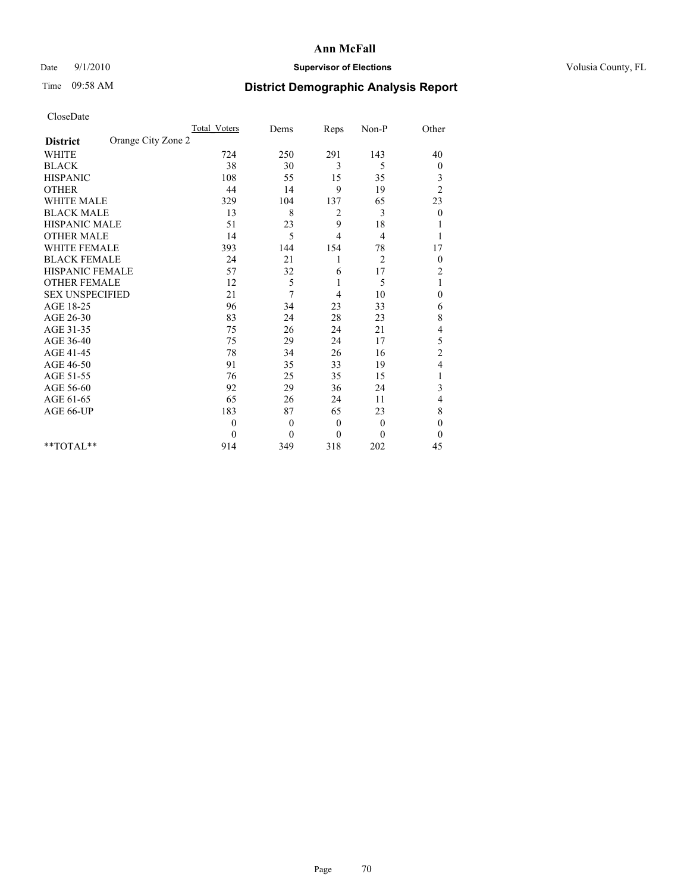# Ann McFall

Date 9/1/2010 **Supervisor of Elections** Volusia County, FL

Time 09:58 AM

## District Demographic Analysis Report

CloseDate

| | Total_Voters | Dems | Reps | Non-P | Other |
|---|---|---|---|---|---|
| **District** Orange City Zone 2 | | | | | |
| WHITE | 724 | 250 | 291 | 143 | 40 |
| BLACK | 38 | 30 | 3 | 5 | 0 |
| HISPANIC | 108 | 55 | 15 | 35 | 3 |
| OTHER | 44 | 14 | 9 | 19 | 2 |
| WHITE MALE | 329 | 104 | 137 | 65 | 23 |
| BLACK MALE | 13 | 8 | 2 | 3 | 0 |
| HISPANIC MALE | 51 | 23 | 9 | 18 | 1 |
| OTHER MALE | 14 | 5 | 4 | 4 | 1 |
| WHITE FEMALE | 393 | 144 | 154 | 78 | 17 |
| BLACK FEMALE | 24 | 21 | 1 | 2 | 0 |
| HISPANIC FEMALE | 57 | 32 | 6 | 17 | 2 |
| OTHER FEMALE | 12 | 5 | 1 | 5 | 1 |
| SEX UNSPECIFIED | 21 | 7 | 4 | 10 | 0 |
| AGE 18-25 | 96 | 34 | 23 | 33 | 6 |
| AGE 26-30 | 83 | 24 | 28 | 23 | 8 |
| AGE 31-35 | 75 | 26 | 24 | 21 | 4 |
| AGE 36-40 | 75 | 29 | 24 | 17 | 5 |
| AGE 41-45 | 78 | 34 | 26 | 16 | 2 |
| AGE 46-50 | 91 | 35 | 33 | 19 | 4 |
| AGE 51-55 | 76 | 25 | 35 | 15 | 1 |
| AGE 56-60 | 92 | 29 | 36 | 24 | 3 |
| AGE 61-65 | 65 | 26 | 24 | 11 | 4 |
| AGE 66-UP | 183 | 87 | 65 | 23 | 8 |
| | 0 | 0 | 0 | 0 | 0 |
| | 0 | 0 | 0 | 0 | 0 |
| **TOTAL** | 914 | 349 | 318 | 202 | 45 |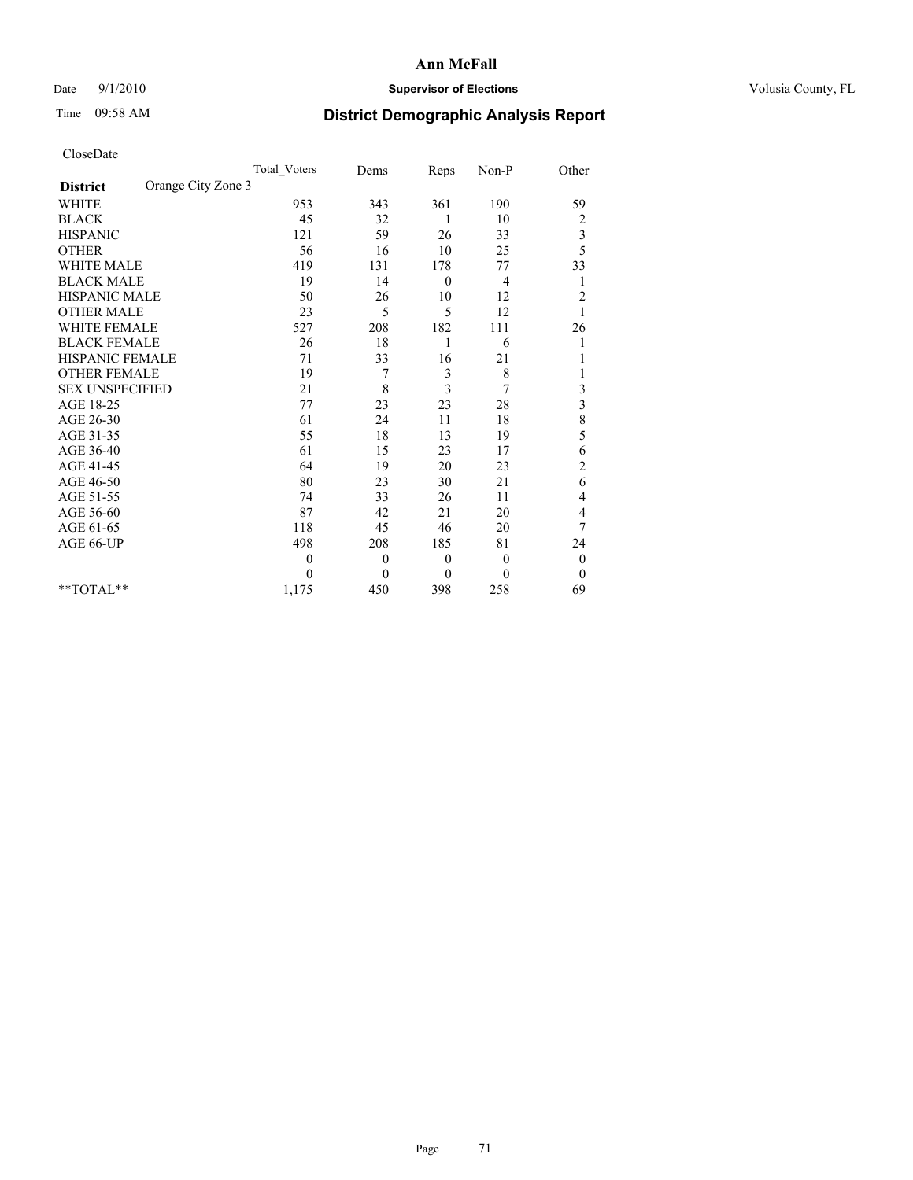**Ann McFall**

Date 9/1/2010 **Supervisor of Elections** Volusia County, FL

Time 09:58 AM

# District Demographic Analysis Report

CloseDate

| | Total_Voters | Dems | Reps | Non-P | Other |
|---|---|---|---|---|---|
| **District** Orange City Zone 3 | | | | | |
| WHITE | 953 | 343 | 361 | 190 | 59 |
| BLACK | 45 | 32 | 1 | 10 | 2 |
| HISPANIC | 121 | 59 | 26 | 33 | 3 |
| OTHER | 56 | 16 | 10 | 25 | 5 |
| WHITE MALE | 419 | 131 | 178 | 77 | 33 |
| BLACK MALE | 19 | 14 | 0 | 4 | 1 |
| HISPANIC MALE | 50 | 26 | 10 | 12 | 2 |
| OTHER MALE | 23 | 5 | 5 | 12 | 1 |
| WHITE FEMALE | 527 | 208 | 182 | 111 | 26 |
| BLACK FEMALE | 26 | 18 | 1 | 6 | 1 |
| HISPANIC FEMALE | 71 | 33 | 16 | 21 | 1 |
| OTHER FEMALE | 19 | 7 | 3 | 8 | 1 |
| SEX UNSPECIFIED | 21 | 8 | 3 | 7 | 3 |
| AGE 18-25 | 77 | 23 | 23 | 28 | 3 |
| AGE 26-30 | 61 | 24 | 11 | 18 | 8 |
| AGE 31-35 | 55 | 18 | 13 | 19 | 5 |
| AGE 36-40 | 61 | 15 | 23 | 17 | 6 |
| AGE 41-45 | 64 | 19 | 20 | 23 | 2 |
| AGE 46-50 | 80 | 23 | 30 | 21 | 6 |
| AGE 51-55 | 74 | 33 | 26 | 11 | 4 |
| AGE 56-60 | 87 | 42 | 21 | 20 | 4 |
| AGE 61-65 | 118 | 45 | 46 | 20 | 7 |
| AGE 66-UP | 498 | 208 | 185 | 81 | 24 |
| | 0 | 0 | 0 | 0 | 0 |
| | 0 | 0 | 0 | 0 | 0 |
| **TOTAL** | 1,175 | 450 | 398 | 258 | 69 |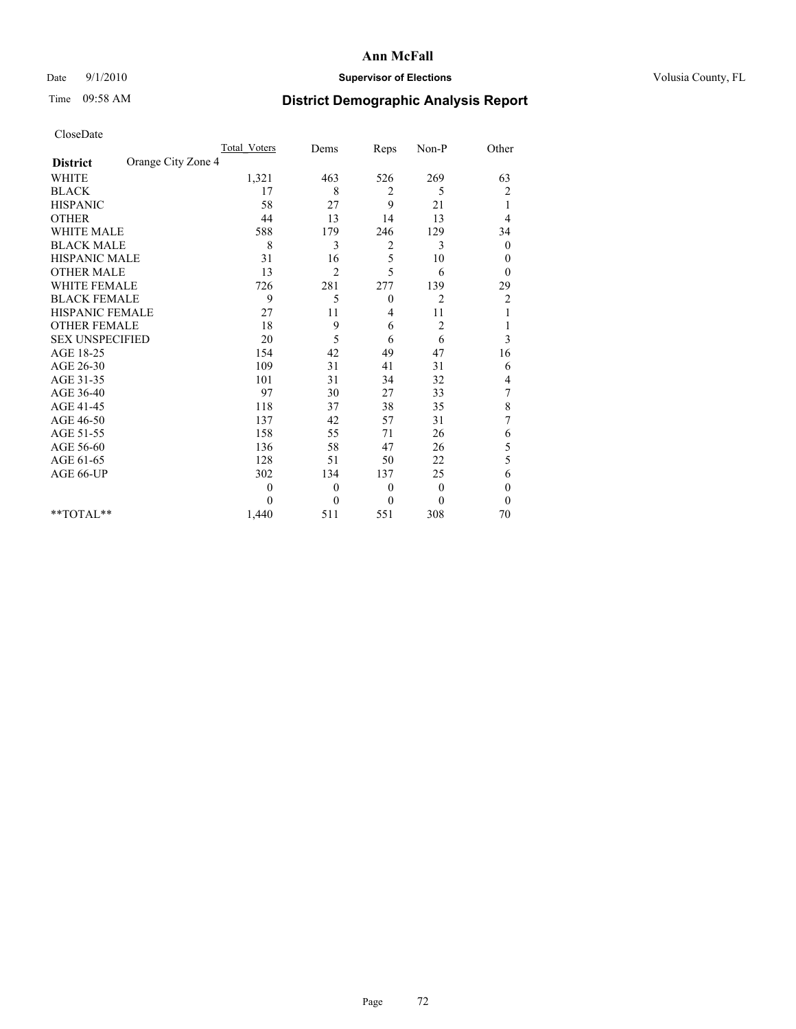# Ann McFall

Date 9/1/2010 **Supervisor of Elections** Volusia County, FL

Time 09:58 AM

## District Demographic Analysis Report

CloseDate

| **District** Orange City Zone 4 | Total_Voters | Dems | Reps | Non-P | Other |
|---|---|---|---|---|---|
| WHITE | 1,321 | 463 | 526 | 269 | 63 |
| BLACK | 17 | 8 | 2 | 5 | 2 |
| HISPANIC | 58 | 27 | 9 | 21 | 1 |
| OTHER | 44 | 13 | 14 | 13 | 4 |
| WHITE MALE | 588 | 179 | 246 | 129 | 34 |
| BLACK MALE | 8 | 3 | 2 | 3 | 0 |
| HISPANIC MALE | 31 | 16 | 5 | 10 | 0 |
| OTHER MALE | 13 | 2 | 5 | 6 | 0 |
| WHITE FEMALE | 726 | 281 | 277 | 139 | 29 |
| BLACK FEMALE | 9 | 5 | 0 | 2 | 2 |
| HISPANIC FEMALE | 27 | 11 | 4 | 11 | 1 |
| OTHER FEMALE | 18 | 9 | 6 | 2 | 1 |
| SEX UNSPECIFIED | 20 | 5 | 6 | 6 | 3 |
| AGE 18-25 | 154 | 42 | 49 | 47 | 16 |
| AGE 26-30 | 109 | 31 | 41 | 31 | 6 |
| AGE 31-35 | 101 | 31 | 34 | 32 | 4 |
| AGE 36-40 | 97 | 30 | 27 | 33 | 7 |
| AGE 41-45 | 118 | 37 | 38 | 35 | 8 |
| AGE 46-50 | 137 | 42 | 57 | 31 | 7 |
| AGE 51-55 | 158 | 55 | 71 | 26 | 6 |
| AGE 56-60 | 136 | 58 | 47 | 26 | 5 |
| AGE 61-65 | 128 | 51 | 50 | 22 | 5 |
| AGE 66-UP | 302 | 134 | 137 | 25 | 6 |
| | 0 | 0 | 0 | 0 | 0 |
| | 0 | 0 | 0 | 0 | 0 |
| **TOTAL** | 1,440 | 511 | 551 | 308 | 70 |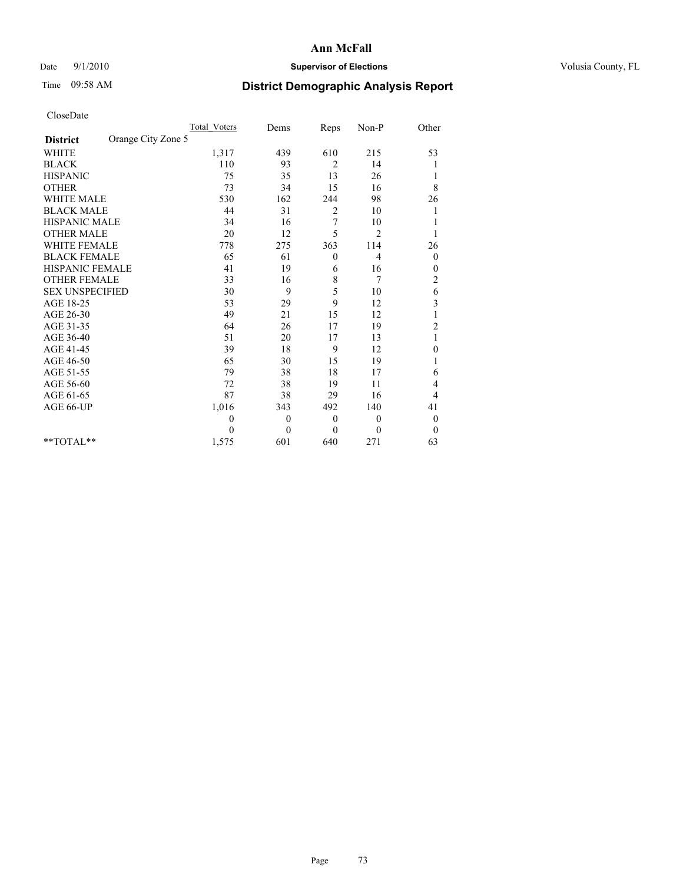# Ann McFall

Date 9/1/2010 **Supervisor of Elections** Volusia County, FL

Time 09:58 AM **District Demographic Analysis Report**

CloseDate

| | Total_Voters | Dems | Reps | Non-P | Other |
|---|---|---|---|---|---|
| **District** Orange City Zone 5 | | | | | |
| WHITE | 1,317 | 439 | 610 | 215 | 53 |
| BLACK | 110 | 93 | 2 | 14 | 1 |
| HISPANIC | 75 | 35 | 13 | 26 | 1 |
| OTHER | 73 | 34 | 15 | 16 | 8 |
| WHITE MALE | 530 | 162 | 244 | 98 | 26 |
| BLACK MALE | 44 | 31 | 2 | 10 | 1 |
| HISPANIC MALE | 34 | 16 | 7 | 10 | 1 |
| OTHER MALE | 20 | 12 | 5 | 2 | 1 |
| WHITE FEMALE | 778 | 275 | 363 | 114 | 26 |
| BLACK FEMALE | 65 | 61 | 0 | 4 | 0 |
| HISPANIC FEMALE | 41 | 19 | 6 | 16 | 0 |
| OTHER FEMALE | 33 | 16 | 8 | 7 | 2 |
| SEX UNSPECIFIED | 30 | 9 | 5 | 10 | 6 |
| AGE 18-25 | 53 | 29 | 9 | 12 | 3 |
| AGE 26-30 | 49 | 21 | 15 | 12 | 1 |
| AGE 31-35 | 64 | 26 | 17 | 19 | 2 |
| AGE 36-40 | 51 | 20 | 17 | 13 | 1 |
| AGE 41-45 | 39 | 18 | 9 | 12 | 0 |
| AGE 46-50 | 65 | 30 | 15 | 19 | 1 |
| AGE 51-55 | 79 | 38 | 18 | 17 | 6 |
| AGE 56-60 | 72 | 38 | 19 | 11 | 4 |
| AGE 61-65 | 87 | 38 | 29 | 16 | 4 |
| AGE 66-UP | 1,016 | 343 | 492 | 140 | 41 |
| | 0 | 0 | 0 | 0 | 0 |
| | 0 | 0 | 0 | 0 | 0 |
| **TOTAL** | 1,575 | 601 | 640 | 271 | 63 |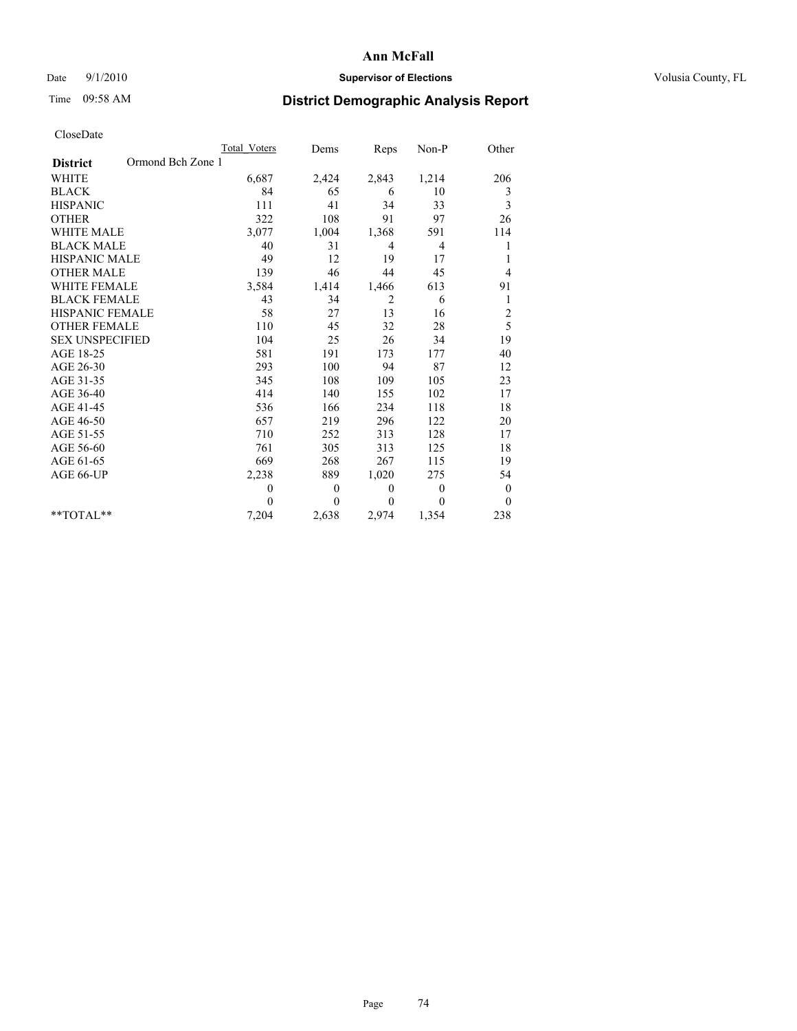# Ann McFall

Date 9/1/2010 **Supervisor of Elections** Volusia County, FL

Time 09:58 AM **District Demographic Analysis Report**

CloseDate

| | Total_Voters | Dems | Reps | Non-P | Other |
|---|---|---|---|---|---|
| **District** Ormond Bch Zone 1 | | | | | |
| WHITE | 6,687 | 2,424 | 2,843 | 1,214 | 206 |
| BLACK | 84 | 65 | 6 | 10 | 3 |
| HISPANIC | 111 | 41 | 34 | 33 | 3 |
| OTHER | 322 | 108 | 91 | 97 | 26 |
| WHITE MALE | 3,077 | 1,004 | 1,368 | 591 | 114 |
| BLACK MALE | 40 | 31 | 4 | 4 | 1 |
| HISPANIC MALE | 49 | 12 | 19 | 17 | 1 |
| OTHER MALE | 139 | 46 | 44 | 45 | 4 |
| WHITE FEMALE | 3,584 | 1,414 | 1,466 | 613 | 91 |
| BLACK FEMALE | 43 | 34 | 2 | 6 | 1 |
| HISPANIC FEMALE | 58 | 27 | 13 | 16 | 2 |
| OTHER FEMALE | 110 | 45 | 32 | 28 | 5 |
| SEX UNSPECIFIED | 104 | 25 | 26 | 34 | 19 |
| AGE 18-25 | 581 | 191 | 173 | 177 | 40 |
| AGE 26-30 | 293 | 100 | 94 | 87 | 12 |
| AGE 31-35 | 345 | 108 | 109 | 105 | 23 |
| AGE 36-40 | 414 | 140 | 155 | 102 | 17 |
| AGE 41-45 | 536 | 166 | 234 | 118 | 18 |
| AGE 46-50 | 657 | 219 | 296 | 122 | 20 |
| AGE 51-55 | 710 | 252 | 313 | 128 | 17 |
| AGE 56-60 | 761 | 305 | 313 | 125 | 18 |
| AGE 61-65 | 669 | 268 | 267 | 115 | 19 |
| AGE 66-UP | 2,238 | 889 | 1,020 | 275 | 54 |
| | 0 | 0 | 0 | 0 | 0 |
| | 0 | 0 | 0 | 0 | 0 |
| **TOTAL** | 7,204 | 2,638 | 2,974 | 1,354 | 238 |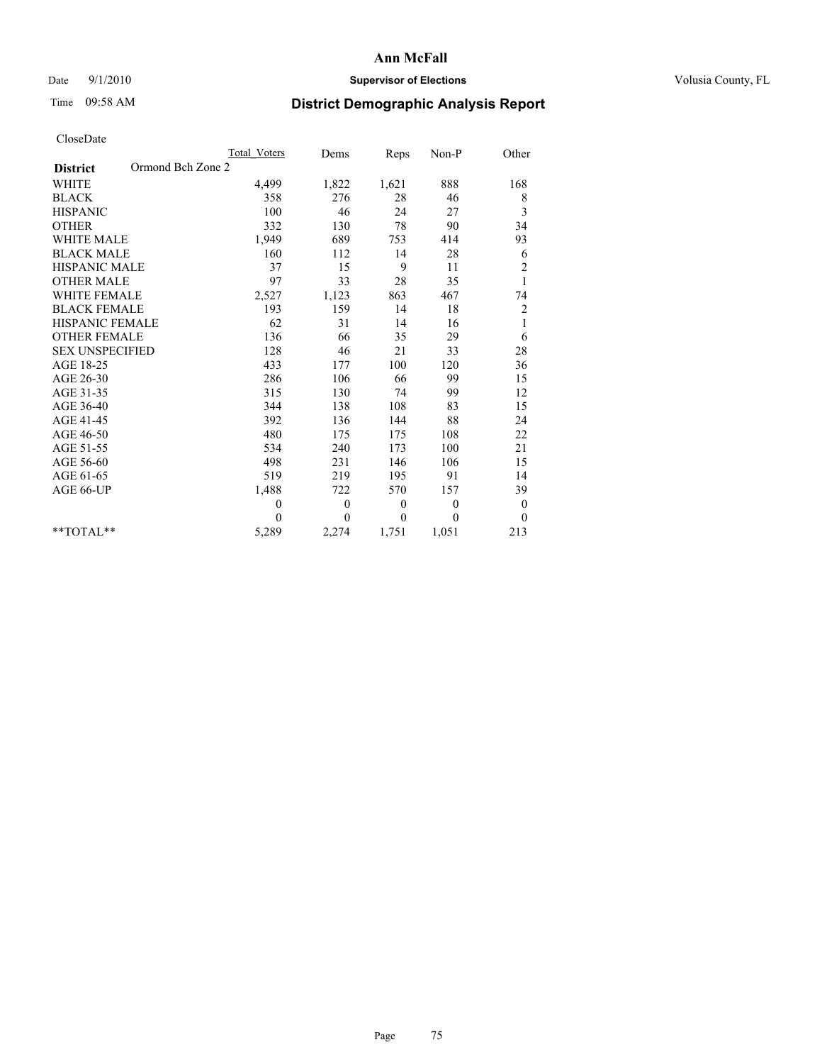**Ann McFall**

Date 9/1/2010 **Supervisor of Elections** Volusia County, FL

Time 09:58 AM **District Demographic Analysis Report**

CloseDate

| District: Ormond Bch Zone 2 | Total Voters | Dems | Reps | Non-P | Other |
|---|---|---|---|---|---|
| WHITE | 4,499 | 1,822 | 1,621 | 888 | 168 |
| BLACK | 358 | 276 | 28 | 46 | 8 |
| HISPANIC | 100 | 46 | 24 | 27 | 3 |
| OTHER | 332 | 130 | 78 | 90 | 34 |
| WHITE MALE | 1,949 | 689 | 753 | 414 | 93 |
| BLACK MALE | 160 | 112 | 14 | 28 | 6 |
| HISPANIC MALE | 37 | 15 | 9 | 11 | 2 |
| OTHER MALE | 97 | 33 | 28 | 35 | 1 |
| WHITE FEMALE | 2,527 | 1,123 | 863 | 467 | 74 |
| BLACK FEMALE | 193 | 159 | 14 | 18 | 2 |
| HISPANIC FEMALE | 62 | 31 | 14 | 16 | 1 |
| OTHER FEMALE | 136 | 66 | 35 | 29 | 6 |
| SEX UNSPECIFIED | 128 | 46 | 21 | 33 | 28 |
| AGE 18-25 | 433 | 177 | 100 | 120 | 36 |
| AGE 26-30 | 286 | 106 | 66 | 99 | 15 |
| AGE 31-35 | 315 | 130 | 74 | 99 | 12 |
| AGE 36-40 | 344 | 138 | 108 | 83 | 15 |
| AGE 41-45 | 392 | 136 | 144 | 88 | 24 |
| AGE 46-50 | 480 | 175 | 175 | 108 | 22 |
| AGE 51-55 | 534 | 240 | 173 | 100 | 21 |
| AGE 56-60 | 498 | 231 | 146 | 106 | 15 |
| AGE 61-65 | 519 | 219 | 195 | 91 | 14 |
| AGE 66-UP | 1,488 | 722 | 570 | 157 | 39 |
| | 0 | 0 | 0 | 0 | 0 |
| | 0 | 0 | 0 | 0 | 0 |
| **TOTAL** | 5,289 | 2,274 | 1,751 | 1,051 | 213 |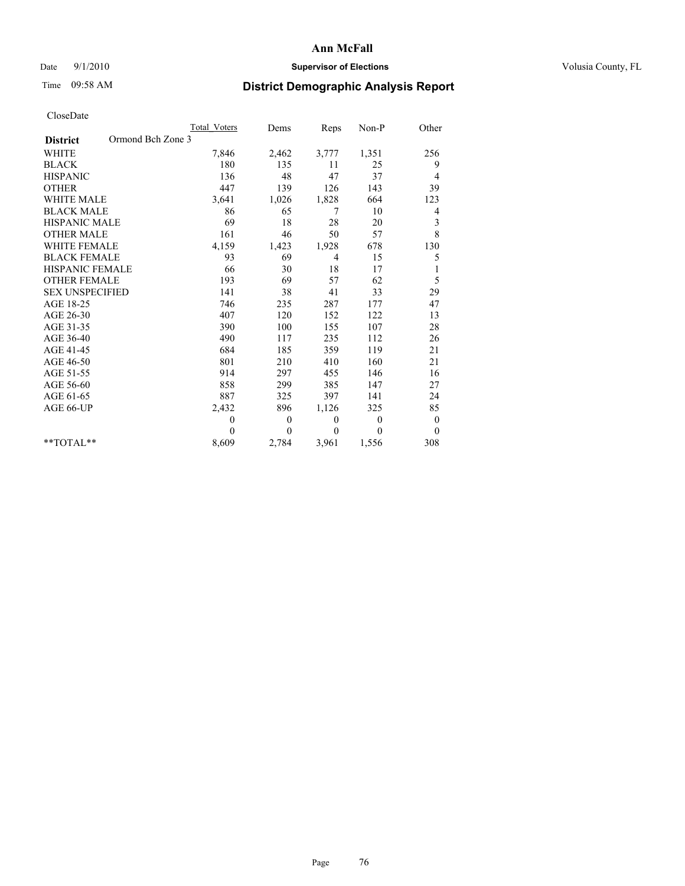Ann McFall

Date 9/1/2010

**Supervisor of Elections**

Volusia County, FL

Time 09:58 AM

## District Demographic Analysis Report

CloseDate

| | Total_Voters | Dems | Reps | Non-P | Other |
|---|---|---|---|---|---|
| **District** Ormond Bch Zone 3 | | | | | |
| WHITE | 7,846 | 2,462 | 3,777 | 1,351 | 256 |
| BLACK | 180 | 135 | 11 | 25 | 9 |
| HISPANIC | 136 | 48 | 47 | 37 | 4 |
| OTHER | 447 | 139 | 126 | 143 | 39 |
| WHITE MALE | 3,641 | 1,026 | 1,828 | 664 | 123 |
| BLACK MALE | 86 | 65 | 7 | 10 | 4 |
| HISPANIC MALE | 69 | 18 | 28 | 20 | 3 |
| OTHER MALE | 161 | 46 | 50 | 57 | 8 |
| WHITE FEMALE | 4,159 | 1,423 | 1,928 | 678 | 130 |
| BLACK FEMALE | 93 | 69 | 4 | 15 | 5 |
| HISPANIC FEMALE | 66 | 30 | 18 | 17 | 1 |
| OTHER FEMALE | 193 | 69 | 57 | 62 | 5 |
| SEX UNSPECIFIED | 141 | 38 | 41 | 33 | 29 |
| AGE 18-25 | 746 | 235 | 287 | 177 | 47 |
| AGE 26-30 | 407 | 120 | 152 | 122 | 13 |
| AGE 31-35 | 390 | 100 | 155 | 107 | 28 |
| AGE 36-40 | 490 | 117 | 235 | 112 | 26 |
| AGE 41-45 | 684 | 185 | 359 | 119 | 21 |
| AGE 46-50 | 801 | 210 | 410 | 160 | 21 |
| AGE 51-55 | 914 | 297 | 455 | 146 | 16 |
| AGE 56-60 | 858 | 299 | 385 | 147 | 27 |
| AGE 61-65 | 887 | 325 | 397 | 141 | 24 |
| AGE 66-UP | 2,432 | 896 | 1,126 | 325 | 85 |
| | 0 | 0 | 0 | 0 | 0 |
| | 0 | 0 | 0 | 0 | 0 |
| **TOTAL** | 8,609 | 2,784 | 3,961 | 1,556 | 308 |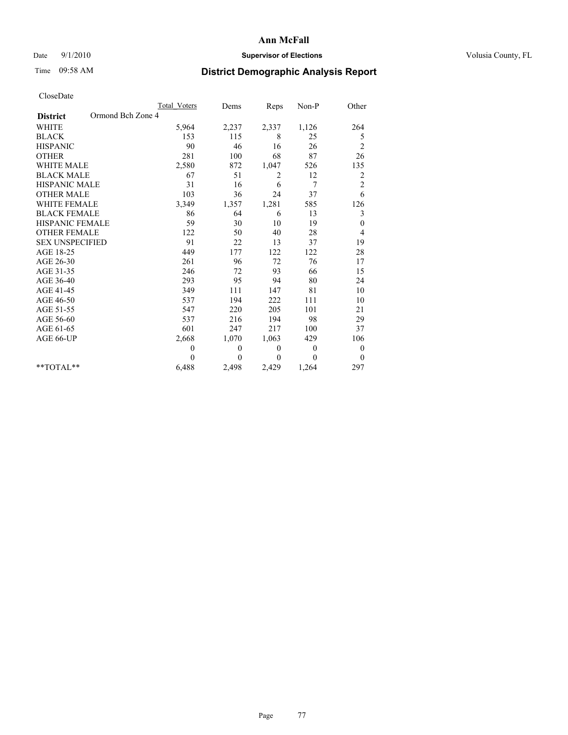# Ann McFall

Date 9/1/2010 **Supervisor of Elections** Volusia County, FL

Time 09:58 AM **District Demographic Analysis Report**

CloseDate

| **District** Ormond Bch Zone 4 | Total Voters | Dems | Reps | Non-P | Other |
|---|---|---|---|---|---|
| WHITE | 5,964 | 2,237 | 2,337 | 1,126 | 264 |
| BLACK | 153 | 115 | 8 | 25 | 5 |
| HISPANIC | 90 | 46 | 16 | 26 | 2 |
| OTHER | 281 | 100 | 68 | 87 | 26 |
| WHITE MALE | 2,580 | 872 | 1,047 | 526 | 135 |
| BLACK MALE | 67 | 51 | 2 | 12 | 2 |
| HISPANIC MALE | 31 | 16 | 6 | 7 | 2 |
| OTHER MALE | 103 | 36 | 24 | 37 | 6 |
| WHITE FEMALE | 3,349 | 1,357 | 1,281 | 585 | 126 |
| BLACK FEMALE | 86 | 64 | 6 | 13 | 3 |
| HISPANIC FEMALE | 59 | 30 | 10 | 19 | 0 |
| OTHER FEMALE | 122 | 50 | 40 | 28 | 4 |
| SEX UNSPECIFIED | 91 | 22 | 13 | 37 | 19 |
| AGE 18-25 | 449 | 177 | 122 | 122 | 28 |
| AGE 26-30 | 261 | 96 | 72 | 76 | 17 |
| AGE 31-35 | 246 | 72 | 93 | 66 | 15 |
| AGE 36-40 | 293 | 95 | 94 | 80 | 24 |
| AGE 41-45 | 349 | 111 | 147 | 81 | 10 |
| AGE 46-50 | 537 | 194 | 222 | 111 | 10 |
| AGE 51-55 | 547 | 220 | 205 | 101 | 21 |
| AGE 56-60 | 537 | 216 | 194 | 98 | 29 |
| AGE 61-65 | 601 | 247 | 217 | 100 | 37 |
| AGE 66-UP | 2,668 | 1,070 | 1,063 | 429 | 106 |
| | 0 | 0 | 0 | 0 | 0 |
| | 0 | 0 | 0 | 0 | 0 |
| **TOTAL** | 6,488 | 2,498 | 2,429 | 1,264 | 297 |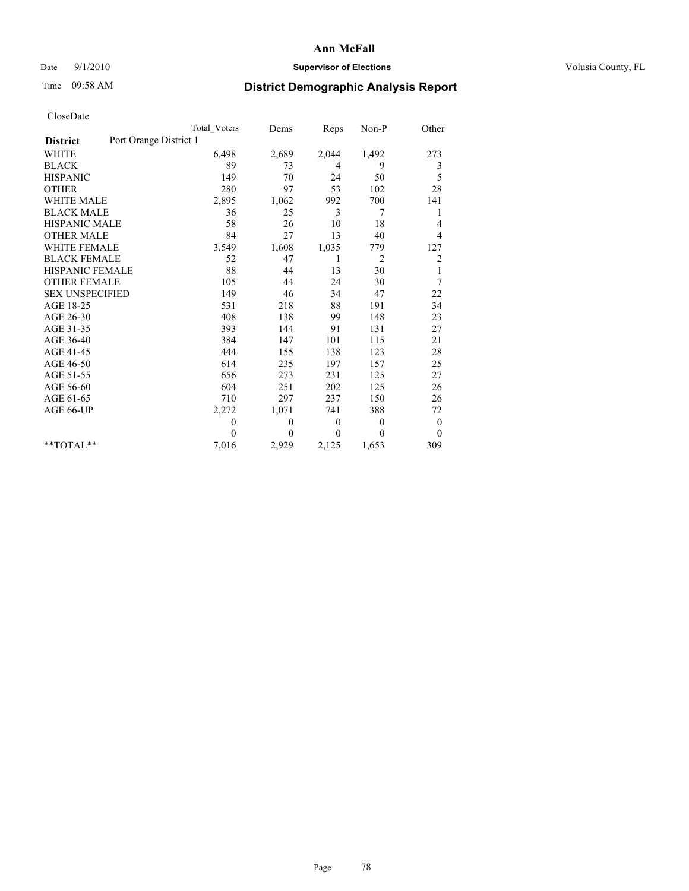# Ann McFall

Date 9/1/2010 **Supervisor of Elections** Volusia County, FL

Time 09:58 AM **District Demographic Analysis Report**

CloseDate

| District: Port Orange District 1 | Total Voters | Dems | Reps | Non-P | Other |
|---|---|---|---|---|---|
| WHITE | 6,498 | 2,689 | 2,044 | 1,492 | 273 |
| BLACK | 89 | 73 | 4 | 9 | 3 |
| HISPANIC | 149 | 70 | 24 | 50 | 5 |
| OTHER | 280 | 97 | 53 | 102 | 28 |
| WHITE MALE | 2,895 | 1,062 | 992 | 700 | 141 |
| BLACK MALE | 36 | 25 | 3 | 7 | 1 |
| HISPANIC MALE | 58 | 26 | 10 | 18 | 4 |
| OTHER MALE | 84 | 27 | 13 | 40 | 4 |
| WHITE FEMALE | 3,549 | 1,608 | 1,035 | 779 | 127 |
| BLACK FEMALE | 52 | 47 | 1 | 2 | 2 |
| HISPANIC FEMALE | 88 | 44 | 13 | 30 | 1 |
| OTHER FEMALE | 105 | 44 | 24 | 30 | 7 |
| SEX UNSPECIFIED | 149 | 46 | 34 | 47 | 22 |
| AGE 18-25 | 531 | 218 | 88 | 191 | 34 |
| AGE 26-30 | 408 | 138 | 99 | 148 | 23 |
| AGE 31-35 | 393 | 144 | 91 | 131 | 27 |
| AGE 36-40 | 384 | 147 | 101 | 115 | 21 |
| AGE 41-45 | 444 | 155 | 138 | 123 | 28 |
| AGE 46-50 | 614 | 235 | 197 | 157 | 25 |
| AGE 51-55 | 656 | 273 | 231 | 125 | 27 |
| AGE 56-60 | 604 | 251 | 202 | 125 | 26 |
| AGE 61-65 | 710 | 297 | 237 | 150 | 26 |
| AGE 66-UP | 2,272 | 1,071 | 741 | 388 | 72 |
| | 0 | 0 | 0 | 0 | 0 |
| | 0 | 0 | 0 | 0 | 0 |
| **TOTAL** | 7,016 | 2,929 | 2,125 | 1,653 | 309 |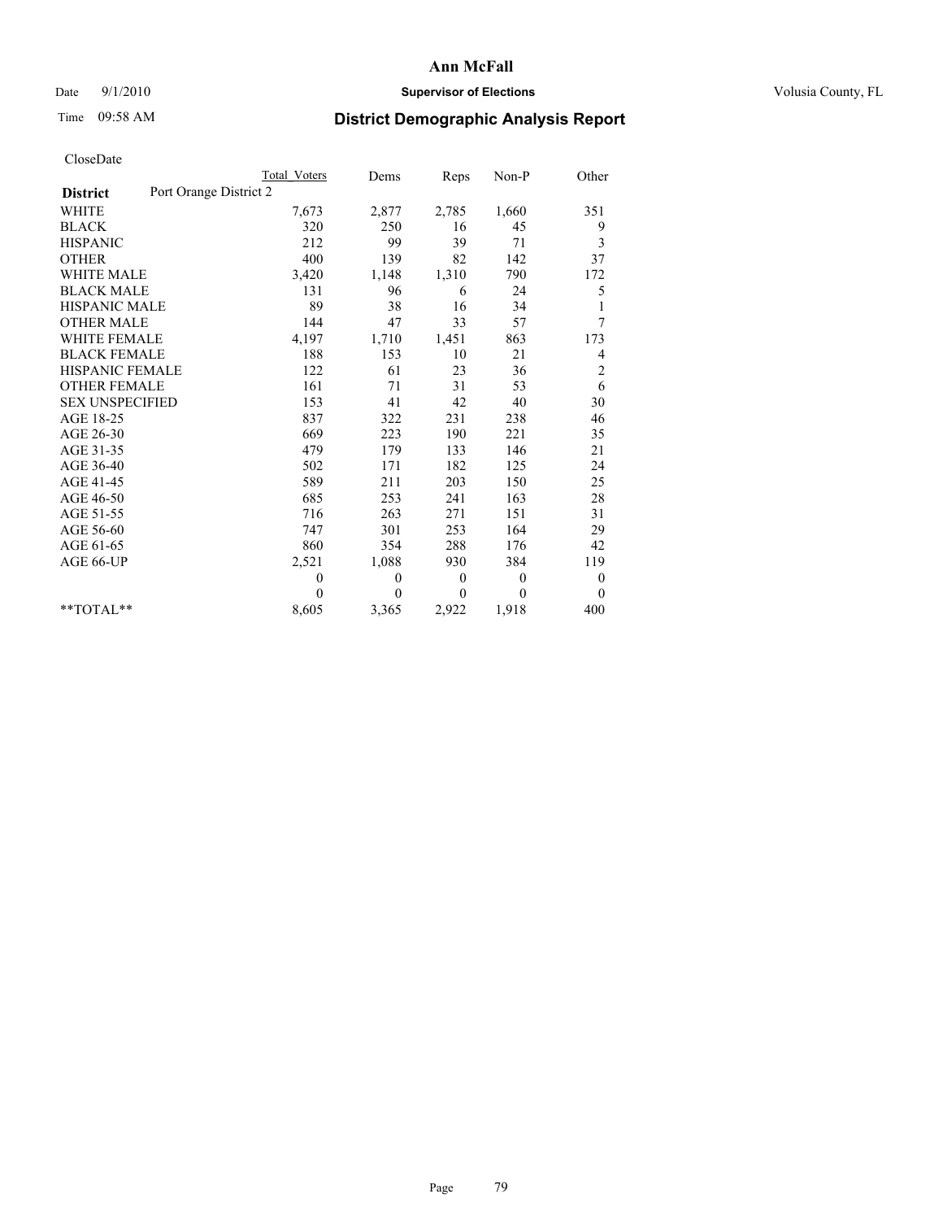# Ann McFall

Date 9/1/2010 **Supervisor of Elections** Volusia County, FL

Time 09:58 AM **District Demographic Analysis Report**

CloseDate

| | Total Voters | Dems | Reps | Non-P | Other |
|---|---|---|---|---|---|
| **District** Port Orange District 2 | | | | | |
| WHITE | 7,673 | 2,877 | 2,785 | 1,660 | 351 |
| BLACK | 320 | 250 | 16 | 45 | 9 |
| HISPANIC | 212 | 99 | 39 | 71 | 3 |
| OTHER | 400 | 139 | 82 | 142 | 37 |
| WHITE MALE | 3,420 | 1,148 | 1,310 | 790 | 172 |
| BLACK MALE | 131 | 96 | 6 | 24 | 5 |
| HISPANIC MALE | 89 | 38 | 16 | 34 | 1 |
| OTHER MALE | 144 | 47 | 33 | 57 | 7 |
| WHITE FEMALE | 4,197 | 1,710 | 1,451 | 863 | 173 |
| BLACK FEMALE | 188 | 153 | 10 | 21 | 4 |
| HISPANIC FEMALE | 122 | 61 | 23 | 36 | 2 |
| OTHER FEMALE | 161 | 71 | 31 | 53 | 6 |
| SEX UNSPECIFIED | 153 | 41 | 42 | 40 | 30 |
| AGE 18-25 | 837 | 322 | 231 | 238 | 46 |
| AGE 26-30 | 669 | 223 | 190 | 221 | 35 |
| AGE 31-35 | 479 | 179 | 133 | 146 | 21 |
| AGE 36-40 | 502 | 171 | 182 | 125 | 24 |
| AGE 41-45 | 589 | 211 | 203 | 150 | 25 |
| AGE 46-50 | 685 | 253 | 241 | 163 | 28 |
| AGE 51-55 | 716 | 263 | 271 | 151 | 31 |
| AGE 56-60 | 747 | 301 | 253 | 164 | 29 |
| AGE 61-65 | 860 | 354 | 288 | 176 | 42 |
| AGE 66-UP | 2,521 | 1,088 | 930 | 384 | 119 |
| | 0 | 0 | 0 | 0 | 0 |
| | 0 | 0 | 0 | 0 | 0 |
| **TOTAL** | 8,605 | 3,365 | 2,922 | 1,918 | 400 |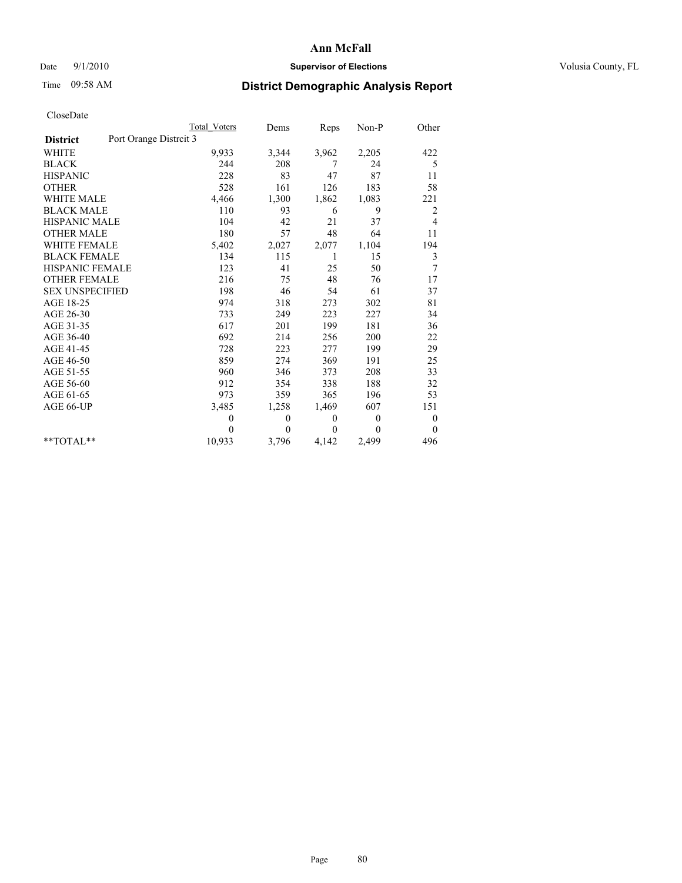# Ann McFall

Date 9/1/2010 **Supervisor of Elections** Volusia County, FL

Time 09:58 AM **District Demographic Analysis Report**

CloseDate

| | Total Voters | Dems | Reps | Non-P | Other |
|---|---|---|---|---|---|
| **District** Port Orange Distrcit 3 | | | | | |
| WHITE | 9,933 | 3,344 | 3,962 | 2,205 | 422 |
| BLACK | 244 | 208 | 7 | 24 | 5 |
| HISPANIC | 228 | 83 | 47 | 87 | 11 |
| OTHER | 528 | 161 | 126 | 183 | 58 |
| WHITE MALE | 4,466 | 1,300 | 1,862 | 1,083 | 221 |
| BLACK MALE | 110 | 93 | 6 | 9 | 2 |
| HISPANIC MALE | 104 | 42 | 21 | 37 | 4 |
| OTHER MALE | 180 | 57 | 48 | 64 | 11 |
| WHITE FEMALE | 5,402 | 2,027 | 2,077 | 1,104 | 194 |
| BLACK FEMALE | 134 | 115 | 1 | 15 | 3 |
| HISPANIC FEMALE | 123 | 41 | 25 | 50 | 7 |
| OTHER FEMALE | 216 | 75 | 48 | 76 | 17 |
| SEX UNSPECIFIED | 198 | 46 | 54 | 61 | 37 |
| AGE 18-25 | 974 | 318 | 273 | 302 | 81 |
| AGE 26-30 | 733 | 249 | 223 | 227 | 34 |
| AGE 31-35 | 617 | 201 | 199 | 181 | 36 |
| AGE 36-40 | 692 | 214 | 256 | 200 | 22 |
| AGE 41-45 | 728 | 223 | 277 | 199 | 29 |
| AGE 46-50 | 859 | 274 | 369 | 191 | 25 |
| AGE 51-55 | 960 | 346 | 373 | 208 | 33 |
| AGE 56-60 | 912 | 354 | 338 | 188 | 32 |
| AGE 61-65 | 973 | 359 | 365 | 196 | 53 |
| AGE 66-UP | 3,485 | 1,258 | 1,469 | 607 | 151 |
| | 0 | 0 | 0 | 0 | 0 |
| | 0 | 0 | 0 | 0 | 0 |
| **TOTAL** | 10,933 | 3,796 | 4,142 | 2,499 | 496 |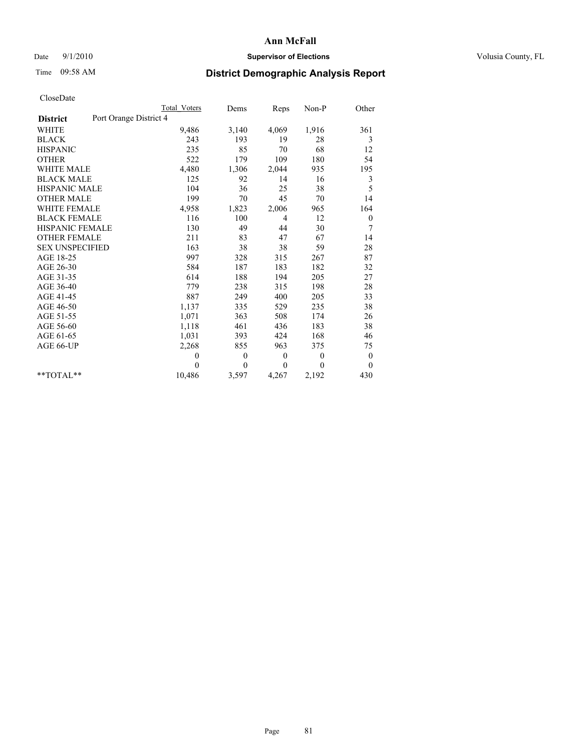**Ann McFall**

Date 9/1/2010 **Supervisor of Elections** Volusia County, FL

Time 09:58 AM

## District Demographic Analysis Report

CloseDate

| | Total Voters | Dems | Reps | Non-P | Other |
|---|---|---|---|---|---|
| **District** Port Orange District 4 | | | | | |
| WHITE | 9,486 | 3,140 | 4,069 | 1,916 | 361 |
| BLACK | 243 | 193 | 19 | 28 | 3 |
| HISPANIC | 235 | 85 | 70 | 68 | 12 |
| OTHER | 522 | 179 | 109 | 180 | 54 |
| WHITE MALE | 4,480 | 1,306 | 2,044 | 935 | 195 |
| BLACK MALE | 125 | 92 | 14 | 16 | 3 |
| HISPANIC MALE | 104 | 36 | 25 | 38 | 5 |
| OTHER MALE | 199 | 70 | 45 | 70 | 14 |
| WHITE FEMALE | 4,958 | 1,823 | 2,006 | 965 | 164 |
| BLACK FEMALE | 116 | 100 | 4 | 12 | 0 |
| HISPANIC FEMALE | 130 | 49 | 44 | 30 | 7 |
| OTHER FEMALE | 211 | 83 | 47 | 67 | 14 |
| SEX UNSPECIFIED | 163 | 38 | 38 | 59 | 28 |
| AGE 18-25 | 997 | 328 | 315 | 267 | 87 |
| AGE 26-30 | 584 | 187 | 183 | 182 | 32 |
| AGE 31-35 | 614 | 188 | 194 | 205 | 27 |
| AGE 36-40 | 779 | 238 | 315 | 198 | 28 |
| AGE 41-45 | 887 | 249 | 400 | 205 | 33 |
| AGE 46-50 | 1,137 | 335 | 529 | 235 | 38 |
| AGE 51-55 | 1,071 | 363 | 508 | 174 | 26 |
| AGE 56-60 | 1,118 | 461 | 436 | 183 | 38 |
| AGE 61-65 | 1,031 | 393 | 424 | 168 | 46 |
| AGE 66-UP | 2,268 | 855 | 963 | 375 | 75 |
| | 0 | 0 | 0 | 0 | 0 |
| | 0 | 0 | 0 | 0 | 0 |
| **TOTAL** | 10,486 | 3,597 | 4,267 | 2,192 | 430 |